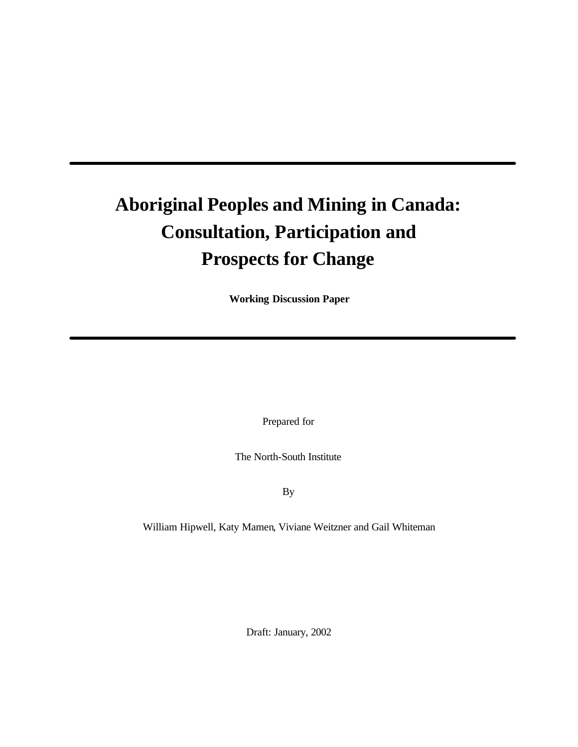# Aboriginal Peoples and Mining in Canada: Consultation, Participation and Prospects for Change

**Working Discussion Paper**

Prepared for

The North-South Institute

By

William Hipwell, Katy Mamen, Viviane Weitzner and Gail Whiteman

Draft: January, 2002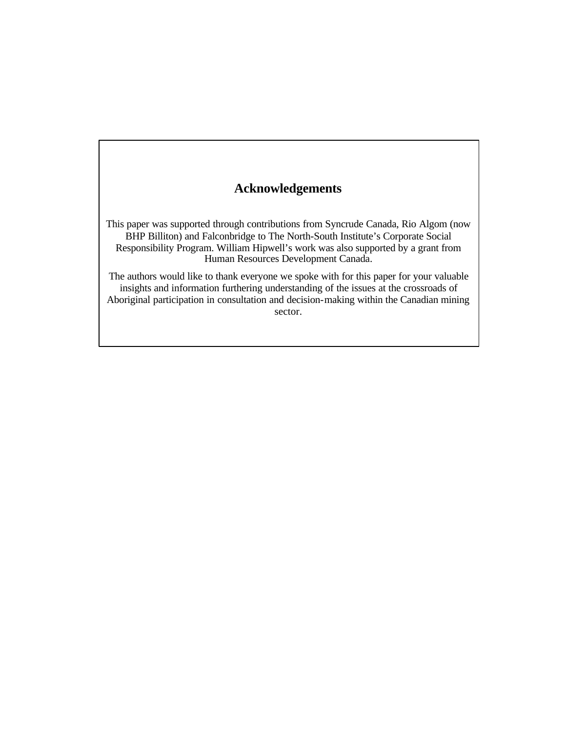## Acknowledgements

This paper was supported through contributions from Syncrude Canada, Rio Algom (now BHP Billiton) and Falconbridge to The North-South Institute's Corporate Social Responsibility Program. William Hipwell's work was also supported by a grant from Human Resources Development Canada.

The authors would like to thank everyone we spoke with for this paper for your valuable insights and information furthering understanding of the issues at the crossroads of Aboriginal participation in consultation and decision-making within the Canadian mining sector.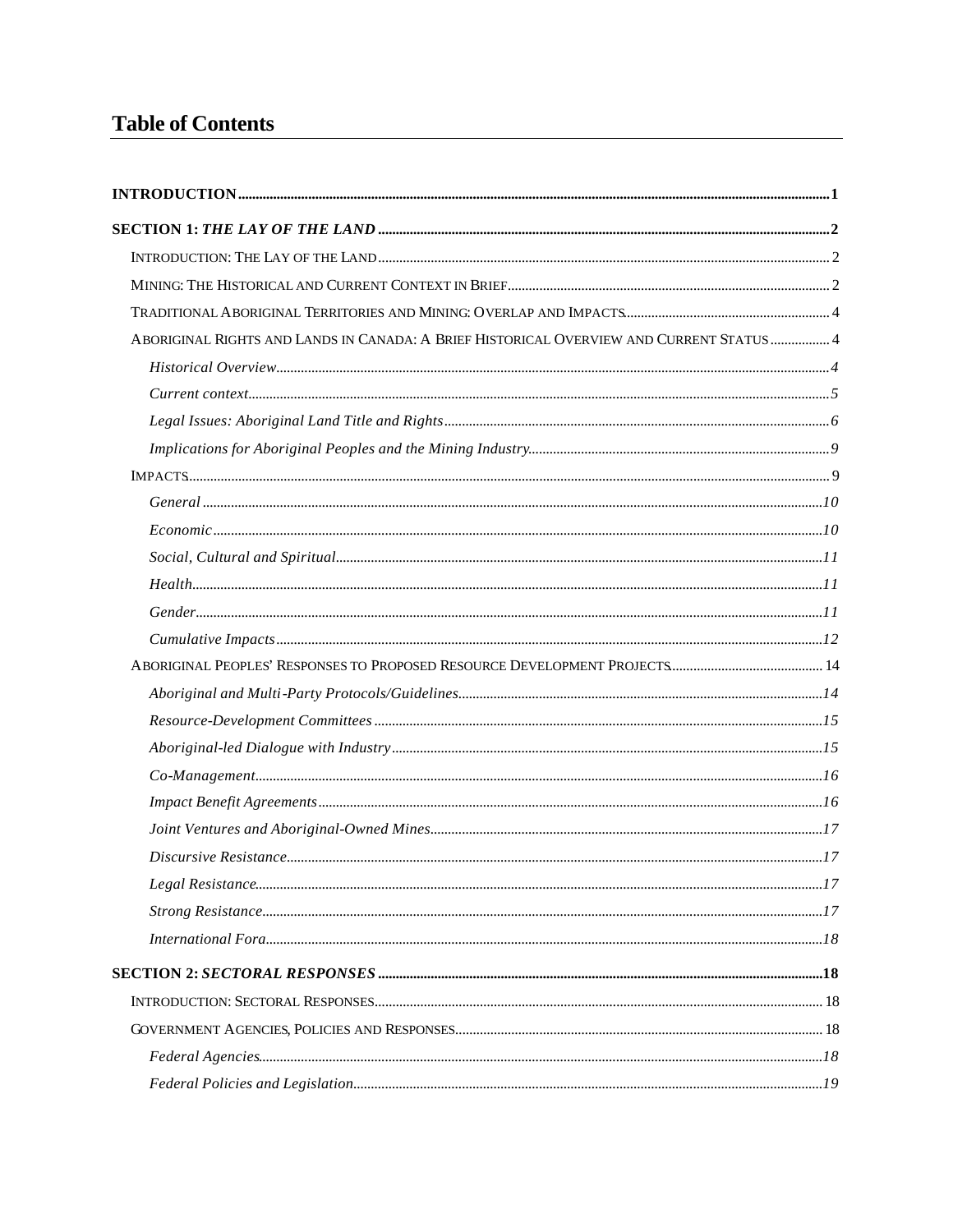# Table of Contents

**INTRODUCTION** .......... **1**

**SECTION 1: *THE LAY OF THE LAND*** .......... **2**

INTRODUCTION: THE LAY OF THE LAND .......... 2

MINING: THE HISTORICAL AND CURRENT CONTEXT IN BRIEF .......... 2

TRADITIONAL ABORIGINAL TERRITORIES AND MINING: OVERLAP AND IMPACTS .......... 4

ABORIGINAL RIGHTS AND LANDS IN CANADA: A BRIEF HISTORICAL OVERVIEW AND CURRENT STATUS .......... 4

*Historical Overview* .......... *4*

*Current context* .......... *5*

*Legal Issues: Aboriginal Land Title and Rights* .......... *6*

*Implications for Aboriginal Peoples and the Mining Industry* .......... *9*

IMPACTS .......... 9

*General* .......... *10*

*Economic* .......... *10*

*Social, Cultural and Spiritual* .......... *11*

*Health* .......... *11*

*Gender* .......... *11*

*Cumulative Impacts* .......... *12*

ABORIGINAL PEOPLES' RESPONSES TO PROPOSED RESOURCE DEVELOPMENT PROJECTS .......... 14

*Aboriginal and Multi-Party Protocols/Guidelines* .......... *14*

*Resource-Development Committees* .......... *15*

*Aboriginal-led Dialogue with Industry* .......... *15*

*Co-Management* .......... *16*

*Impact Benefit Agreements* .......... *16*

*Joint Ventures and Aboriginal-Owned Mines* .......... *17*

*Discursive Resistance* .......... *17*

*Legal Resistance* .......... *17*

*Strong Resistance* .......... *17*

*International Fora* .......... *18*

**SECTION 2: *SECTORAL RESPONSES*** .......... **18**

INTRODUCTION: SECTORAL RESPONSES .......... 18

GOVERNMENT AGENCIES, POLICIES AND RESPONSES .......... 18

*Federal Agencies* .......... *18*

*Federal Policies and Legislation* .......... *19*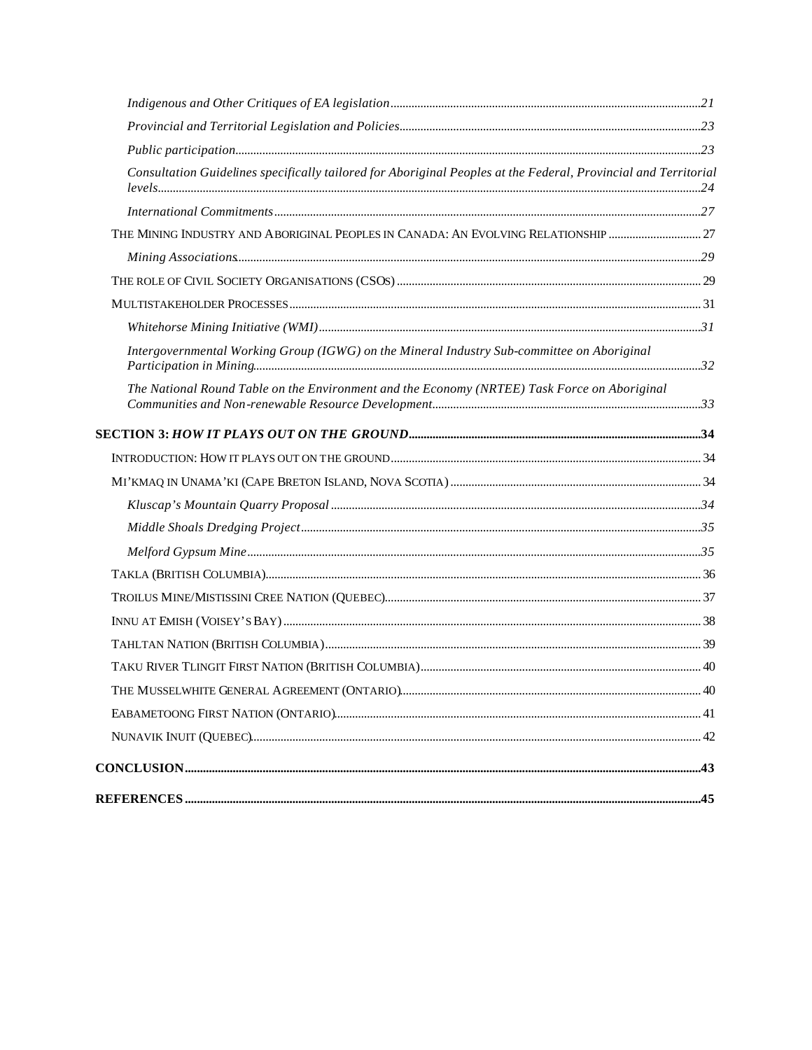*Indigenous and Other Critiques of EA legislation* ........ 21

*Provincial and Territorial Legislation and Policies* ........ 23

*Public participation* ........ 23

*Consultation Guidelines specifically tailored for Aboriginal Peoples at the Federal, Provincial and Territorial levels* ........ 24

*International Commitments* ........ 27

THE MINING INDUSTRY AND ABORIGINAL PEOPLES IN CANADA: AN EVOLVING RELATIONSHIP ........ 27

*Mining Associations* ........ 29

THE ROLE OF CIVIL SOCIETY ORGANISATIONS (CSOS) ........ 29

MULTISTAKEHOLDER PROCESSES ........ 31

*Whitehorse Mining Initiative (WMI)* ........ 31

*Intergovernmental Working Group (IGWG) on the Mineral Industry Sub-committee on Aboriginal Participation in Mining* ........ 32

*The National Round Table on the Environment and the Economy (NRTEE) Task Force on Aboriginal Communities and Non-renewable Resource Development* ........ 33

**SECTION 3: *HOW IT PLAYS OUT ON THE GROUND*........ 34**

INTRODUCTION: HOW IT PLAYS OUT ON THE GROUND ........ 34

MI'KMAQ IN UNAMA'KI (CAPE BRETON ISLAND, NOVA SCOTIA) ........ 34

*Kluscap's Mountain Quarry Proposal* ........ 34

*Middle Shoals Dredging Project* ........ 35

*Melford Gypsum Mine* ........ 35

TAKLA (BRITISH COLUMBIA) ........ 36

TROILUS MINE/MISTISSINI CREE NATION (QUEBEC) ........ 37

INNU AT EMISH (VOISEY'S BAY) ........ 38

TAHLTAN NATION (BRITISH COLUMBIA) ........ 39

TAKU RIVER TLINGIT FIRST NATION (BRITISH COLUMBIA) ........ 40

THE MUSSELWHITE GENERAL AGREEMENT (ONTARIO) ........ 40

EABAMETOONG FIRST NATION (ONTARIO) ........ 41

NUNAVIK INUIT (QUEBEC) ........ 42

**CONCLUSION ........ 43**

**REFERENCES ........ 45**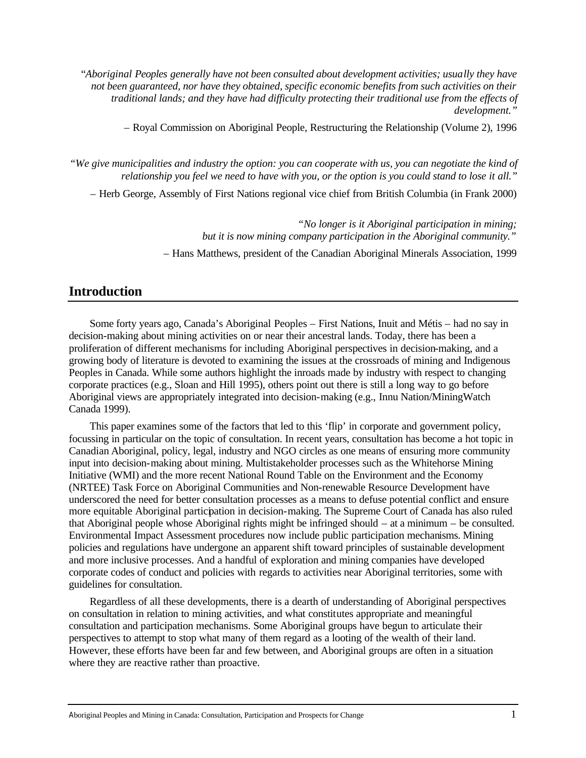*"Aboriginal Peoples generally have not been consulted about development activities; usually they have not been guaranteed, nor have they obtained, specific economic benefits from such activities on their traditional lands; and they have had difficulty protecting their traditional use from the effects of development."*

– Royal Commission on Aboriginal People, Restructuring the Relationship (Volume 2), 1996

*"We give municipalities and industry the option: you can cooperate with us, you can negotiate the kind of relationship you feel we need to have with you, or the option is you could stand to lose it all."*

– Herb George, Assembly of First Nations regional vice chief from British Columbia (in Frank 2000)

*"No longer is it Aboriginal participation in mining; but it is now mining company participation in the Aboriginal community."*

– Hans Matthews, president of the Canadian Aboriginal Minerals Association, 1999

## Introduction

Some forty years ago, Canada's Aboriginal Peoples – First Nations, Inuit and Métis – had no say in decision-making about mining activities on or near their ancestral lands. Today, there has been a proliferation of different mechanisms for including Aboriginal perspectives in decision-making, and a growing body of literature is devoted to examining the issues at the crossroads of mining and Indigenous Peoples in Canada. While some authors highlight the inroads made by industry with respect to changing corporate practices (e.g., Sloan and Hill 1995), others point out there is still a long way to go before Aboriginal views are appropriately integrated into decision-making (e.g., Innu Nation/MiningWatch Canada 1999).

This paper examines some of the factors that led to this 'flip' in corporate and government policy, focussing in particular on the topic of consultation. In recent years, consultation has become a hot topic in Canadian Aboriginal, policy, legal, industry and NGO circles as one means of ensuring more community input into decision-making about mining. Multistakeholder processes such as the Whitehorse Mining Initiative (WMI) and the more recent National Round Table on the Environment and the Economy (NRTEE) Task Force on Aboriginal Communities and Non-renewable Resource Development have underscored the need for better consultation processes as a means to defuse potential conflict and ensure more equitable Aboriginal participation in decision-making. The Supreme Court of Canada has also ruled that Aboriginal people whose Aboriginal rights might be infringed should – at a minimum – be consulted. Environmental Impact Assessment procedures now include public participation mechanisms. Mining policies and regulations have undergone an apparent shift toward principles of sustainable development and more inclusive processes. And a handful of exploration and mining companies have developed corporate codes of conduct and policies with regards to activities near Aboriginal territories, some with guidelines for consultation.

Regardless of all these developments, there is a dearth of understanding of Aboriginal perspectives on consultation in relation to mining activities, and what constitutes appropriate and meaningful consultation and participation mechanisms. Some Aboriginal groups have begun to articulate their perspectives to attempt to stop what many of them regard as a looting of the wealth of their land. However, these efforts have been far and few between, and Aboriginal groups are often in a situation where they are reactive rather than proactive.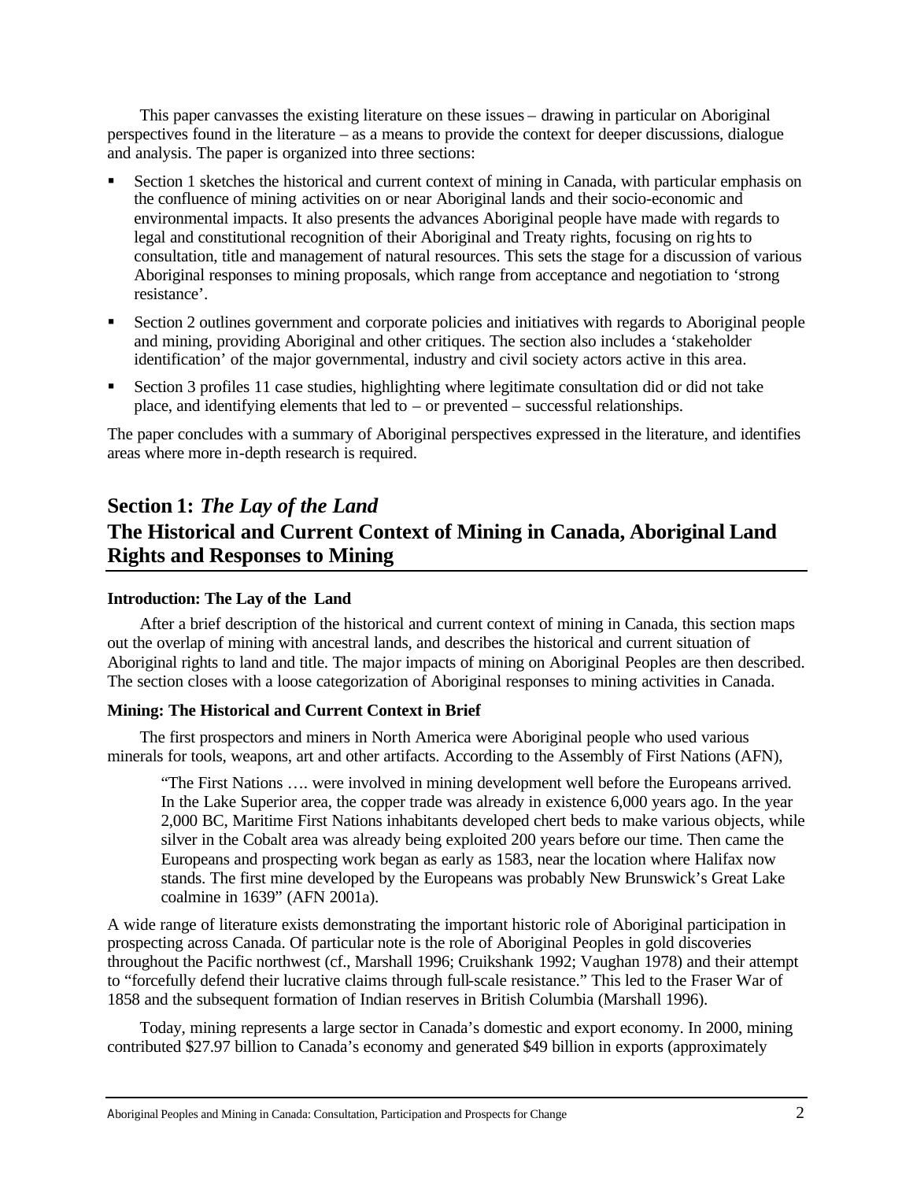This paper canvasses the existing literature on these issues – drawing in particular on Aboriginal perspectives found in the literature – as a means to provide the context for deeper discussions, dialogue and analysis. The paper is organized into three sections:

- Section 1 sketches the historical and current context of mining in Canada, with particular emphasis on the confluence of mining activities on or near Aboriginal lands and their socio-economic and environmental impacts. It also presents the advances Aboriginal people have made with regards to legal and constitutional recognition of their Aboriginal and Treaty rights, focusing on rights to consultation, title and management of natural resources. This sets the stage for a discussion of various Aboriginal responses to mining proposals, which range from acceptance and negotiation to 'strong resistance'.
- Section 2 outlines government and corporate policies and initiatives with regards to Aboriginal people and mining, providing Aboriginal and other critiques. The section also includes a 'stakeholder identification' of the major governmental, industry and civil society actors active in this area.
- Section 3 profiles 11 case studies, highlighting where legitimate consultation did or did not take place, and identifying elements that led to – or prevented – successful relationships.

The paper concludes with a summary of Aboriginal perspectives expressed in the literature, and identifies areas where more in-depth research is required.

## Section 1: *The Lay of the Land*
## The Historical and Current Context of Mining in Canada, Aboriginal Land Rights and Responses to Mining

**Introduction: The Lay of the Land**

After a brief description of the historical and current context of mining in Canada, this section maps out the overlap of mining with ancestral lands, and describes the historical and current situation of Aboriginal rights to land and title. The major impacts of mining on Aboriginal Peoples are then described. The section closes with a loose categorization of Aboriginal responses to mining activities in Canada.

**Mining: The Historical and Current Context in Brief**

The first prospectors and miners in North America were Aboriginal people who used various minerals for tools, weapons, art and other artifacts. According to the Assembly of First Nations (AFN),

> "The First Nations …. were involved in mining development well before the Europeans arrived. In the Lake Superior area, the copper trade was already in existence 6,000 years ago. In the year 2,000 BC, Maritime First Nations inhabitants developed chert beds to make various objects, while silver in the Cobalt area was already being exploited 200 years before our time. Then came the Europeans and prospecting work began as early as 1583, near the location where Halifax now stands. The first mine developed by the Europeans was probably New Brunswick's Great Lake coalmine in 1639" (AFN 2001a).

A wide range of literature exists demonstrating the important historic role of Aboriginal participation in prospecting across Canada. Of particular note is the role of Aboriginal Peoples in gold discoveries throughout the Pacific northwest (cf., Marshall 1996; Cruikshank 1992; Vaughan 1978) and their attempt to "forcefully defend their lucrative claims through full-scale resistance." This led to the Fraser War of 1858 and the subsequent formation of Indian reserves in British Columbia (Marshall 1996).

Today, mining represents a large sector in Canada's domestic and export economy. In 2000, mining contributed $27.97 billion to Canada's economy and generated $49 billion in exports (approximately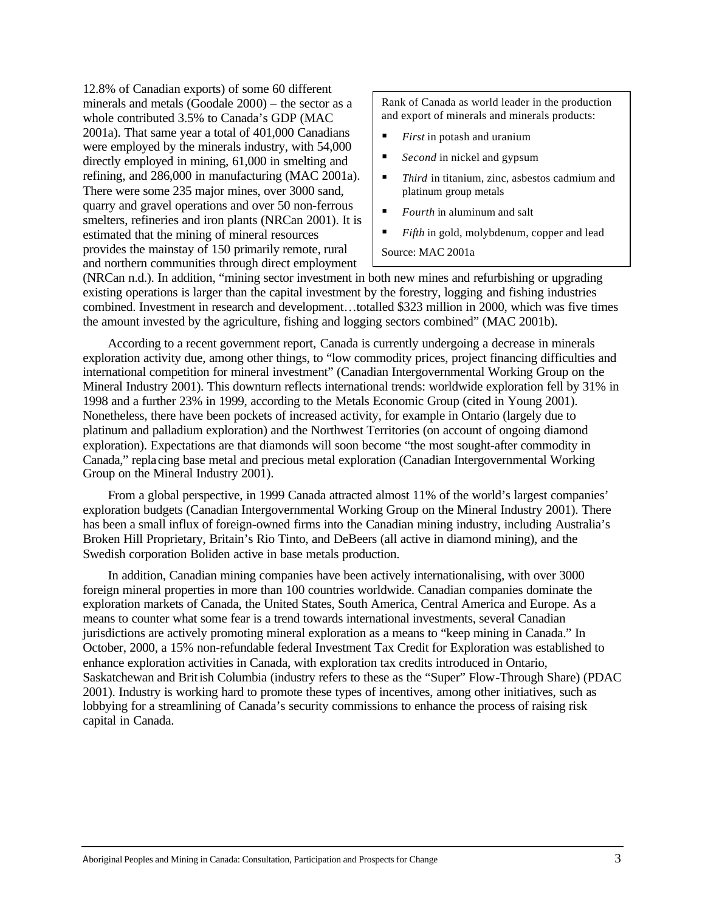12.8% of Canadian exports) of some 60 different minerals and metals (Goodale 2000) – the sector as a whole contributed 3.5% to Canada's GDP (MAC 2001a). That same year a total of 401,000 Canadians were employed by the minerals industry, with 54,000 directly employed in mining, 61,000 in smelting and refining, and 286,000 in manufacturing (MAC 2001a). There were some 235 major mines, over 3000 sand, quarry and gravel operations and over 50 non-ferrous smelters, refineries and iron plants (NRCan 2001). It is estimated that the mining of mineral resources provides the mainstay of 150 primarily remote, rural and northern communities through direct employment (NRCan n.d.). In addition, "mining sector investment in both new mines and refurbishing or upgrading existing operations is larger than the capital investment by the forestry, logging and fishing industries combined. Investment in research and development…totalled $323 million in 2000, which was five times the amount invested by the agriculture, fishing and logging sectors combined" (MAC 2001b).

> Rank of Canada as world leader in the production and export of minerals and minerals products:
>
> - *First* in potash and uranium
> - *Second* in nickel and gypsum
> - *Third* in titanium, zinc, asbestos cadmium and platinum group metals
> - *Fourth* in aluminum and salt
> - *Fifth* in gold, molybdenum, copper and lead
>
> Source: MAC 2001a

According to a recent government report, Canada is currently undergoing a decrease in minerals exploration activity due, among other things, to "low commodity prices, project financing difficulties and international competition for mineral investment" (Canadian Intergovernmental Working Group on the Mineral Industry 2001). This downturn reflects international trends: worldwide exploration fell by 31% in 1998 and a further 23% in 1999, according to the Metals Economic Group (cited in Young 2001). Nonetheless, there have been pockets of increased activity, for example in Ontario (largely due to platinum and palladium exploration) and the Northwest Territories (on account of ongoing diamond exploration). Expectations are that diamonds will soon become "the most sought-after commodity in Canada," replacing base metal and precious metal exploration (Canadian Intergovernmental Working Group on the Mineral Industry 2001).

From a global perspective, in 1999 Canada attracted almost 11% of the world's largest companies' exploration budgets (Canadian Intergovernmental Working Group on the Mineral Industry 2001). There has been a small influx of foreign-owned firms into the Canadian mining industry, including Australia's Broken Hill Proprietary, Britain's Rio Tinto, and DeBeers (all active in diamond mining), and the Swedish corporation Boliden active in base metals production.

In addition, Canadian mining companies have been actively internationalising, with over 3000 foreign mineral properties in more than 100 countries worldwide. Canadian companies dominate the exploration markets of Canada, the United States, South America, Central America and Europe. As a means to counter what some fear is a trend towards international investments, several Canadian jurisdictions are actively promoting mineral exploration as a means to "keep mining in Canada." In October, 2000, a 15% non-refundable federal Investment Tax Credit for Exploration was established to enhance exploration activities in Canada, with exploration tax credits introduced in Ontario, Saskatchewan and British Columbia (industry refers to these as the "Super" Flow-Through Share) (PDAC 2001). Industry is working hard to promote these types of incentives, among other initiatives, such as lobbying for a streamlining of Canada's security commissions to enhance the process of raising risk capital in Canada.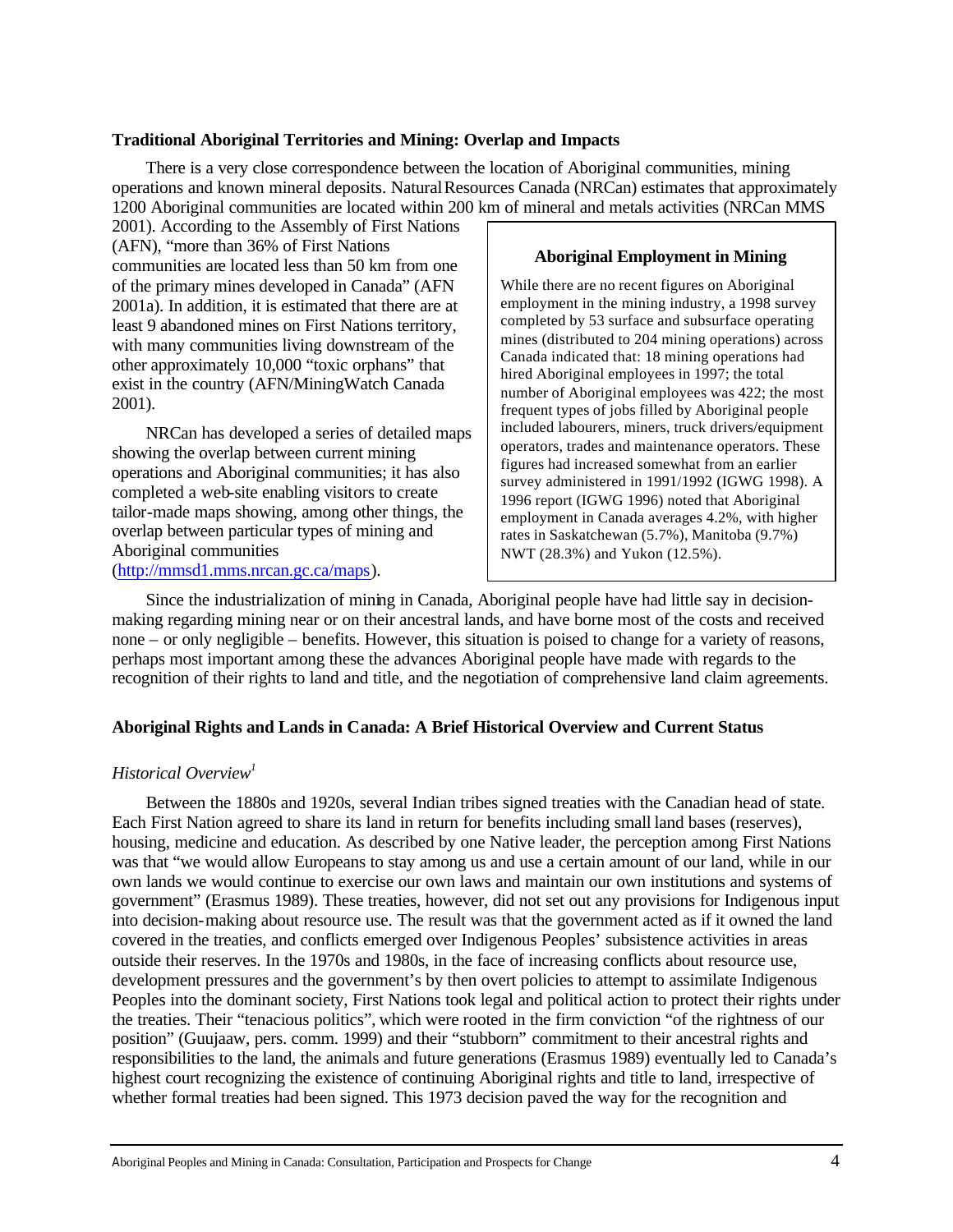**Traditional Aboriginal Territories and Mining: Overlap and Impacts**

There is a very close correspondence between the location of Aboriginal communities, mining operations and known mineral deposits. Natural Resources Canada (NRCan) estimates that approximately 1200 Aboriginal communities are located within 200 km of mineral and metals activities (NRCan MMS 2001). According to the Assembly of First Nations (AFN), "more than 36% of First Nations communities are located less than 50 km from one of the primary mines developed in Canada" (AFN 2001a). In addition, it is estimated that there are at least 9 abandoned mines on First Nations territory, with many communities living downstream of the other approximately 10,000 "toxic orphans" that exist in the country (AFN/MiningWatch Canada 2001).

NRCan has developed a series of detailed maps showing the overlap between current mining operations and Aboriginal communities; it has also completed a web-site enabling visitors to create tailor-made maps showing, among other things, the overlap between particular types of mining and Aboriginal communities (http://mmsd1.mms.nrcan.gc.ca/maps).

> **Aboriginal Employment in Mining**
>
> While there are no recent figures on Aboriginal employment in the mining industry, a 1998 survey completed by 53 surface and subsurface operating mines (distributed to 204 mining operations) across Canada indicated that: 18 mining operations had hired Aboriginal employees in 1997; the total number of Aboriginal employees was 422; the most frequent types of jobs filled by Aboriginal people included labourers, miners, truck drivers/equipment operators, trades and maintenance operators. These figures had increased somewhat from an earlier survey administered in 1991/1992 (IGWG 1998). A 1996 report (IGWG 1996) noted that Aboriginal employment in Canada averages 4.2%, with higher rates in Saskatchewan (5.7%), Manitoba (9.7%) NWT (28.3%) and Yukon (12.5%).

Since the industrialization of mining in Canada, Aboriginal people have had little say in decision-making regarding mining near or on their ancestral lands, and have borne most of the costs and received none – or only negligible – benefits. However, this situation is poised to change for a variety of reasons, perhaps most important among these the advances Aboriginal people have made with regards to the recognition of their rights to land and title, and the negotiation of comprehensive land claim agreements.

**Aboriginal Rights and Lands in Canada: A Brief Historical Overview and Current Status**

*Historical Overview*[1]

Between the 1880s and 1920s, several Indian tribes signed treaties with the Canadian head of state. Each First Nation agreed to share its land in return for benefits including small land bases (reserves), housing, medicine and education. As described by one Native leader, the perception among First Nations was that "we would allow Europeans to stay among us and use a certain amount of our land, while in our own lands we would continue to exercise our own laws and maintain our own institutions and systems of government" (Erasmus 1989). These treaties, however, did not set out any provisions for Indigenous input into decision-making about resource use. The result was that the government acted as if it owned the land covered in the treaties, and conflicts emerged over Indigenous Peoples' subsistence activities in areas outside their reserves. In the 1970s and 1980s, in the face of increasing conflicts about resource use, development pressures and the government's by then overt policies to attempt to assimilate Indigenous Peoples into the dominant society, First Nations took legal and political action to protect their rights under the treaties. Their "tenacious politics", which were rooted in the firm conviction "of the rightness of our position" (Guujaaw, pers. comm. 1999) and their "stubborn" commitment to their ancestral rights and responsibilities to the land, the animals and future generations (Erasmus 1989) eventually led to Canada's highest court recognizing the existence of continuing Aboriginal rights and title to land, irrespective of whether formal treaties had been signed. This 1973 decision paved the way for the recognition and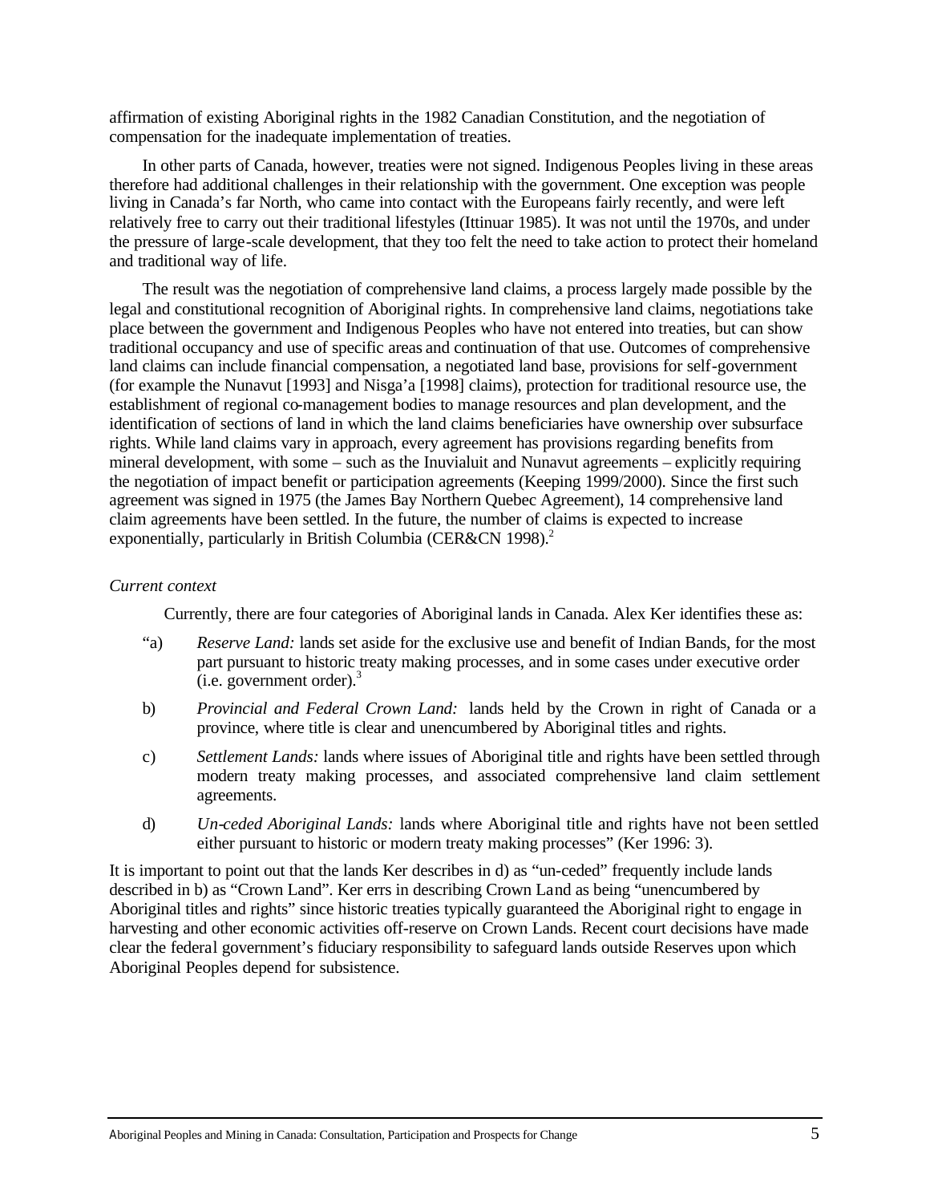affirmation of existing Aboriginal rights in the 1982 Canadian Constitution, and the negotiation of compensation for the inadequate implementation of treaties.

In other parts of Canada, however, treaties were not signed. Indigenous Peoples living in these areas therefore had additional challenges in their relationship with the government. One exception was people living in Canada's far North, who came into contact with the Europeans fairly recently, and were left relatively free to carry out their traditional lifestyles (Ittinuar 1985). It was not until the 1970s, and under the pressure of large-scale development, that they too felt the need to take action to protect their homeland and traditional way of life.

The result was the negotiation of comprehensive land claims, a process largely made possible by the legal and constitutional recognition of Aboriginal rights. In comprehensive land claims, negotiations take place between the government and Indigenous Peoples who have not entered into treaties, but can show traditional occupancy and use of specific areas and continuation of that use. Outcomes of comprehensive land claims can include financial compensation, a negotiated land base, provisions for self-government (for example the Nunavut [1993] and Nisga'a [1998] claims), protection for traditional resource use, the establishment of regional co-management bodies to manage resources and plan development, and the identification of sections of land in which the land claims beneficiaries have ownership over subsurface rights. While land claims vary in approach, every agreement has provisions regarding benefits from mineral development, with some – such as the Inuvialuit and Nunavut agreements – explicitly requiring the negotiation of impact benefit or participation agreements (Keeping 1999/2000). Since the first such agreement was signed in 1975 (the James Bay Northern Quebec Agreement), 14 comprehensive land claim agreements have been settled. In the future, the number of claims is expected to increase exponentially, particularly in British Columbia (CER&CN 1998).[2]

*Current context*

Currently, there are four categories of Aboriginal lands in Canada. Alex Ker identifies these as:

"a) *Reserve Land:* lands set aside for the exclusive use and benefit of Indian Bands, for the most part pursuant to historic treaty making processes, and in some cases under executive order (i.e. government order).[3]

b) *Provincial and Federal Crown Land:* lands held by the Crown in right of Canada or a province, where title is clear and unencumbered by Aboriginal titles and rights.

c) *Settlement Lands:* lands where issues of Aboriginal title and rights have been settled through modern treaty making processes, and associated comprehensive land claim settlement agreements.

d) *Un-ceded Aboriginal Lands:* lands where Aboriginal title and rights have not been settled either pursuant to historic or modern treaty making processes" (Ker 1996: 3).

It is important to point out that the lands Ker describes in d) as "un-ceded" frequently include lands described in b) as "Crown Land". Ker errs in describing Crown Land as being "unencumbered by Aboriginal titles and rights" since historic treaties typically guaranteed the Aboriginal right to engage in harvesting and other economic activities off-reserve on Crown Lands. Recent court decisions have made clear the federal government's fiduciary responsibility to safeguard lands outside Reserves upon which Aboriginal Peoples depend for subsistence.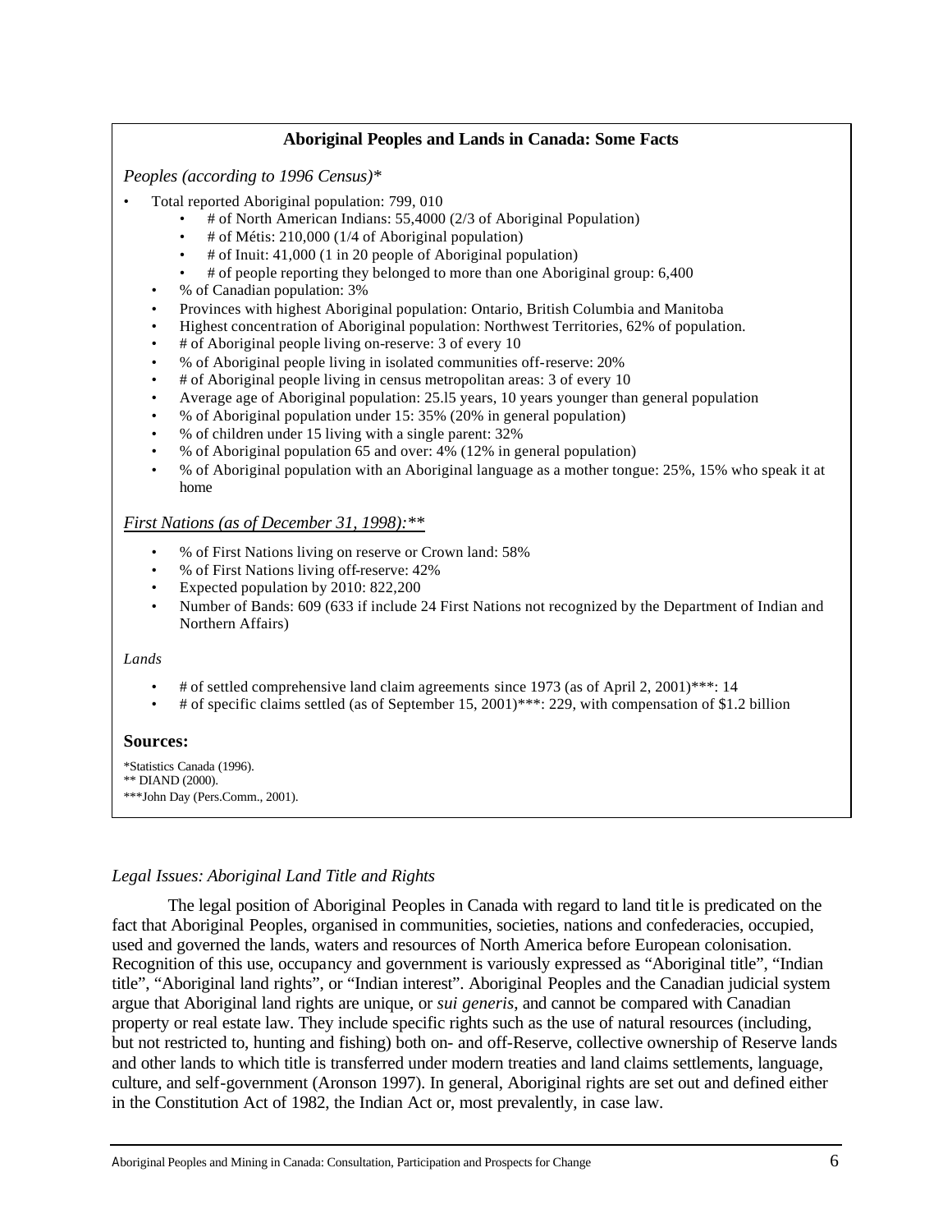**Aboriginal Peoples and Lands in Canada: Some Facts**

*Peoples (according to 1996 Census)**

- Total reported Aboriginal population: 799, 010
  - # of North American Indians: 55,4000 (2/3 of Aboriginal Population)
  - # of Métis: 210,000 (1/4 of Aboriginal population)
  - # of Inuit: 41,000 (1 in 20 people of Aboriginal population)
  - # of people reporting they belonged to more than one Aboriginal group: 6,400
- % of Canadian population: 3%
- Provinces with highest Aboriginal population: Ontario, British Columbia and Manitoba
- Highest concentration of Aboriginal population: Northwest Territories, 62% of population.
- # of Aboriginal people living on-reserve: 3 of every 10
- % of Aboriginal people living in isolated communities off-reserve: 20%
- # of Aboriginal people living in census metropolitan areas: 3 of every 10
- Average age of Aboriginal population: 25.l5 years, 10 years younger than general population
- % of Aboriginal population under 15: 35% (20% in general population)
- % of children under 15 living with a single parent: 32%
- % of Aboriginal population 65 and over: 4% (12% in general population)
- % of Aboriginal population with an Aboriginal language as a mother tongue: 25%, 15% who speak it at home

*First Nations (as of December 31, 1998):***

- % of First Nations living on reserve or Crown land: 58%
- % of First Nations living off-reserve: 42%
- Expected population by 2010: 822,200
- Number of Bands: 609 (633 if include 24 First Nations not recognized by the Department of Indian and Northern Affairs)

*Lands*

- # of settled comprehensive land claim agreements since 1973 (as of April 2, 2001)***: 14
- # of specific claims settled (as of September 15, 2001)***: 229, with compensation of $1.2 billion

**Sources:**

*Statistics Canada (1996).
** DIAND (2000).
***John Day (Pers.Comm., 2001).

*Legal Issues: Aboriginal Land Title and Rights*

The legal position of Aboriginal Peoples in Canada with regard to land title is predicated on the fact that Aboriginal Peoples, organised in communities, societies, nations and confederacies, occupied, used and governed the lands, waters and resources of North America before European colonisation. Recognition of this use, occupancy and government is variously expressed as "Aboriginal title", "Indian title", "Aboriginal land rights", or "Indian interest". Aboriginal Peoples and the Canadian judicial system argue that Aboriginal land rights are unique, or *sui generis*, and cannot be compared with Canadian property or real estate law. They include specific rights such as the use of natural resources (including, but not restricted to, hunting and fishing) both on- and off-Reserve, collective ownership of Reserve lands and other lands to which title is transferred under modern treaties and land claims settlements, language, culture, and self-government (Aronson 1997). In general, Aboriginal rights are set out and defined either in the Constitution Act of 1982, the Indian Act or, most prevalently, in case law.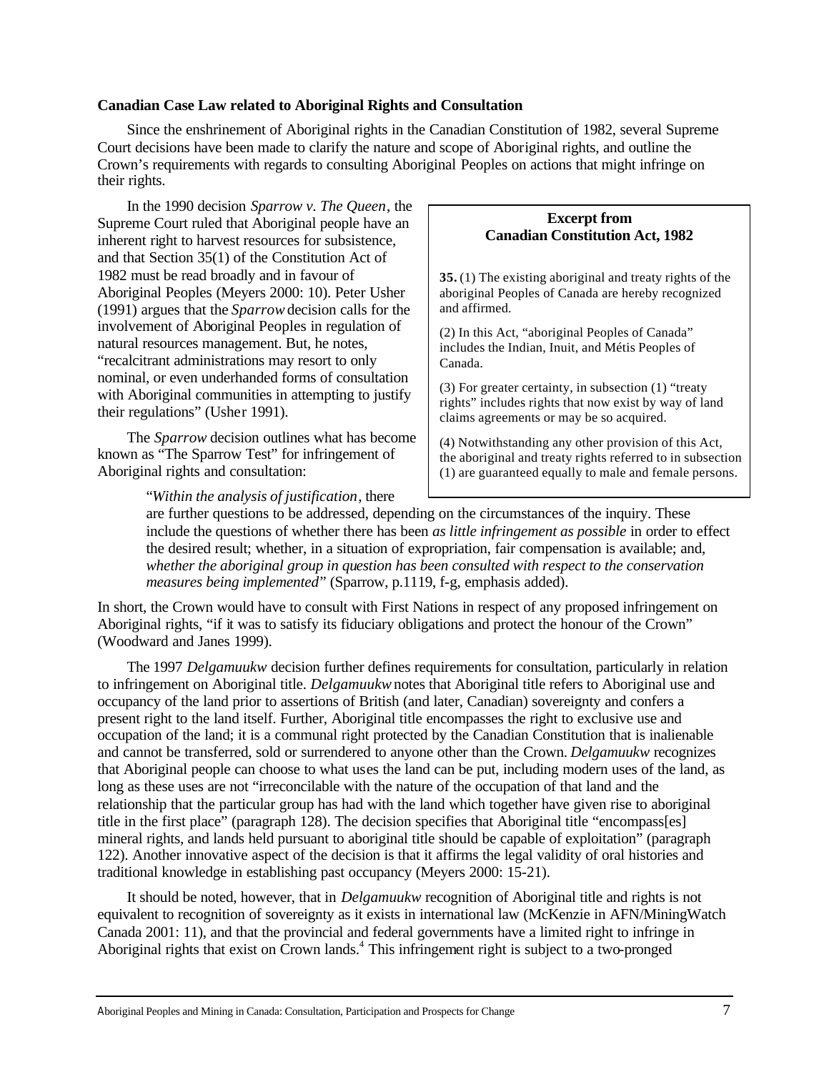**Canadian Case Law related to Aboriginal Rights and Consultation**

Since the enshrinement of Aboriginal rights in the Canadian Constitution of 1982, several Supreme Court decisions have been made to clarify the nature and scope of Aboriginal rights, and outline the Crown's requirements with regards to consulting Aboriginal Peoples on actions that might infringe on their rights.

In the 1990 decision *Sparrow v. The Queen*, the Supreme Court ruled that Aboriginal people have an inherent right to harvest resources for subsistence, and that Section 35(1) of the Constitution Act of 1982 must be read broadly and in favour of Aboriginal Peoples (Meyers 2000: 10). Peter Usher (1991) argues that the *Sparrow* decision calls for the involvement of Aboriginal Peoples in regulation of natural resources management. But, he notes, "recalcitrant administrations may resort to only nominal, or even underhanded forms of consultation with Aboriginal communities in attempting to justify their regulations" (Usher 1991).

> **Excerpt from Canadian Constitution Act, 1982**
>
> **35.** (1) The existing aboriginal and treaty rights of the aboriginal Peoples of Canada are hereby recognized and affirmed.
>
> (2) In this Act, "aboriginal Peoples of Canada" includes the Indian, Inuit, and Métis Peoples of Canada.
>
> (3) For greater certainty, in subsection (1) "treaty rights" includes rights that now exist by way of land claims agreements or may be so acquired.
>
> (4) Notwithstanding any other provision of this Act, the aboriginal and treaty rights referred to in subsection (1) are guaranteed equally to male and female persons.

The *Sparrow* decision outlines what has become known as "The Sparrow Test" for infringement of Aboriginal rights and consultation:

> "*Within the analysis of justification*, there are further questions to be addressed, depending on the circumstances of the inquiry. These include the questions of whether there has been *as little infringement as possible* in order to effect the desired result; whether, in a situation of expropriation, fair compensation is available; and, *whether the aboriginal group in question has been consulted with respect to the conservation measures being implemented*" (Sparrow, p.1119, f-g, emphasis added).

In short, the Crown would have to consult with First Nations in respect of any proposed infringement on Aboriginal rights, "if it was to satisfy its fiduciary obligations and protect the honour of the Crown" (Woodward and Janes 1999).

The 1997 *Delgamuukw* decision further defines requirements for consultation, particularly in relation to infringement on Aboriginal title. *Delgamuukw* notes that Aboriginal title refers to Aboriginal use and occupancy of the land prior to assertions of British (and later, Canadian) sovereignty and confers a present right to the land itself. Further, Aboriginal title encompasses the right to exclusive use and occupation of the land; it is a communal right protected by the Canadian Constitution that is inalienable and cannot be transferred, sold or surrendered to anyone other than the Crown. *Delgamuukw* recognizes that Aboriginal people can choose to what uses the land can be put, including modern uses of the land, as long as these uses are not "irreconcilable with the nature of the occupation of that land and the relationship that the particular group has had with the land which together have given rise to aboriginal title in the first place" (paragraph 128). The decision specifies that Aboriginal title "encompass[es] mineral rights, and lands held pursuant to aboriginal title should be capable of exploitation" (paragraph 122). Another innovative aspect of the decision is that it affirms the legal validity of oral histories and traditional knowledge in establishing past occupancy (Meyers 2000: 15-21).

It should be noted, however, that in *Delgamuukw* recognition of Aboriginal title and rights is not equivalent to recognition of sovereignty as it exists in international law (McKenzie in AFN/MiningWatch Canada 2001: 11), and that the provincial and federal governments have a limited right to infringe in Aboriginal rights that exist on Crown lands.[4] This infringement right is subject to a two-pronged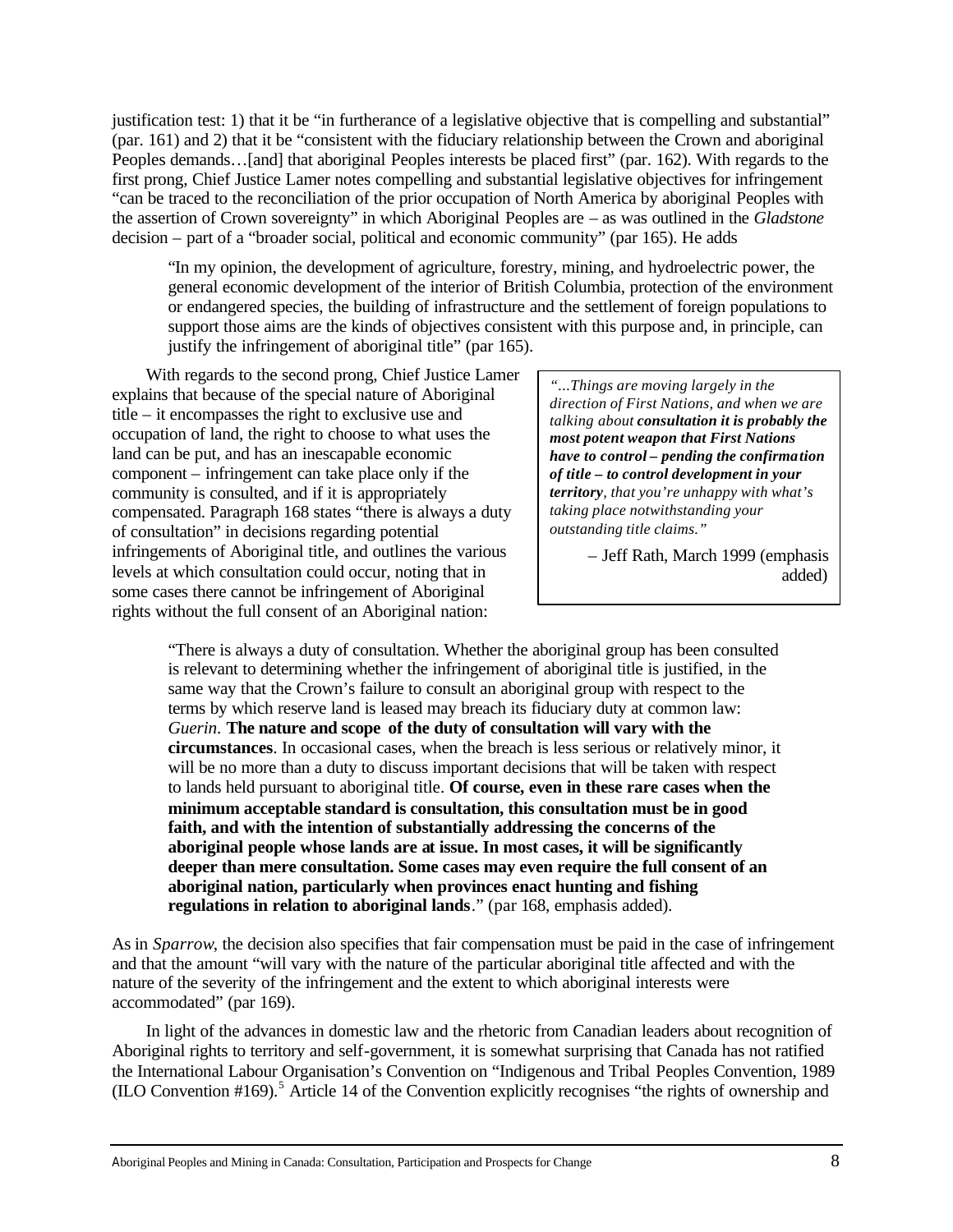justification test: 1) that it be "in furtherance of a legislative objective that is compelling and substantial" (par. 161) and 2) that it be "consistent with the fiduciary relationship between the Crown and aboriginal Peoples demands…[and] that aboriginal Peoples interests be placed first" (par. 162). With regards to the first prong, Chief Justice Lamer notes compelling and substantial legislative objectives for infringement "can be traced to the reconciliation of the prior occupation of North America by aboriginal Peoples with the assertion of Crown sovereignty" in which Aboriginal Peoples are – as was outlined in the *Gladstone* decision – part of a "broader social, political and economic community" (par 165). He adds

> "In my opinion, the development of agriculture, forestry, mining, and hydroelectric power, the general economic development of the interior of British Columbia, protection of the environment or endangered species, the building of infrastructure and the settlement of foreign populations to support those aims are the kinds of objectives consistent with this purpose and, in principle, can justify the infringement of aboriginal title" (par 165).

With regards to the second prong, Chief Justice Lamer explains that because of the special nature of Aboriginal title – it encompasses the right to exclusive use and occupation of land, the right to choose to what uses the land can be put, and has an inescapable economic component – infringement can take place only if the community is consulted, and if it is appropriately compensated. Paragraph 168 states "there is always a duty of consultation" in decisions regarding potential infringements of Aboriginal title, and outlines the various levels at which consultation could occur, noting that in some cases there cannot be infringement of Aboriginal rights without the full consent of an Aboriginal nation:

> *"…Things are moving largely in the direction of First Nations, and when we are talking about* ***consultation it is probably the most potent weapon that First Nations have to control – pending the confirmation of title – to control development in your territory****, that you're unhappy with what's taking place notwithstanding your outstanding title claims."*
>
> – Jeff Rath, March 1999 (emphasis added)

> "There is always a duty of consultation. Whether the aboriginal group has been consulted is relevant to determining whether the infringement of aboriginal title is justified, in the same way that the Crown's failure to consult an aboriginal group with respect to the terms by which reserve land is leased may breach its fiduciary duty at common law: *Guerin*. **The nature and scope of the duty of consultation will vary with the circumstances**. In occasional cases, when the breach is less serious or relatively minor, it will be no more than a duty to discuss important decisions that will be taken with respect to lands held pursuant to aboriginal title. **Of course, even in these rare cases when the minimum acceptable standard is consultation, this consultation must be in good faith, and with the intention of substantially addressing the concerns of the aboriginal people whose lands are at issue. In most cases, it will be significantly deeper than mere consultation. Some cases may even require the full consent of an aboriginal nation, particularly when provinces enact hunting and fishing regulations in relation to aboriginal lands**." (par 168, emphasis added).

As in *Sparrow*, the decision also specifies that fair compensation must be paid in the case of infringement and that the amount "will vary with the nature of the particular aboriginal title affected and with the nature of the severity of the infringement and the extent to which aboriginal interests were accommodated" (par 169).

In light of the advances in domestic law and the rhetoric from Canadian leaders about recognition of Aboriginal rights to territory and self-government, it is somewhat surprising that Canada has not ratified the International Labour Organisation's Convention on "Indigenous and Tribal Peoples Convention, 1989 (ILO Convention #169).[5] Article 14 of the Convention explicitly recognises "the rights of ownership and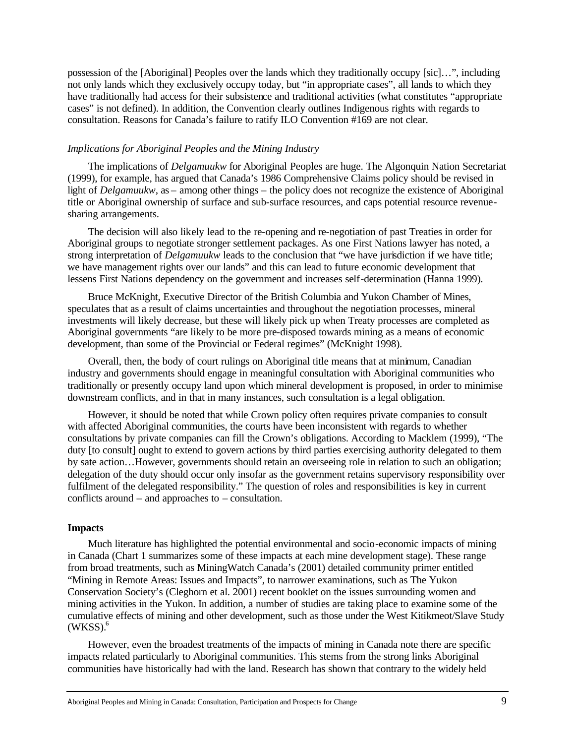possession of the [Aboriginal] Peoples over the lands which they traditionally occupy [sic]…", including not only lands which they exclusively occupy today, but "in appropriate cases", all lands to which they have traditionally had access for their subsistence and traditional activities (what constitutes "appropriate cases" is not defined). In addition, the Convention clearly outlines Indigenous rights with regards to consultation. Reasons for Canada's failure to ratify ILO Convention #169 are not clear.

*Implications for Aboriginal Peoples and the Mining Industry*

The implications of *Delgamuukw* for Aboriginal Peoples are huge. The Algonquin Nation Secretariat (1999), for example, has argued that Canada's 1986 Comprehensive Claims policy should be revised in light of *Delgamuukw*, as – among other things – the policy does not recognize the existence of Aboriginal title or Aboriginal ownership of surface and sub-surface resources, and caps potential resource revenue-sharing arrangements.

The decision will also likely lead to the re-opening and re-negotiation of past Treaties in order for Aboriginal groups to negotiate stronger settlement packages. As one First Nations lawyer has noted, a strong interpretation of *Delgamuukw* leads to the conclusion that "we have jurisdiction if we have title; we have management rights over our lands" and this can lead to future economic development that lessens First Nations dependency on the government and increases self-determination (Hanna 1999).

Bruce McKnight, Executive Director of the British Columbia and Yukon Chamber of Mines, speculates that as a result of claims uncertainties and throughout the negotiation processes, mineral investments will likely decrease, but these will likely pick up when Treaty processes are completed as Aboriginal governments "are likely to be more pre-disposed towards mining as a means of economic development, than some of the Provincial or Federal regimes" (McKnight 1998).

Overall, then, the body of court rulings on Aboriginal title means that at minimum, Canadian industry and governments should engage in meaningful consultation with Aboriginal communities who traditionally or presently occupy land upon which mineral development is proposed, in order to minimise downstream conflicts, and in that in many instances, such consultation is a legal obligation.

However, it should be noted that while Crown policy often requires private companies to consult with affected Aboriginal communities, the courts have been inconsistent with regards to whether consultations by private companies can fill the Crown's obligations. According to Macklem (1999), "The duty [to consult] ought to extend to govern actions by third parties exercising authority delegated to them by sate action…However, governments should retain an overseeing role in relation to such an obligation; delegation of the duty should occur only insofar as the government retains supervisory responsibility over fulfilment of the delegated responsibility." The question of roles and responsibilities is key in current conflicts around – and approaches to – consultation.

**Impacts**

Much literature has highlighted the potential environmental and socio-economic impacts of mining in Canada (Chart 1 summarizes some of these impacts at each mine development stage). These range from broad treatments, such as MiningWatch Canada's (2001) detailed community primer entitled "Mining in Remote Areas: Issues and Impacts", to narrower examinations, such as The Yukon Conservation Society's (Cleghorn et al. 2001) recent booklet on the issues surrounding women and mining activities in the Yukon. In addition, a number of studies are taking place to examine some of the cumulative effects of mining and other development, such as those under the West Kitikmeot/Slave Study (WKSS).[6]

However, even the broadest treatments of the impacts of mining in Canada note there are specific impacts related particularly to Aboriginal communities. This stems from the strong links Aboriginal communities have historically had with the land. Research has shown that contrary to the widely held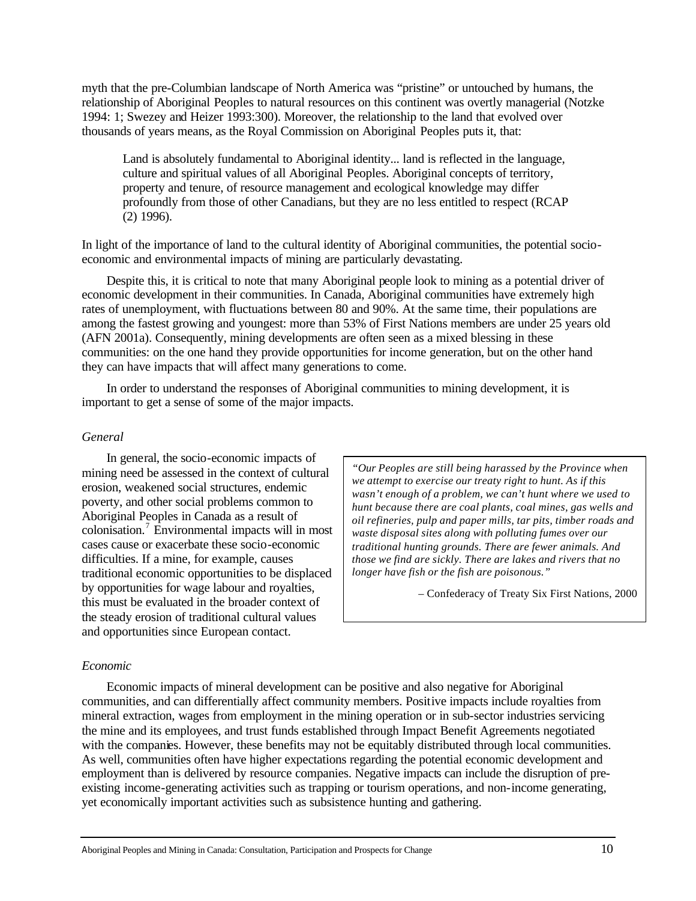myth that the pre-Columbian landscape of North America was "pristine" or untouched by humans, the relationship of Aboriginal Peoples to natural resources on this continent was overtly managerial (Notzke 1994: 1; Swezey and Heizer 1993:300). Moreover, the relationship to the land that evolved over thousands of years means, as the Royal Commission on Aboriginal Peoples puts it, that:

> Land is absolutely fundamental to Aboriginal identity... land is reflected in the language, culture and spiritual values of all Aboriginal Peoples. Aboriginal concepts of territory, property and tenure, of resource management and ecological knowledge may differ profoundly from those of other Canadians, but they are no less entitled to respect (RCAP (2) 1996).

In light of the importance of land to the cultural identity of Aboriginal communities, the potential socio-economic and environmental impacts of mining are particularly devastating.

Despite this, it is critical to note that many Aboriginal people look to mining as a potential driver of economic development in their communities. In Canada, Aboriginal communities have extremely high rates of unemployment, with fluctuations between 80 and 90%. At the same time, their populations are among the fastest growing and youngest: more than 53% of First Nations members are under 25 years old (AFN 2001a). Consequently, mining developments are often seen as a mixed blessing in these communities: on the one hand they provide opportunities for income generation, but on the other hand they can have impacts that will affect many generations to come.

In order to understand the responses of Aboriginal communities to mining development, it is important to get a sense of some of the major impacts.

*General*

In general, the socio-economic impacts of mining need be assessed in the context of cultural erosion, weakened social structures, endemic poverty, and other social problems common to Aboriginal Peoples in Canada as a result of colonisation.[7] Environmental impacts will in most cases cause or exacerbate these socio-economic difficulties. If a mine, for example, causes traditional economic opportunities to be displaced by opportunities for wage labour and royalties, this must be evaluated in the broader context of the steady erosion of traditional cultural values and opportunities since European contact.

> *"Our Peoples are still being harassed by the Province when we attempt to exercise our treaty right to hunt. As if this wasn't enough of a problem, we can't hunt where we used to hunt because there are coal plants, coal mines, gas wells and oil refineries, pulp and paper mills, tar pits, timber roads and waste disposal sites along with polluting fumes over our traditional hunting grounds. There are fewer animals. And those we find are sickly. There are lakes and rivers that no longer have fish or the fish are poisonous."*
>
> – Confederacy of Treaty Six First Nations, 2000

*Economic*

Economic impacts of mineral development can be positive and also negative for Aboriginal communities, and can differentially affect community members. Positive impacts include royalties from mineral extraction, wages from employment in the mining operation or in sub-sector industries servicing the mine and its employees, and trust funds established through Impact Benefit Agreements negotiated with the companies. However, these benefits may not be equitably distributed through local communities. As well, communities often have higher expectations regarding the potential economic development and employment than is delivered by resource companies. Negative impacts can include the disruption of pre-existing income-generating activities such as trapping or tourism operations, and non-income generating, yet economically important activities such as subsistence hunting and gathering.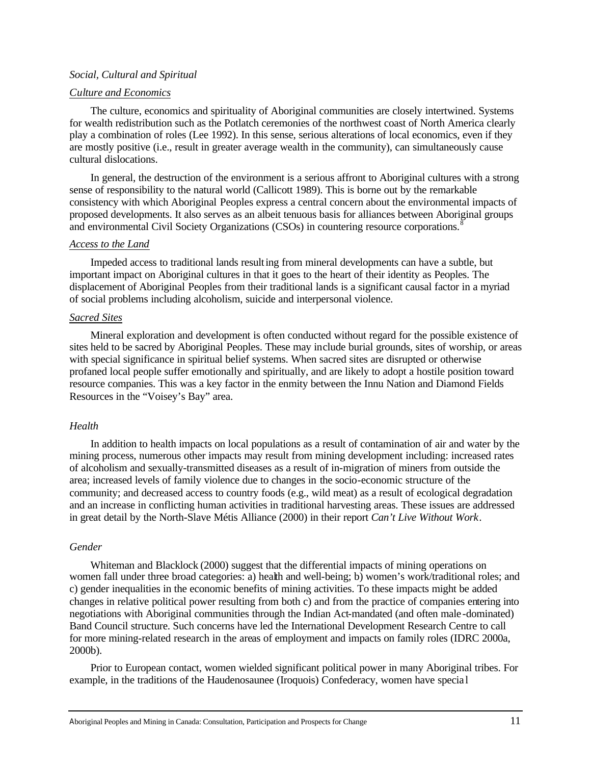*Social, Cultural and Spiritual*

<u>*Culture and Economics*</u>

The culture, economics and spirituality of Aboriginal communities are closely intertwined. Systems for wealth redistribution such as the Potlatch ceremonies of the northwest coast of North America clearly play a combination of roles (Lee 1992). In this sense, serious alterations of local economics, even if they are mostly positive (i.e., result in greater average wealth in the community), can simultaneously cause cultural dislocations.

In general, the destruction of the environment is a serious affront to Aboriginal cultures with a strong sense of responsibility to the natural world (Callicott 1989). This is borne out by the remarkable consistency with which Aboriginal Peoples express a central concern about the environmental impacts of proposed developments. It also serves as an albeit tenuous basis for alliances between Aboriginal groups and environmental Civil Society Organizations (CSOs) in countering resource corporations.[8]

<u>*Access to the Land*</u>

Impeded access to traditional lands resulting from mineral developments can have a subtle, but important impact on Aboriginal cultures in that it goes to the heart of their identity as Peoples. The displacement of Aboriginal Peoples from their traditional lands is a significant causal factor in a myriad of social problems including alcoholism, suicide and interpersonal violence.

<u>*Sacred Sites*</u>

Mineral exploration and development is often conducted without regard for the possible existence of sites held to be sacred by Aboriginal Peoples. These may include burial grounds, sites of worship, or areas with special significance in spiritual belief systems. When sacred sites are disrupted or otherwise profaned local people suffer emotionally and spiritually, and are likely to adopt a hostile position toward resource companies. This was a key factor in the enmity between the Innu Nation and Diamond Fields Resources in the "Voisey's Bay" area.

*Health*

In addition to health impacts on local populations as a result of contamination of air and water by the mining process, numerous other impacts may result from mining development including: increased rates of alcoholism and sexually-transmitted diseases as a result of in-migration of miners from outside the area; increased levels of family violence due to changes in the socio-economic structure of the community; and decreased access to country foods (e.g., wild meat) as a result of ecological degradation and an increase in conflicting human activities in traditional harvesting areas. These issues are addressed in great detail by the North-Slave Métis Alliance (2000) in their report *Can't Live Without Work*.

*Gender*

Whiteman and Blacklock (2000) suggest that the differential impacts of mining operations on women fall under three broad categories: a) health and well-being; b) women's work/traditional roles; and c) gender inequalities in the economic benefits of mining activities. To these impacts might be added changes in relative political power resulting from both c) and from the practice of companies entering into negotiations with Aboriginal communities through the Indian Act-mandated (and often male-dominated) Band Council structure. Such concerns have led the International Development Research Centre to call for more mining-related research in the areas of employment and impacts on family roles (IDRC 2000a, 2000b).

Prior to European contact, women wielded significant political power in many Aboriginal tribes. For example, in the traditions of the Haudenosaunee (Iroquois) Confederacy, women have special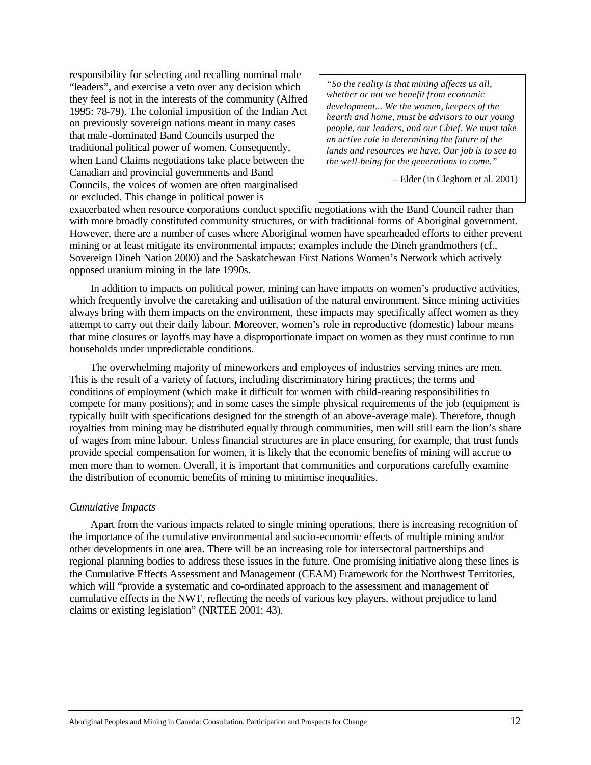responsibility for selecting and recalling nominal male "leaders", and exercise a veto over any decision which they feel is not in the interests of the community (Alfred 1995: 78-79). The colonial imposition of the Indian Act on previously sovereign nations meant in many cases that male-dominated Band Councils usurped the traditional political power of women. Consequently, when Land Claims negotiations take place between the Canadian and provincial governments and Band Councils, the voices of women are often marginalised or excluded. This change in political power is exacerbated when resource corporations conduct specific negotiations with the Band Council rather than with more broadly constituted community structures, or with traditional forms of Aboriginal government. However, there are a number of cases where Aboriginal women have spearheaded efforts to either prevent mining or at least mitigate its environmental impacts; examples include the Dineh grandmothers (cf., Sovereign Dineh Nation 2000) and the Saskatchewan First Nations Women's Network which actively opposed uranium mining in the late 1990s.

> *"So the reality is that mining affects us all, whether or not we benefit from economic development... We the women, keepers of the hearth and home, must be advisors to our young people, our leaders, and our Chief. We must take an active role in determining the future of the lands and resources we have. Our job is to see to the well-being for the generations to come."*
>
> – Elder (in Cleghorn et al. 2001)

In addition to impacts on political power, mining can have impacts on women's productive activities, which frequently involve the caretaking and utilisation of the natural environment. Since mining activities always bring with them impacts on the environment, these impacts may specifically affect women as they attempt to carry out their daily labour. Moreover, women's role in reproductive (domestic) labour means that mine closures or layoffs may have a disproportionate impact on women as they must continue to run households under unpredictable conditions.

The overwhelming majority of mineworkers and employees of industries serving mines are men. This is the result of a variety of factors, including discriminatory hiring practices; the terms and conditions of employment (which make it difficult for women with child-rearing responsibilities to compete for many positions); and in some cases the simple physical requirements of the job (equipment is typically built with specifications designed for the strength of an above-average male). Therefore, though royalties from mining may be distributed equally through communities, men will still earn the lion's share of wages from mine labour. Unless financial structures are in place ensuring, for example, that trust funds provide special compensation for women, it is likely that the economic benefits of mining will accrue to men more than to women. Overall, it is important that communities and corporations carefully examine the distribution of economic benefits of mining to minimise inequalities.

*Cumulative Impacts*

Apart from the various impacts related to single mining operations, there is increasing recognition of the importance of the cumulative environmental and socio-economic effects of multiple mining and/or other developments in one area. There will be an increasing role for intersectoral partnerships and regional planning bodies to address these issues in the future. One promising initiative along these lines is the Cumulative Effects Assessment and Management (CEAM) Framework for the Northwest Territories, which will "provide a systematic and co-ordinated approach to the assessment and management of cumulative effects in the NWT, reflecting the needs of various key players, without prejudice to land claims or existing legislation" (NRTEE 2001: 43).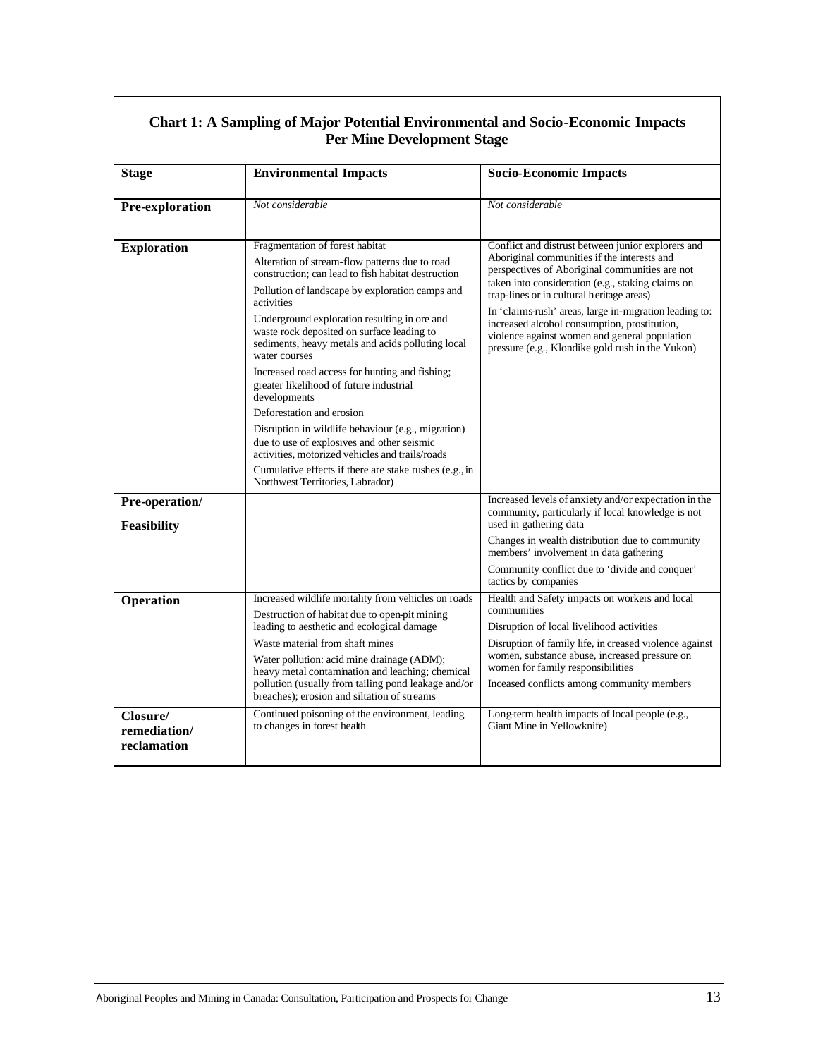**Chart 1: A Sampling of Major Potential Environmental and Socio-Economic Impacts Per Mine Development Stage**

| Stage | Environmental Impacts | Socio-Economic Impacts |
|---|---|---|
| **Pre-exploration** | *Not considerable* | *Not considerable* |
| **Exploration** | Fragmentation of forest habitat<br><br>Alteration of stream-flow patterns due to road construction; can lead to fish habitat destruction<br><br>Pollution of landscape by exploration camps and activities<br><br>Underground exploration resulting in ore and waste rock deposited on surface leading to sediments, heavy metals and acids polluting local water courses<br><br>Increased road access for hunting and fishing; greater likelihood of future industrial developments<br><br>Deforestation and erosion<br><br>Disruption in wildlife behaviour (e.g., migration) due to use of explosives and other seismic activities, motorized vehicles and trails/roads<br><br>Cumulative effects if there are stake rushes (e.g., in Northwest Territories, Labrador) | Conflict and distrust between junior explorers and Aboriginal communities if the interests and perspectives of Aboriginal communities are not taken into consideration (e.g., staking claims on trap-lines or in cultural heritage areas)<br><br>In 'claims-rush' areas, large in-migration leading to: increased alcohol consumption, prostitution, violence against women and general population pressure (e.g., Klondike gold rush in the Yukon) |
| **Pre-operation/ Feasibility** | | Increased levels of anxiety and/or expectation in the community, particularly if local knowledge is not used in gathering data<br><br>Changes in wealth distribution due to community members' involvement in data gathering<br><br>Community conflict due to 'divide and conquer' tactics by companies |
| **Operation** | Increased wildlife mortality from vehicles on roads<br><br>Destruction of habitat due to open-pit mining leading to aesthetic and ecological damage<br><br>Waste material from shaft mines<br><br>Water pollution: acid mine drainage (ADM); heavy metal contamination and leaching; chemical pollution (usually from tailing pond leakage and/or breaches); erosion and siltation of streams | Health and Safety impacts on workers and local communities<br><br>Disruption of local livelihood activities<br><br>Disruption of family life, in creased violence against women, substance abuse, increased pressure on women for family responsibilities<br><br>Inceased conflicts among community members |
| **Closure/ remediation/ reclamation** | Continued poisoning of the environment, leading to changes in forest health | Long-term health impacts of local people (e.g., Giant Mine in Yellowknife) |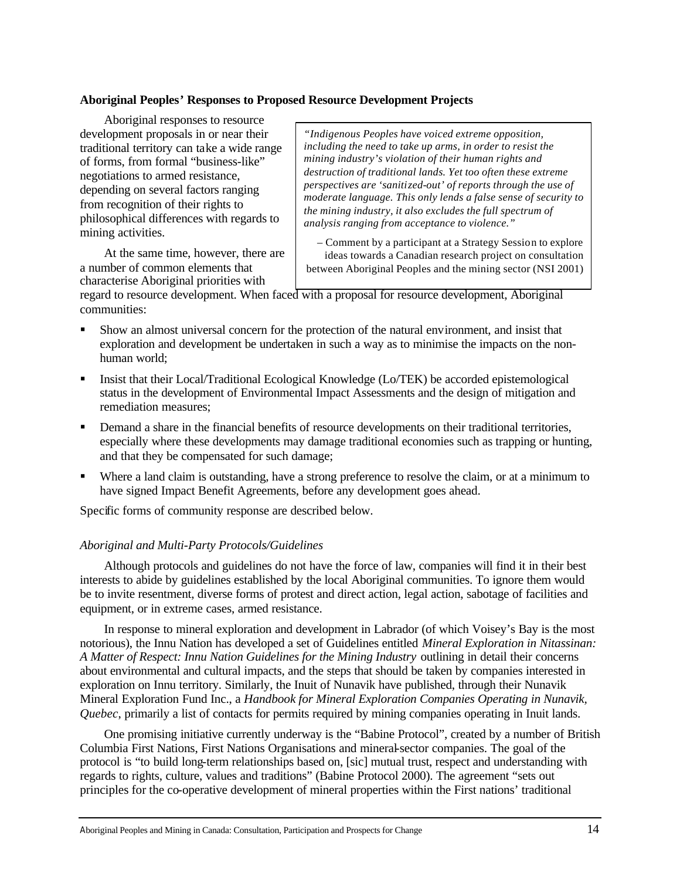**Aboriginal Peoples' Responses to Proposed Resource Development Projects**

Aboriginal responses to resource development proposals in or near their traditional territory can take a wide range of forms, from formal "business-like" negotiations to armed resistance, depending on several factors ranging from recognition of their rights to philosophical differences with regards to mining activities.

> *"Indigenous Peoples have voiced extreme opposition, including the need to take up arms, in order to resist the mining industry's violation of their human rights and destruction of traditional lands. Yet too often these extreme perspectives are 'sanitized-out' of reports through the use of moderate language. This only lends a false sense of security to the mining industry, it also excludes the full spectrum of analysis ranging from acceptance to violence."*
>
> – Comment by a participant at a Strategy Session to explore ideas towards a Canadian research project on consultation between Aboriginal Peoples and the mining sector (NSI 2001)

At the same time, however, there are a number of common elements that characterise Aboriginal priorities with regard to resource development. When faced with a proposal for resource development, Aboriginal communities:

- Show an almost universal concern for the protection of the natural environment, and insist that exploration and development be undertaken in such a way as to minimise the impacts on the non-human world;
- Insist that their Local/Traditional Ecological Knowledge (Lo/TEK) be accorded epistemological status in the development of Environmental Impact Assessments and the design of mitigation and remediation measures;
- Demand a share in the financial benefits of resource developments on their traditional territories, especially where these developments may damage traditional economies such as trapping or hunting, and that they be compensated for such damage;
- Where a land claim is outstanding, have a strong preference to resolve the claim, or at a minimum to have signed Impact Benefit Agreements, before any development goes ahead.

Specific forms of community response are described below.

*Aboriginal and Multi-Party Protocols/Guidelines*

Although protocols and guidelines do not have the force of law, companies will find it in their best interests to abide by guidelines established by the local Aboriginal communities. To ignore them would be to invite resentment, diverse forms of protest and direct action, legal action, sabotage of facilities and equipment, or in extreme cases, armed resistance.

In response to mineral exploration and development in Labrador (of which Voisey's Bay is the most notorious), the Innu Nation has developed a set of Guidelines entitled *Mineral Exploration in Nitassinan: A Matter of Respect: Innu Nation Guidelines for the Mining Industry* outlining in detail their concerns about environmental and cultural impacts, and the steps that should be taken by companies interested in exploration on Innu territory. Similarly, the Inuit of Nunavik have published, through their Nunavik Mineral Exploration Fund Inc., a *Handbook for Mineral Exploration Companies Operating in Nunavik, Quebec*, primarily a list of contacts for permits required by mining companies operating in Inuit lands.

One promising initiative currently underway is the "Babine Protocol", created by a number of British Columbia First Nations, First Nations Organisations and mineral-sector companies. The goal of the protocol is "to build long-term relationships based on, [sic] mutual trust, respect and understanding with regards to rights, culture, values and traditions" (Babine Protocol 2000). The agreement "sets out principles for the co-operative development of mineral properties within the First nations' traditional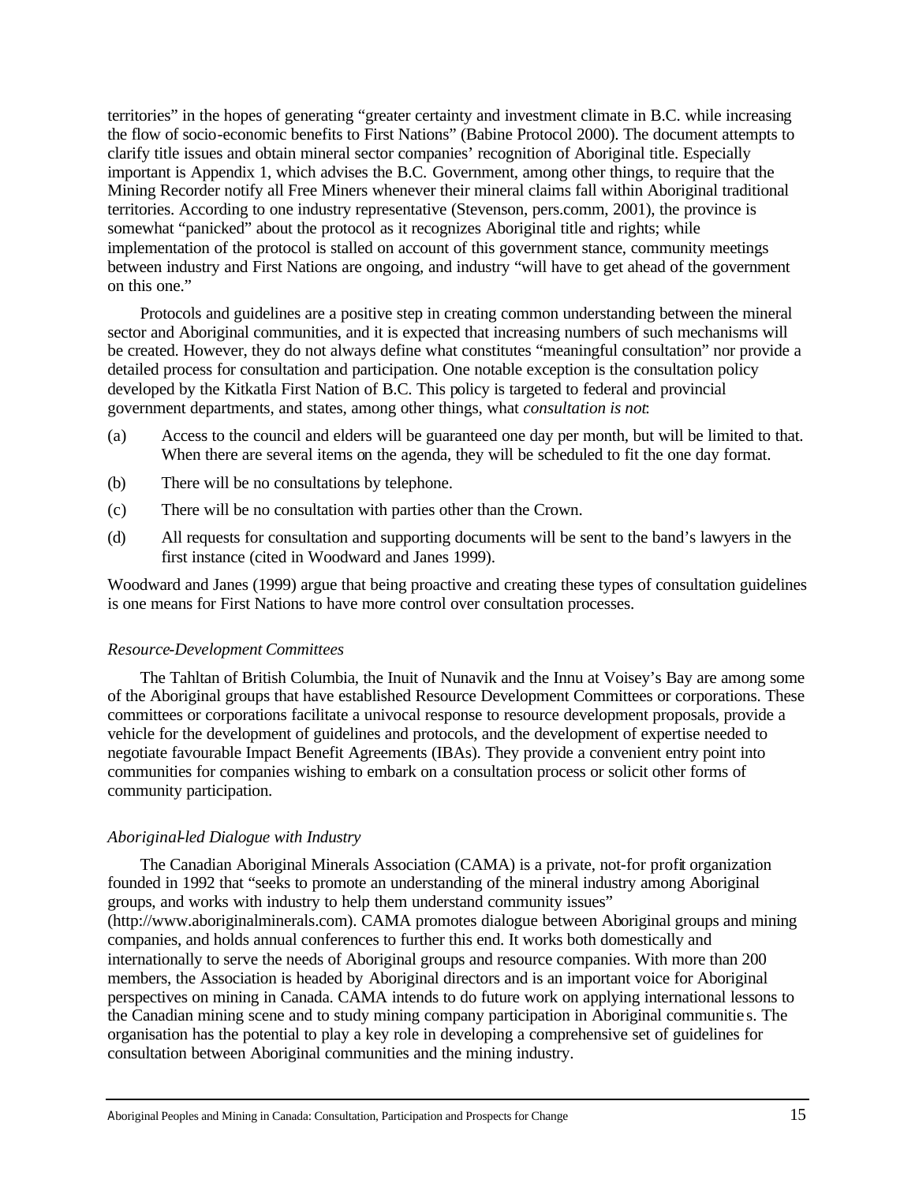territories" in the hopes of generating "greater certainty and investment climate in B.C. while increasing the flow of socio-economic benefits to First Nations" (Babine Protocol 2000). The document attempts to clarify title issues and obtain mineral sector companies' recognition of Aboriginal title. Especially important is Appendix 1, which advises the B.C. Government, among other things, to require that the Mining Recorder notify all Free Miners whenever their mineral claims fall within Aboriginal traditional territories. According to one industry representative (Stevenson, pers.comm, 2001), the province is somewhat "panicked" about the protocol as it recognizes Aboriginal title and rights; while implementation of the protocol is stalled on account of this government stance, community meetings between industry and First Nations are ongoing, and industry "will have to get ahead of the government on this one."

Protocols and guidelines are a positive step in creating common understanding between the mineral sector and Aboriginal communities, and it is expected that increasing numbers of such mechanisms will be created. However, they do not always define what constitutes "meaningful consultation" nor provide a detailed process for consultation and participation. One notable exception is the consultation policy developed by the Kitkatla First Nation of B.C. This policy is targeted to federal and provincial government departments, and states, among other things, what *consultation is not*:

(a) Access to the council and elders will be guaranteed one day per month, but will be limited to that. When there are several items on the agenda, they will be scheduled to fit the one day format.

(b) There will be no consultations by telephone.

(c) There will be no consultation with parties other than the Crown.

(d) All requests for consultation and supporting documents will be sent to the band's lawyers in the first instance (cited in Woodward and Janes 1999).

Woodward and Janes (1999) argue that being proactive and creating these types of consultation guidelines is one means for First Nations to have more control over consultation processes.

*Resource-Development Committees*

The Tahltan of British Columbia, the Inuit of Nunavik and the Innu at Voisey's Bay are among some of the Aboriginal groups that have established Resource Development Committees or corporations. These committees or corporations facilitate a univocal response to resource development proposals, provide a vehicle for the development of guidelines and protocols, and the development of expertise needed to negotiate favourable Impact Benefit Agreements (IBAs). They provide a convenient entry point into communities for companies wishing to embark on a consultation process or solicit other forms of community participation.

*Aboriginal-led Dialogue with Industry*

The Canadian Aboriginal Minerals Association (CAMA) is a private, not-for profit organization founded in 1992 that "seeks to promote an understanding of the mineral industry among Aboriginal groups, and works with industry to help them understand community issues" (http://www.aboriginalminerals.com). CAMA promotes dialogue between Aboriginal groups and mining companies, and holds annual conferences to further this end. It works both domestically and internationally to serve the needs of Aboriginal groups and resource companies. With more than 200 members, the Association is headed by Aboriginal directors and is an important voice for Aboriginal perspectives on mining in Canada. CAMA intends to do future work on applying international lessons to the Canadian mining scene and to study mining company participation in Aboriginal communities. The organisation has the potential to play a key role in developing a comprehensive set of guidelines for consultation between Aboriginal communities and the mining industry.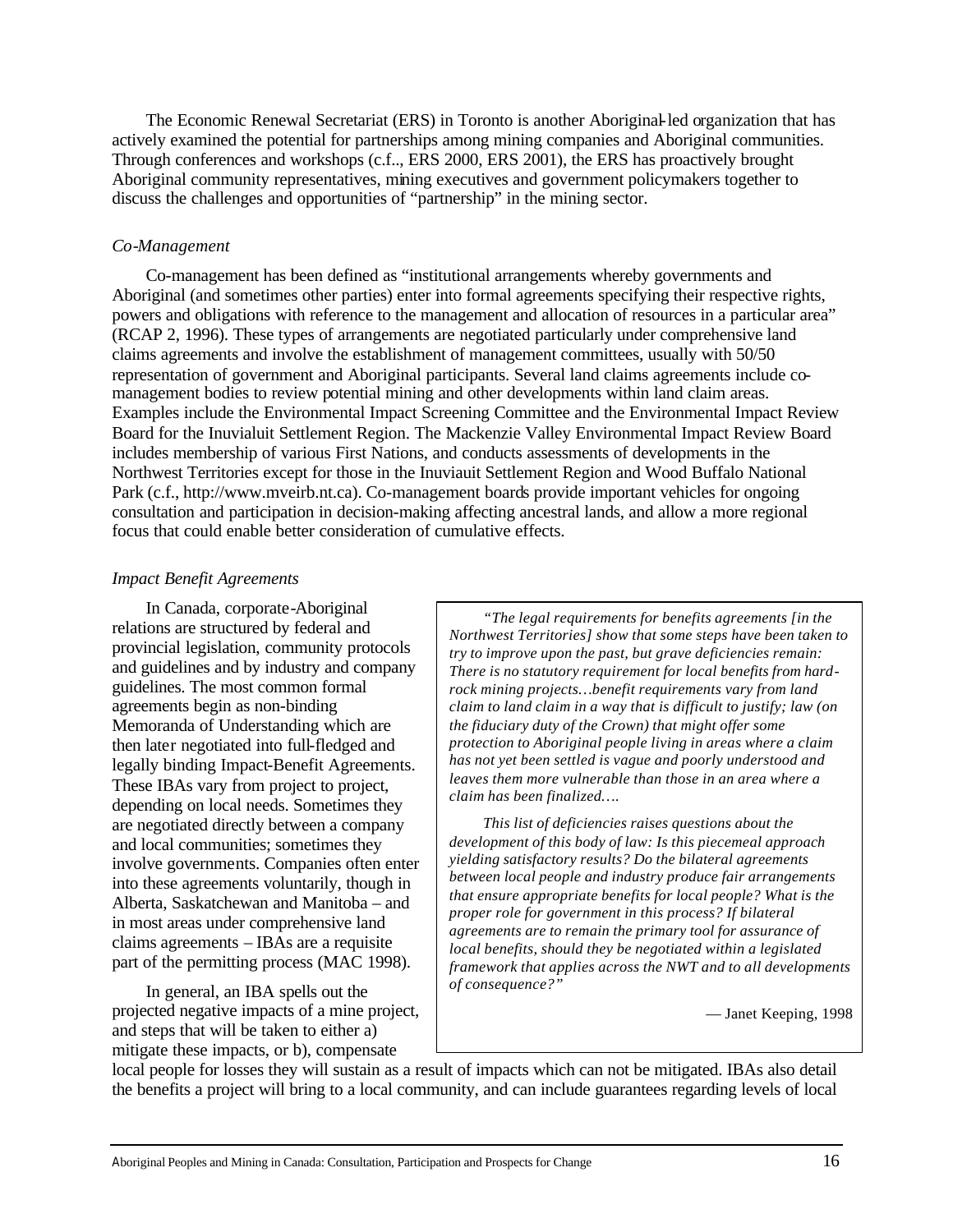The Economic Renewal Secretariat (ERS) in Toronto is another Aboriginal-led organization that has actively examined the potential for partnerships among mining companies and Aboriginal communities. Through conferences and workshops (c.f.., ERS 2000, ERS 2001), the ERS has proactively brought Aboriginal community representatives, mining executives and government policymakers together to discuss the challenges and opportunities of "partnership" in the mining sector.

*Co-Management*

Co-management has been defined as "institutional arrangements whereby governments and Aboriginal (and sometimes other parties) enter into formal agreements specifying their respective rights, powers and obligations with reference to the management and allocation of resources in a particular area" (RCAP 2, 1996). These types of arrangements are negotiated particularly under comprehensive land claims agreements and involve the establishment of management committees, usually with 50/50 representation of government and Aboriginal participants. Several land claims agreements include co-management bodies to review potential mining and other developments within land claim areas. Examples include the Environmental Impact Screening Committee and the Environmental Impact Review Board for the Inuvialuit Settlement Region. The Mackenzie Valley Environmental Impact Review Board includes membership of various First Nations, and conducts assessments of developments in the Northwest Territories except for those in the Inuviauit Settlement Region and Wood Buffalo National Park (c.f., http://www.mveirb.nt.ca). Co-management boards provide important vehicles for ongoing consultation and participation in decision-making affecting ancestral lands, and allow a more regional focus that could enable better consideration of cumulative effects.

*Impact Benefit Agreements*

In Canada, corporate-Aboriginal relations are structured by federal and provincial legislation, community protocols and guidelines and by industry and company guidelines. The most common formal agreements begin as non-binding Memoranda of Understanding which are then later negotiated into full-fledged and legally binding Impact-Benefit Agreements. These IBAs vary from project to project, depending on local needs. Sometimes they are negotiated directly between a company and local communities; sometimes they involve governments. Companies often enter into these agreements voluntarily, though in Alberta, Saskatchewan and Manitoba – and in most areas under comprehensive land claims agreements – IBAs are a requisite part of the permitting process (MAC 1998).

> *"The legal requirements for benefits agreements [in the Northwest Territories] show that some steps have been taken to try to improve upon the past, but grave deficiencies remain: There is no statutory requirement for local benefits from hard-rock mining projects…benefit requirements vary from land claim to land claim in a way that is difficult to justify; law (on the fiduciary duty of the Crown) that might offer some protection to Aboriginal people living in areas where a claim has not yet been settled is vague and poorly understood and leaves them more vulnerable than those in an area where a claim has been finalized….*
>
> *This list of deficiencies raises questions about the development of this body of law: Is this piecemeal approach yielding satisfactory results? Do the bilateral agreements between local people and industry produce fair arrangements that ensure appropriate benefits for local people? What is the proper role for government in this process? If bilateral agreements are to remain the primary tool for assurance of local benefits, should they be negotiated within a legislated framework that applies across the NWT and to all developments of consequence?"*
>
> — Janet Keeping, 1998

In general, an IBA spells out the projected negative impacts of a mine project, and steps that will be taken to either a) mitigate these impacts, or b), compensate local people for losses they will sustain as a result of impacts which can not be mitigated. IBAs also detail the benefits a project will bring to a local community, and can include guarantees regarding levels of local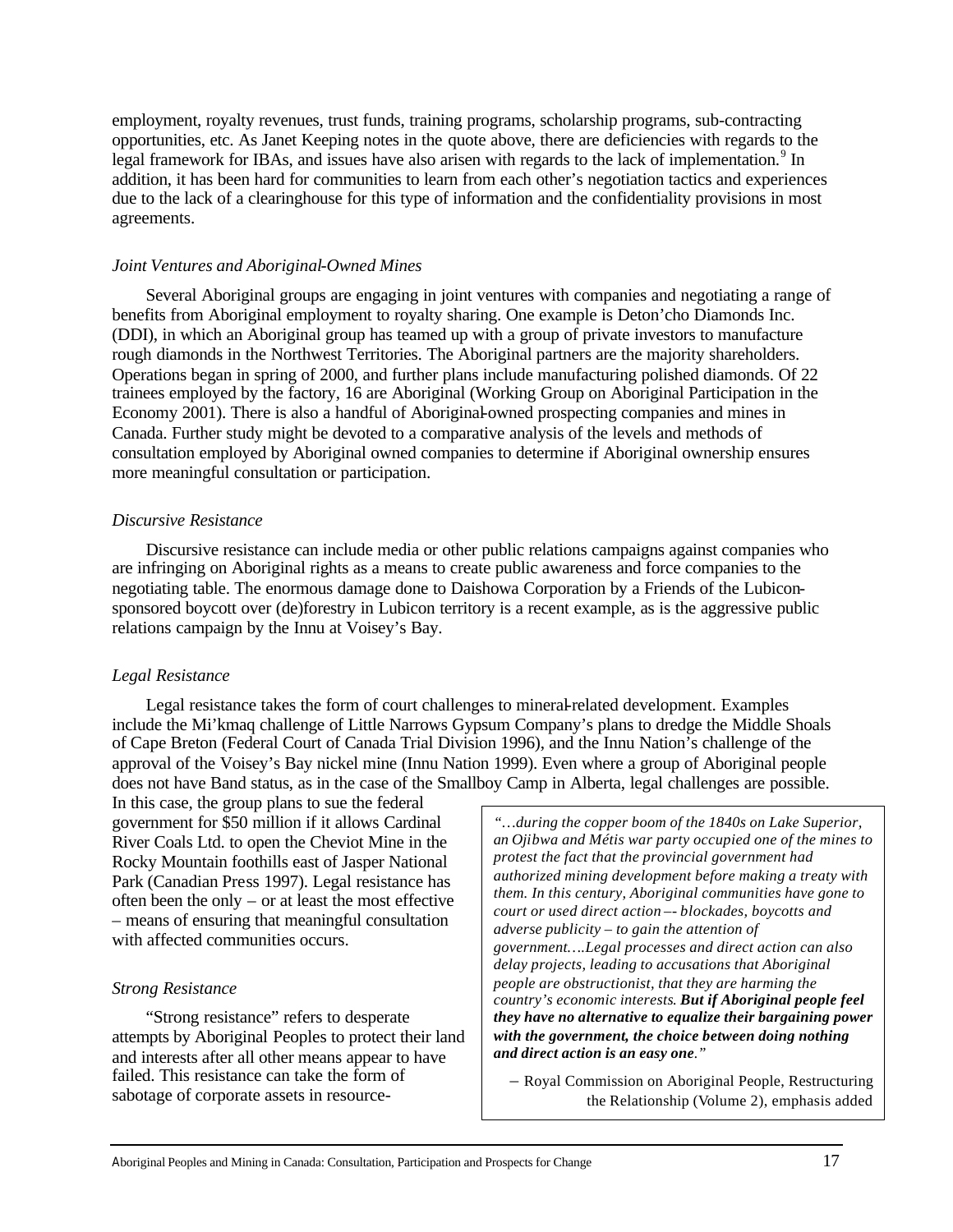employment, royalty revenues, trust funds, training programs, scholarship programs, sub-contracting opportunities, etc. As Janet Keeping notes in the quote above, there are deficiencies with regards to the legal framework for IBAs, and issues have also arisen with regards to the lack of implementation.[9] In addition, it has been hard for communities to learn from each other's negotiation tactics and experiences due to the lack of a clearinghouse for this type of information and the confidentiality provisions in most agreements.

*Joint Ventures and Aboriginal-Owned Mines*

Several Aboriginal groups are engaging in joint ventures with companies and negotiating a range of benefits from Aboriginal employment to royalty sharing. One example is Deton'cho Diamonds Inc. (DDI), in which an Aboriginal group has teamed up with a group of private investors to manufacture rough diamonds in the Northwest Territories. The Aboriginal partners are the majority shareholders. Operations began in spring of 2000, and further plans include manufacturing polished diamonds. Of 22 trainees employed by the factory, 16 are Aboriginal (Working Group on Aboriginal Participation in the Economy 2001). There is also a handful of Aboriginal-owned prospecting companies and mines in Canada. Further study might be devoted to a comparative analysis of the levels and methods of consultation employed by Aboriginal owned companies to determine if Aboriginal ownership ensures more meaningful consultation or participation.

*Discursive Resistance*

Discursive resistance can include media or other public relations campaigns against companies who are infringing on Aboriginal rights as a means to create public awareness and force companies to the negotiating table. The enormous damage done to Daishowa Corporation by a Friends of the Lubicon-sponsored boycott over (de)forestry in Lubicon territory is a recent example, as is the aggressive public relations campaign by the Innu at Voisey's Bay.

*Legal Resistance*

Legal resistance takes the form of court challenges to mineral-related development. Examples include the Mi'kmaq challenge of Little Narrows Gypsum Company's plans to dredge the Middle Shoals of Cape Breton (Federal Court of Canada Trial Division 1996), and the Innu Nation's challenge of the approval of the Voisey's Bay nickel mine (Innu Nation 1999). Even where a group of Aboriginal people does not have Band status, as in the case of the Smallboy Camp in Alberta, legal challenges are possible. In this case, the group plans to sue the federal government for $50 million if it allows Cardinal River Coals Ltd. to open the Cheviot Mine in the Rocky Mountain foothills east of Jasper National Park (Canadian Press 1997). Legal resistance has often been the only – or at least the most effective – means of ensuring that meaningful consultation with affected communities occurs.

*Strong Resistance*

"Strong resistance" refers to desperate attempts by Aboriginal Peoples to protect their land and interests after all other means appear to have failed. This resistance can take the form of sabotage of corporate assets in resource-

> *"…during the copper boom of the 1840s on Lake Superior, an Ojibwa and Métis war party occupied one of the mines to protest the fact that the provincial government had authorized mining development before making a treaty with them. In this century, Aboriginal communities have gone to court or used direct action –- blockades, boycotts and adverse publicity – to gain the attention of government….Legal processes and direct action can also delay projects, leading to accusations that Aboriginal people are obstructionist, that they are harming the country's economic interests.* ***But if Aboriginal people feel they have no alternative to equalize their bargaining power with the government, the choice between doing nothing and direct action is an easy one****."*
>
> – Royal Commission on Aboriginal People, Restructuring the Relationship (Volume 2), emphasis added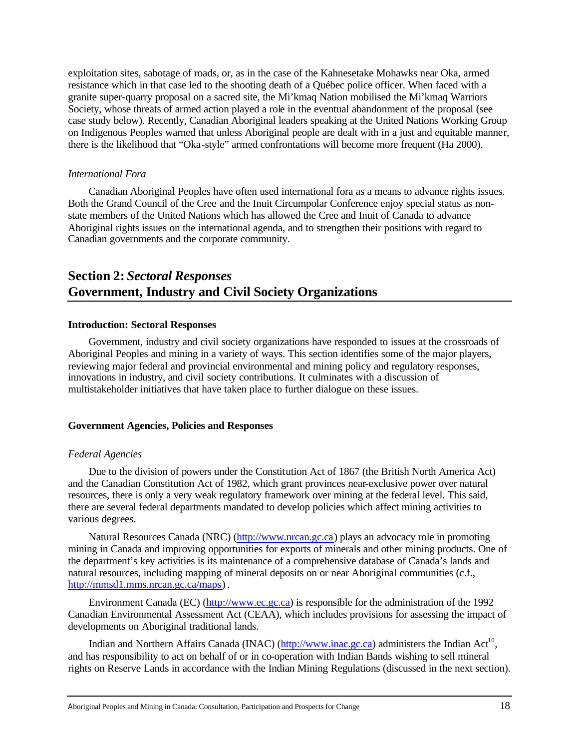exploitation sites, sabotage of roads, or, as in the case of the Kahnesetake Mohawks near Oka, armed resistance which in that case led to the shooting death of a Québec police officer. When faced with a granite super-quarry proposal on a sacred site, the Mi'kmaq Nation mobilised the Mi'kmaq Warriors Society, whose threats of armed action played a role in the eventual abandonment of the proposal (see case study below). Recently, Canadian Aboriginal leaders speaking at the United Nations Working Group on Indigenous Peoples warned that unless Aboriginal people are dealt with in a just and equitable manner, there is the likelihood that "Oka-style" armed confrontations will become more frequent (Ha 2000).

*International Fora*

Canadian Aboriginal Peoples have often used international fora as a means to advance rights issues. Both the Grand Council of the Cree and the Inuit Circumpolar Conference enjoy special status as non-state members of the United Nations which has allowed the Cree and Inuit of Canada to advance Aboriginal rights issues on the international agenda, and to strengthen their positions with regard to Canadian governments and the corporate community.

## Section 2: *Sectoral Responses*
## Government, Industry and Civil Society Organizations

**Introduction: Sectoral Responses**

Government, industry and civil society organizations have responded to issues at the crossroads of Aboriginal Peoples and mining in a variety of ways. This section identifies some of the major players, reviewing major federal and provincial environmental and mining policy and regulatory responses, innovations in industry, and civil society contributions. It culminates with a discussion of multistakeholder initiatives that have taken place to further dialogue on these issues.

**Government Agencies, Policies and Responses**

*Federal Agencies*

Due to the division of powers under the Constitution Act of 1867 (the British North America Act) and the Canadian Constitution Act of 1982, which grant provinces near-exclusive power over natural resources, there is only a very weak regulatory framework over mining at the federal level. This said, there are several federal departments mandated to develop policies which affect mining activities to various degrees.

Natural Resources Canada (NRC) (http://www.nrcan.gc.ca) plays an advocacy role in promoting mining in Canada and improving opportunities for exports of minerals and other mining products. One of the department's key activities is its maintenance of a comprehensive database of Canada's lands and natural resources, including mapping of mineral deposits on or near Aboriginal communities (c.f., http://mmsd1.mms.nrcan.gc.ca/maps) .

Environment Canada (EC) (http://www.ec.gc.ca) is responsible for the administration of the 1992 Canadian Environmental Assessment Act (CEAA), which includes provisions for assessing the impact of developments on Aboriginal traditional lands.

Indian and Northern Affairs Canada (INAC) (http://www.inac.gc.ca) administers the Indian Act[10], and has responsibility to act on behalf of or in co-operation with Indian Bands wishing to sell mineral rights on Reserve Lands in accordance with the Indian Mining Regulations (discussed in the next section).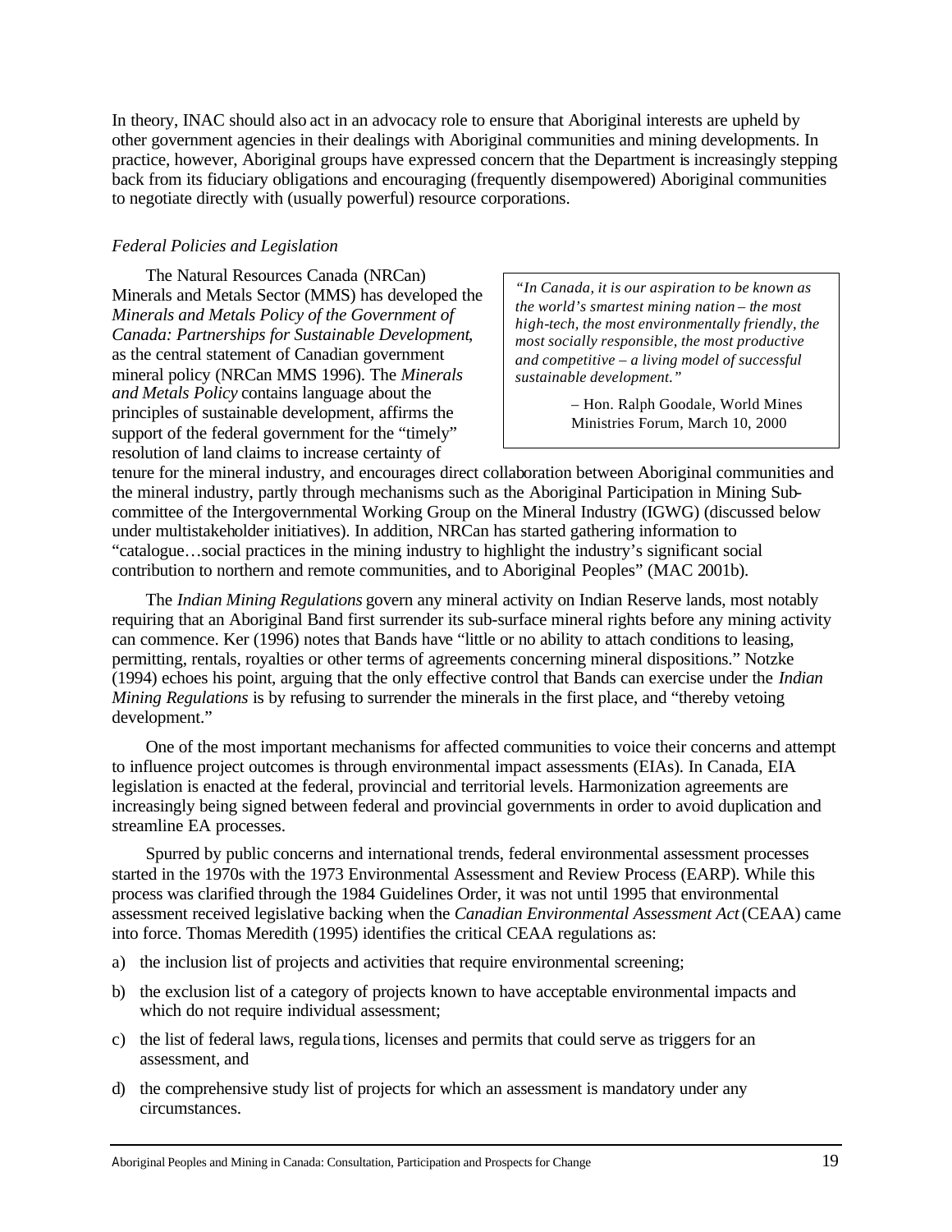In theory, INAC should also act in an advocacy role to ensure that Aboriginal interests are upheld by other government agencies in their dealings with Aboriginal communities and mining developments. In practice, however, Aboriginal groups have expressed concern that the Department is increasingly stepping back from its fiduciary obligations and encouraging (frequently disempowered) Aboriginal communities to negotiate directly with (usually powerful) resource corporations.

*Federal Policies and Legislation*

The Natural Resources Canada (NRCan) Minerals and Metals Sector (MMS) has developed the *Minerals and Metals Policy of the Government of Canada: Partnerships for Sustainable Development*, as the central statement of Canadian government mineral policy (NRCan MMS 1996). The *Minerals and Metals Policy* contains language about the principles of sustainable development, affirms the support of the federal government for the "timely" resolution of land claims to increase certainty of tenure for the mineral industry, and encourages direct collaboration between Aboriginal communities and the mineral industry, partly through mechanisms such as the Aboriginal Participation in Mining Sub-committee of the Intergovernmental Working Group on the Mineral Industry (IGWG) (discussed below under multistakeholder initiatives). In addition, NRCan has started gathering information to "catalogue…social practices in the mining industry to highlight the industry's significant social contribution to northern and remote communities, and to Aboriginal Peoples" (MAC 2001b).

> *"In Canada, it is our aspiration to be known as the world's smartest mining nation – the most high-tech, the most environmentally friendly, the most socially responsible, the most productive and competitive – a living model of successful sustainable development."*
>
> – Hon. Ralph Goodale, World Mines Ministries Forum, March 10, 2000

The *Indian Mining Regulations* govern any mineral activity on Indian Reserve lands, most notably requiring that an Aboriginal Band first surrender its sub-surface mineral rights before any mining activity can commence. Ker (1996) notes that Bands have "little or no ability to attach conditions to leasing, permitting, rentals, royalties or other terms of agreements concerning mineral dispositions." Notzke (1994) echoes his point, arguing that the only effective control that Bands can exercise under the *Indian Mining Regulations* is by refusing to surrender the minerals in the first place, and "thereby vetoing development."

One of the most important mechanisms for affected communities to voice their concerns and attempt to influence project outcomes is through environmental impact assessments (EIAs). In Canada, EIA legislation is enacted at the federal, provincial and territorial levels. Harmonization agreements are increasingly being signed between federal and provincial governments in order to avoid duplication and streamline EA processes.

Spurred by public concerns and international trends, federal environmental assessment processes started in the 1970s with the 1973 Environmental Assessment and Review Process (EARP). While this process was clarified through the 1984 Guidelines Order, it was not until 1995 that environmental assessment received legislative backing when the *Canadian Environmental Assessment Act* (CEAA) came into force. Thomas Meredith (1995) identifies the critical CEAA regulations as:

a) the inclusion list of projects and activities that require environmental screening;

b) the exclusion list of a category of projects known to have acceptable environmental impacts and which do not require individual assessment;

c) the list of federal laws, regulations, licenses and permits that could serve as triggers for an assessment, and

d) the comprehensive study list of projects for which an assessment is mandatory under any circumstances.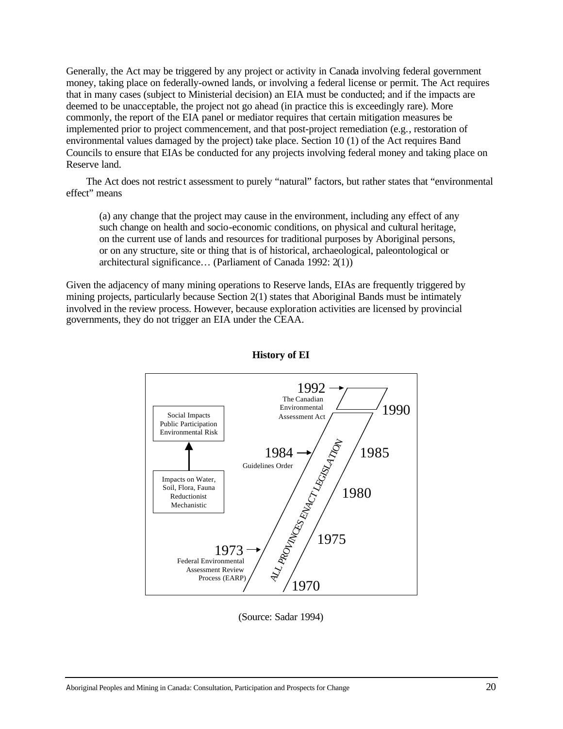Generally, the Act may be triggered by any project or activity in Canada involving federal government money, taking place on federally-owned lands, or involving a federal license or permit. The Act requires that in many cases (subject to Ministerial decision) an EIA must be conducted; and if the impacts are deemed to be unacceptable, the project not go ahead (in practice this is exceedingly rare). More commonly, the report of the EIA panel or mediator requires that certain mitigation measures be implemented prior to project commencement, and that post-project remediation (e.g., restoration of environmental values damaged by the project) take place. Section 10 (1) of the Act requires Band Councils to ensure that EIAs be conducted for any projects involving federal money and taking place on Reserve land.

The Act does not restrict assessment to purely "natural" factors, but rather states that "environmental effect" means

> (a) any change that the project may cause in the environment, including any effect of any such change on health and socio-economic conditions, on physical and cultural heritage, on the current use of lands and resources for traditional purposes by Aboriginal persons, or on any structure, site or thing that is of historical, archaeological, paleontological or architectural significance… (Parliament of Canada 1992: 2(1))

Given the adjacency of many mining operations to Reserve lands, EIAs are frequently triggered by mining projects, particularly because Section 2(1) states that Aboriginal Bands must be intimately involved in the review process. However, because exploration activities are licensed by provincial governments, they do not trigger an EIA under the CEAA.

**History of EI**

1973 → Federal Environmental Assessment Review Process (EARP)

1984 → Guidelines Order

1992 → The Canadian Environmental Assessment Act

ALL PROVINCES ENACT LEGISLATION

1970 · 1975 · 1980 · 1985 · 1990

Impacts on Water, Soil, Flora, Fauna; Reductionist; Mechanistic → Social Impacts; Public Participation; Environmental Risk

(Source: Sadar 1994)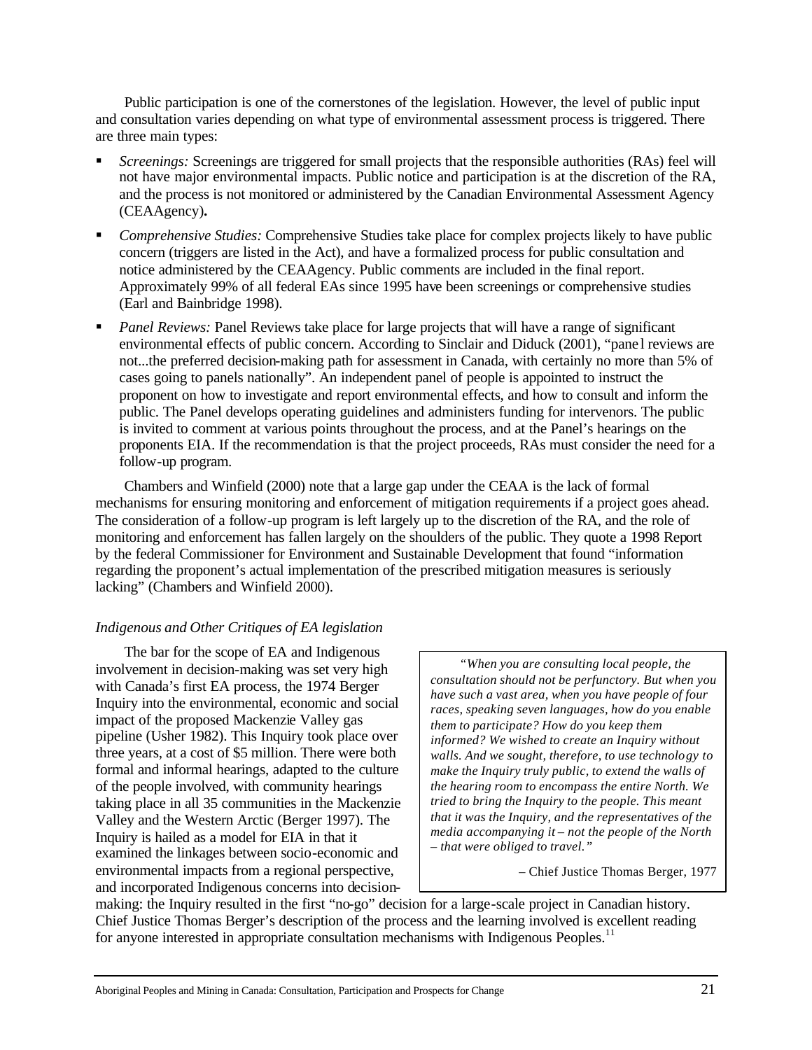Public participation is one of the cornerstones of the legislation. However, the level of public input and consultation varies depending on what type of environmental assessment process is triggered. There are three main types:

- *Screenings:* Screenings are triggered for small projects that the responsible authorities (RAs) feel will not have major environmental impacts. Public notice and participation is at the discretion of the RA, and the process is not monitored or administered by the Canadian Environmental Assessment Agency (CEAAgency)**.**
- *Comprehensive Studies:* Comprehensive Studies take place for complex projects likely to have public concern (triggers are listed in the Act), and have a formalized process for public consultation and notice administered by the CEAAgency. Public comments are included in the final report. Approximately 99% of all federal EAs since 1995 have been screenings or comprehensive studies (Earl and Bainbridge 1998).
- *Panel Reviews:* Panel Reviews take place for large projects that will have a range of significant environmental effects of public concern. According to Sinclair and Diduck (2001), "panel reviews are not...the preferred decision-making path for assessment in Canada, with certainly no more than 5% of cases going to panels nationally". An independent panel of people is appointed to instruct the proponent on how to investigate and report environmental effects, and how to consult and inform the public. The Panel develops operating guidelines and administers funding for intervenors. The public is invited to comment at various points throughout the process, and at the Panel's hearings on the proponents EIA. If the recommendation is that the project proceeds, RAs must consider the need for a follow-up program.

Chambers and Winfield (2000) note that a large gap under the CEAA is the lack of formal mechanisms for ensuring monitoring and enforcement of mitigation requirements if a project goes ahead. The consideration of a follow-up program is left largely up to the discretion of the RA, and the role of monitoring and enforcement has fallen largely on the shoulders of the public. They quote a 1998 Report by the federal Commissioner for Environment and Sustainable Development that found "information regarding the proponent's actual implementation of the prescribed mitigation measures is seriously lacking" (Chambers and Winfield 2000).

### *Indigenous and Other Critiques of EA legislation*

The bar for the scope of EA and Indigenous involvement in decision-making was set very high with Canada's first EA process, the 1974 Berger Inquiry into the environmental, economic and social impact of the proposed Mackenzie Valley gas pipeline (Usher 1982). This Inquiry took place over three years, at a cost of $5 million. There were both formal and informal hearings, adapted to the culture of the people involved, with community hearings taking place in all 35 communities in the Mackenzie Valley and the Western Arctic (Berger 1997). The Inquiry is hailed as a model for EIA in that it examined the linkages between socio-economic and environmental impacts from a regional perspective, and incorporated Indigenous concerns into decision-making: the Inquiry resulted in the first "no-go" decision for a large-scale project in Canadian history. Chief Justice Thomas Berger's description of the process and the learning involved is excellent reading for anyone interested in appropriate consultation mechanisms with Indigenous Peoples.[11]

> *"When you are consulting local people, the consultation should not be perfunctory. But when you have such a vast area, when you have people of four races, speaking seven languages, how do you enable them to participate? How do you keep them informed? We wished to create an Inquiry without walls. And we sought, therefore, to use technology to make the Inquiry truly public, to extend the walls of the hearing room to encompass the entire North. We tried to bring the Inquiry to the people. This meant that it was the Inquiry, and the representatives of the media accompanying it – not the people of the North – that were obliged to travel."*
>
> – Chief Justice Thomas Berger, 1977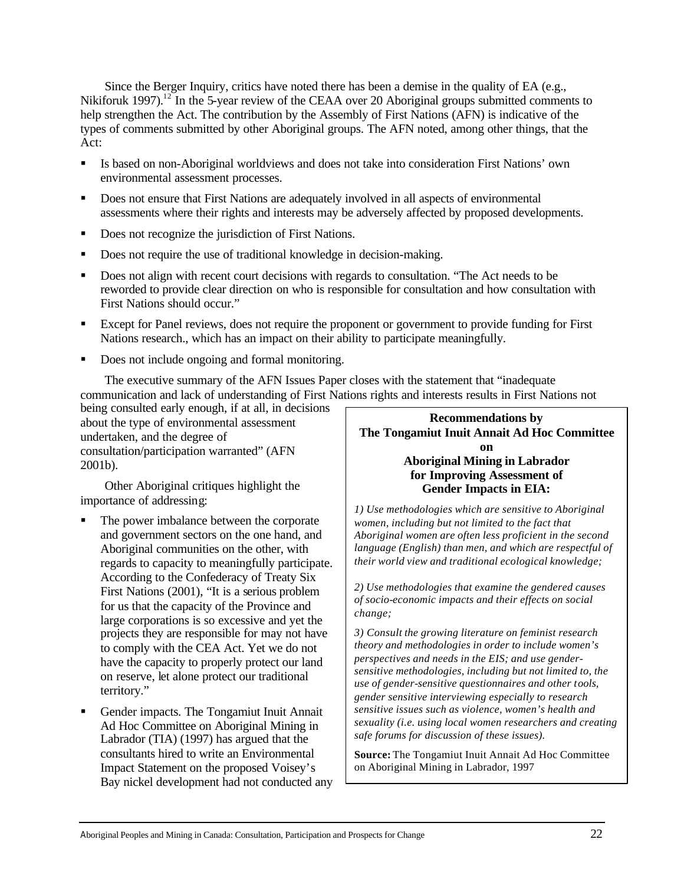Since the Berger Inquiry, critics have noted there has been a demise in the quality of EA (e.g., Nikiforuk 1997).[12] In the 5-year review of the CEAA over 20 Aboriginal groups submitted comments to help strengthen the Act. The contribution by the Assembly of First Nations (AFN) is indicative of the types of comments submitted by other Aboriginal groups. The AFN noted, among other things, that the Act:

- Is based on non-Aboriginal worldviews and does not take into consideration First Nations' own environmental assessment processes.
- Does not ensure that First Nations are adequately involved in all aspects of environmental assessments where their rights and interests may be adversely affected by proposed developments.
- Does not recognize the jurisdiction of First Nations.
- Does not require the use of traditional knowledge in decision-making.
- Does not align with recent court decisions with regards to consultation. "The Act needs to be reworded to provide clear direction on who is responsible for consultation and how consultation with First Nations should occur."
- Except for Panel reviews, does not require the proponent or government to provide funding for First Nations research., which has an impact on their ability to participate meaningfully.
- Does not include ongoing and formal monitoring.

The executive summary of the AFN Issues Paper closes with the statement that "inadequate communication and lack of understanding of First Nations rights and interests results in First Nations not being consulted early enough, if at all, in decisions about the type of environmental assessment undertaken, and the degree of consultation/participation warranted" (AFN 2001b).

Other Aboriginal critiques highlight the importance of addressing:

- The power imbalance between the corporate and government sectors on the one hand, and Aboriginal communities on the other, with regards to capacity to meaningfully participate. According to the Confederacy of Treaty Six First Nations (2001), "It is a serious problem for us that the capacity of the Province and large corporations is so excessive and yet the projects they are responsible for may not have to comply with the CEA Act. Yet we do not have the capacity to properly protect our land on reserve, let alone protect our traditional territory."
- Gender impacts. The Tongamiut Inuit Annait Ad Hoc Committee on Aboriginal Mining in Labrador (TIA) (1997) has argued that the consultants hired to write an Environmental Impact Statement on the proposed Voisey's Bay nickel development had not conducted any

**Recommendations by The Tongamiut Inuit Annait Ad Hoc Committee on Aboriginal Mining in Labrador for Improving Assessment of Gender Impacts in EIA:**

*1) Use methodologies which are sensitive to Aboriginal women, including but not limited to the fact that Aboriginal women are often less proficient in the second language (English) than men, and which are respectful of their world view and traditional ecological knowledge;*

*2) Use methodologies that examine the gendered causes of socio-economic impacts and their effects on social change;*

*3) Consult the growing literature on feminist research theory and methodologies in order to include women's perspectives and needs in the EIS; and use gender-sensitive methodologies, including but not limited to, the use of gender-sensitive questionnaires and other tools, gender sensitive interviewing especially to research sensitive issues such as violence, women's health and sexuality (i.e. using local women researchers and creating safe forums for discussion of these issues).*

**Source:** The Tongamiut Inuit Annait Ad Hoc Committee on Aboriginal Mining in Labrador, 1997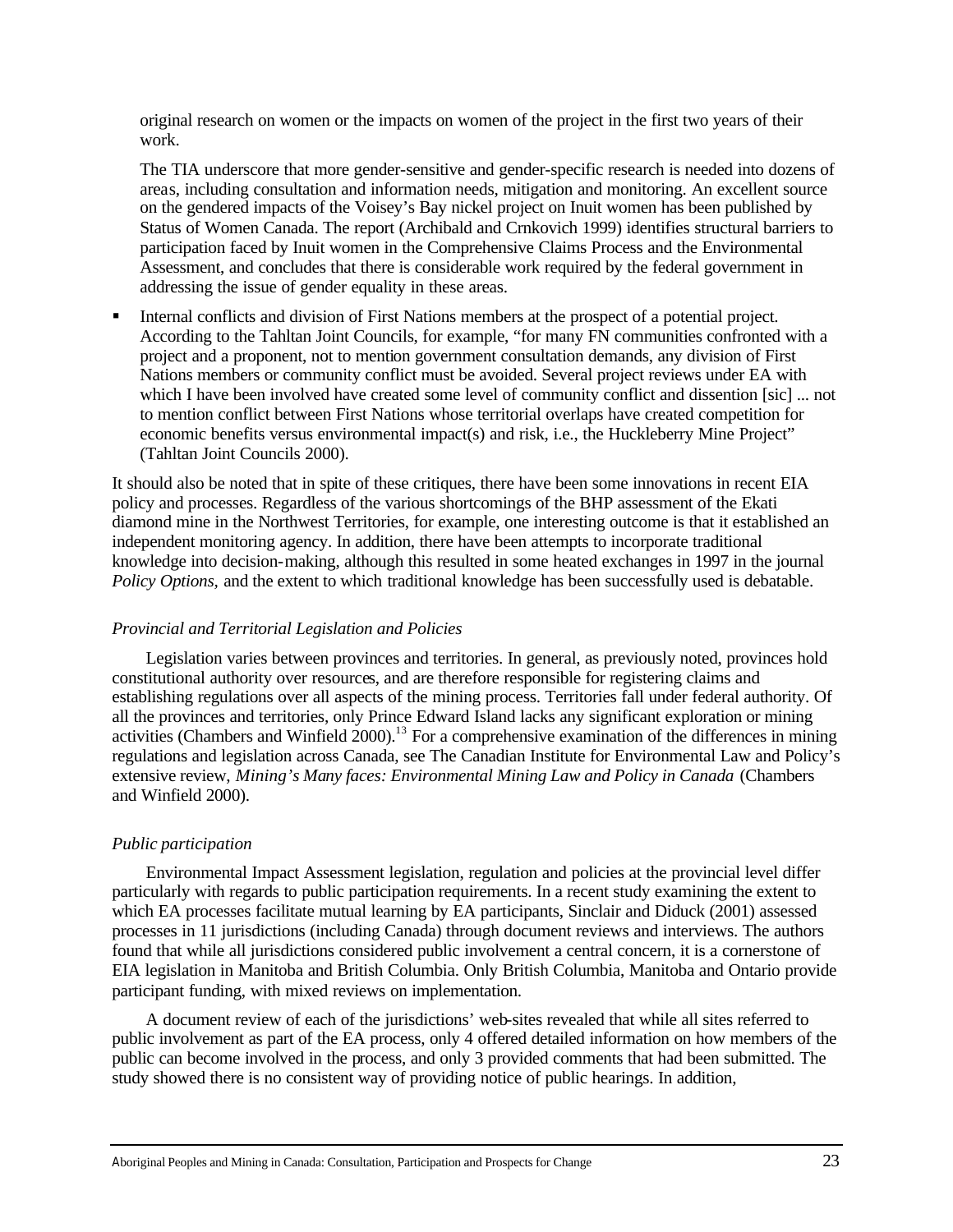original research on women or the impacts on women of the project in the first two years of their work.

The TIA underscore that more gender-sensitive and gender-specific research is needed into dozens of areas, including consultation and information needs, mitigation and monitoring. An excellent source on the gendered impacts of the Voisey's Bay nickel project on Inuit women has been published by Status of Women Canada. The report (Archibald and Crnkovich 1999) identifies structural barriers to participation faced by Inuit women in the Comprehensive Claims Process and the Environmental Assessment, and concludes that there is considerable work required by the federal government in addressing the issue of gender equality in these areas.

- Internal conflicts and division of First Nations members at the prospect of a potential project. According to the Tahltan Joint Councils, for example, "for many FN communities confronted with a project and a proponent, not to mention government consultation demands, any division of First Nations members or community conflict must be avoided. Several project reviews under EA with which I have been involved have created some level of community conflict and dissention [sic] ... not to mention conflict between First Nations whose territorial overlaps have created competition for economic benefits versus environmental impact(s) and risk, i.e., the Huckleberry Mine Project" (Tahltan Joint Councils 2000).

It should also be noted that in spite of these critiques, there have been some innovations in recent EIA policy and processes. Regardless of the various shortcomings of the BHP assessment of the Ekati diamond mine in the Northwest Territories, for example, one interesting outcome is that it established an independent monitoring agency. In addition, there have been attempts to incorporate traditional knowledge into decision-making, although this resulted in some heated exchanges in 1997 in the journal *Policy Options,* and the extent to which traditional knowledge has been successfully used is debatable.

*Provincial and Territorial Legislation and Policies*

Legislation varies between provinces and territories. In general, as previously noted, provinces hold constitutional authority over resources, and are therefore responsible for registering claims and establishing regulations over all aspects of the mining process. Territories fall under federal authority. Of all the provinces and territories, only Prince Edward Island lacks any significant exploration or mining activities (Chambers and Winfield 2000).[13] For a comprehensive examination of the differences in mining regulations and legislation across Canada, see The Canadian Institute for Environmental Law and Policy's extensive review, *Mining's Many faces: Environmental Mining Law and Policy in Canada* (Chambers and Winfield 2000).

*Public participation*

Environmental Impact Assessment legislation, regulation and policies at the provincial level differ particularly with regards to public participation requirements. In a recent study examining the extent to which EA processes facilitate mutual learning by EA participants, Sinclair and Diduck (2001) assessed processes in 11 jurisdictions (including Canada) through document reviews and interviews. The authors found that while all jurisdictions considered public involvement a central concern, it is a cornerstone of EIA legislation in Manitoba and British Columbia. Only British Columbia, Manitoba and Ontario provide participant funding, with mixed reviews on implementation.

A document review of each of the jurisdictions' web-sites revealed that while all sites referred to public involvement as part of the EA process, only 4 offered detailed information on how members of the public can become involved in the process, and only 3 provided comments that had been submitted. The study showed there is no consistent way of providing notice of public hearings. In addition,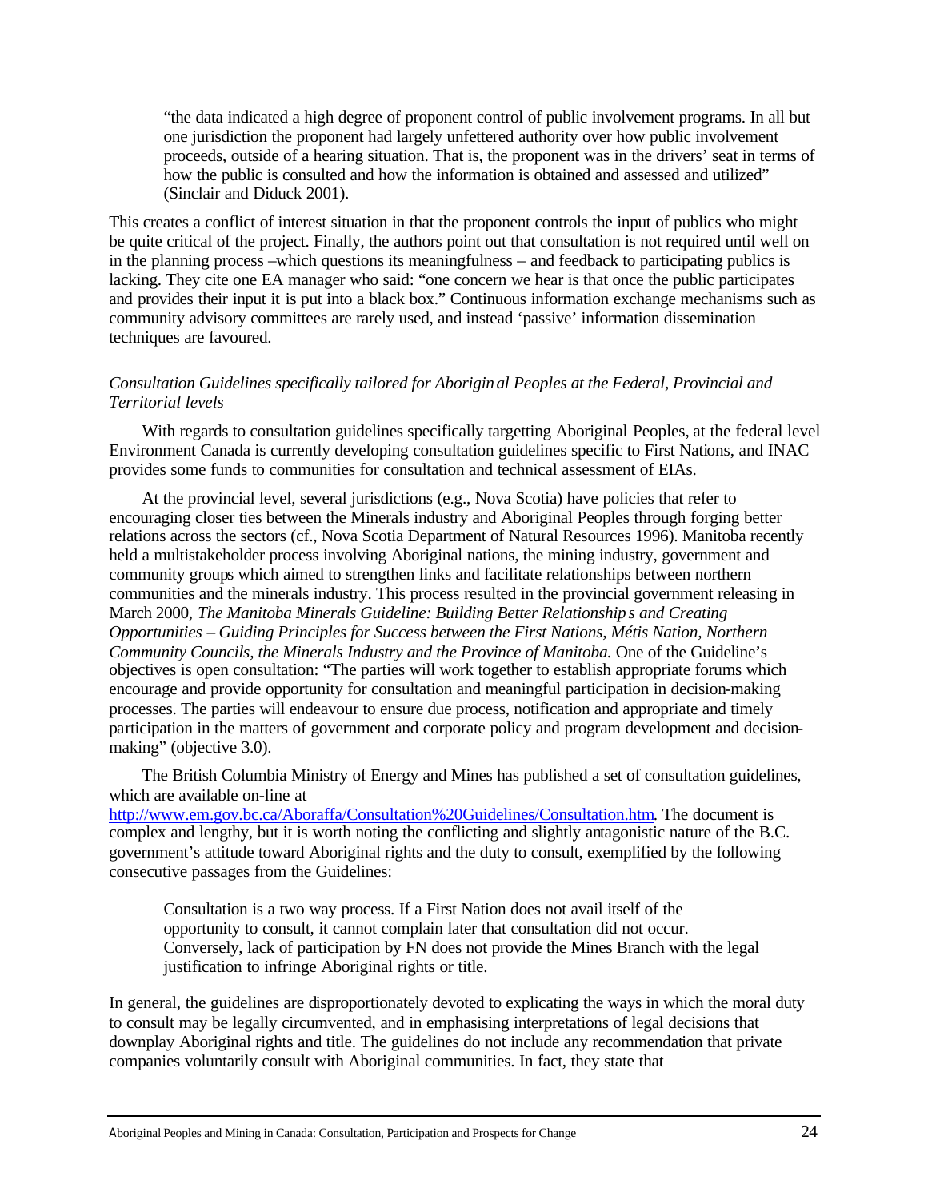> "the data indicated a high degree of proponent control of public involvement programs. In all but one jurisdiction the proponent had largely unfettered authority over how public involvement proceeds, outside of a hearing situation. That is, the proponent was in the drivers' seat in terms of how the public is consulted and how the information is obtained and assessed and utilized" (Sinclair and Diduck 2001).

This creates a conflict of interest situation in that the proponent controls the input of publics who might be quite critical of the project. Finally, the authors point out that consultation is not required until well on in the planning process –which questions its meaningfulness – and feedback to participating publics is lacking. They cite one EA manager who said: "one concern we hear is that once the public participates and provides their input it is put into a black box." Continuous information exchange mechanisms such as community advisory committees are rarely used, and instead 'passive' information dissemination techniques are favoured.

*Consultation Guidelines specifically tailored for Aboriginal Peoples at the Federal, Provincial and Territorial levels*

With regards to consultation guidelines specifically targetting Aboriginal Peoples, at the federal level Environment Canada is currently developing consultation guidelines specific to First Nations, and INAC provides some funds to communities for consultation and technical assessment of EIAs.

At the provincial level, several jurisdictions (e.g., Nova Scotia) have policies that refer to encouraging closer ties between the Minerals industry and Aboriginal Peoples through forging better relations across the sectors (cf., Nova Scotia Department of Natural Resources 1996). Manitoba recently held a multistakeholder process involving Aboriginal nations, the mining industry, government and community groups which aimed to strengthen links and facilitate relationships between northern communities and the minerals industry. This process resulted in the provincial government releasing in March 2000, *The Manitoba Minerals Guideline: Building Better Relationships and Creating Opportunities – Guiding Principles for Success between the First Nations, Métis Nation, Northern Community Councils, the Minerals Industry and the Province of Manitoba.* One of the Guideline's objectives is open consultation: "The parties will work together to establish appropriate forums which encourage and provide opportunity for consultation and meaningful participation in decision-making processes. The parties will endeavour to ensure due process, notification and appropriate and timely participation in the matters of government and corporate policy and program development and decision-making" (objective 3.0).

The British Columbia Ministry of Energy and Mines has published a set of consultation guidelines, which are available on-line at http://www.em.gov.bc.ca/Aboraffa/Consultation%20Guidelines/Consultation.htm. The document is complex and lengthy, but it is worth noting the conflicting and slightly antagonistic nature of the B.C. government's attitude toward Aboriginal rights and the duty to consult, exemplified by the following consecutive passages from the Guidelines:

> Consultation is a two way process. If a First Nation does not avail itself of the opportunity to consult, it cannot complain later that consultation did not occur. Conversely, lack of participation by FN does not provide the Mines Branch with the legal justification to infringe Aboriginal rights or title.

In general, the guidelines are disproportionately devoted to explicating the ways in which the moral duty to consult may be legally circumvented, and in emphasising interpretations of legal decisions that downplay Aboriginal rights and title. The guidelines do not include any recommendation that private companies voluntarily consult with Aboriginal communities. In fact, they state that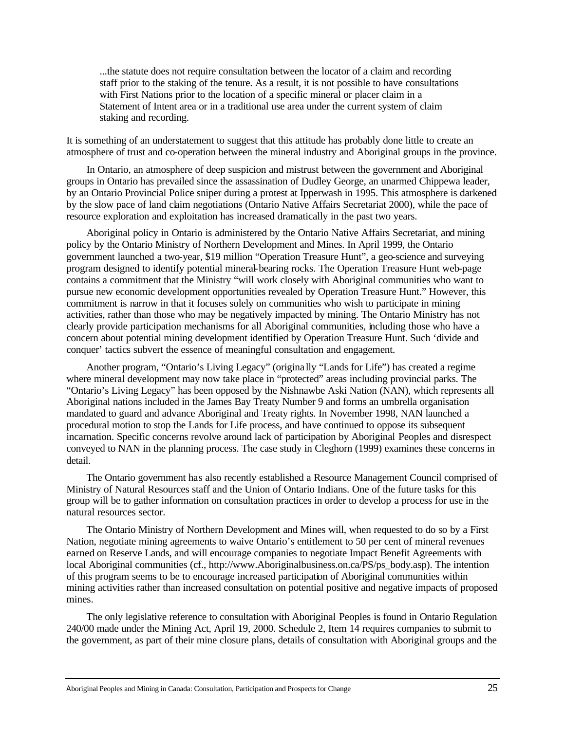> ...the statute does not require consultation between the locator of a claim and recording staff prior to the staking of the tenure. As a result, it is not possible to have consultations with First Nations prior to the location of a specific mineral or placer claim in a Statement of Intent area or in a traditional use area under the current system of claim staking and recording.

It is something of an understatement to suggest that this attitude has probably done little to create an atmosphere of trust and co-operation between the mineral industry and Aboriginal groups in the province.

In Ontario, an atmosphere of deep suspicion and mistrust between the government and Aboriginal groups in Ontario has prevailed since the assassination of Dudley George, an unarmed Chippewa leader, by an Ontario Provincial Police sniper during a protest at Ipperwash in 1995. This atmosphere is darkened by the slow pace of land claim negotiations (Ontario Native Affairs Secretariat 2000), while the pace of resource exploration and exploitation has increased dramatically in the past two years.

Aboriginal policy in Ontario is administered by the Ontario Native Affairs Secretariat, and mining policy by the Ontario Ministry of Northern Development and Mines. In April 1999, the Ontario government launched a two-year, $19 million "Operation Treasure Hunt", a geo-science and surveying program designed to identify potential mineral-bearing rocks. The Operation Treasure Hunt web-page contains a commitment that the Ministry "will work closely with Aboriginal communities who want to pursue new economic development opportunities revealed by Operation Treasure Hunt." However, this commitment is narrow in that it focuses solely on communities who wish to participate in mining activities, rather than those who may be negatively impacted by mining. The Ontario Ministry has not clearly provide participation mechanisms for all Aboriginal communities, including those who have a concern about potential mining development identified by Operation Treasure Hunt. Such 'divide and conquer' tactics subvert the essence of meaningful consultation and engagement.

Another program, "Ontario's Living Legacy" (originally "Lands for Life") has created a regime where mineral development may now take place in "protected" areas including provincial parks. The "Ontario's Living Legacy" has been opposed by the Nishnawbe Aski Nation (NAN), which represents all Aboriginal nations included in the James Bay Treaty Number 9 and forms an umbrella organisation mandated to guard and advance Aboriginal and Treaty rights. In November 1998, NAN launched a procedural motion to stop the Lands for Life process, and have continued to oppose its subsequent incarnation. Specific concerns revolve around lack of participation by Aboriginal Peoples and disrespect conveyed to NAN in the planning process. The case study in Cleghorn (1999) examines these concerns in detail.

The Ontario government has also recently established a Resource Management Council comprised of Ministry of Natural Resources staff and the Union of Ontario Indians. One of the future tasks for this group will be to gather information on consultation practices in order to develop a process for use in the natural resources sector.

The Ontario Ministry of Northern Development and Mines will, when requested to do so by a First Nation, negotiate mining agreements to waive Ontario's entitlement to 50 per cent of mineral revenues earned on Reserve Lands, and will encourage companies to negotiate Impact Benefit Agreements with local Aboriginal communities (cf., http://www.Aboriginalbusiness.on.ca/PS/ps_body.asp). The intention of this program seems to be to encourage increased participation of Aboriginal communities within mining activities rather than increased consultation on potential positive and negative impacts of proposed mines.

The only legislative reference to consultation with Aboriginal Peoples is found in Ontario Regulation 240/00 made under the Mining Act, April 19, 2000. Schedule 2, Item 14 requires companies to submit to the government, as part of their mine closure plans, details of consultation with Aboriginal groups and the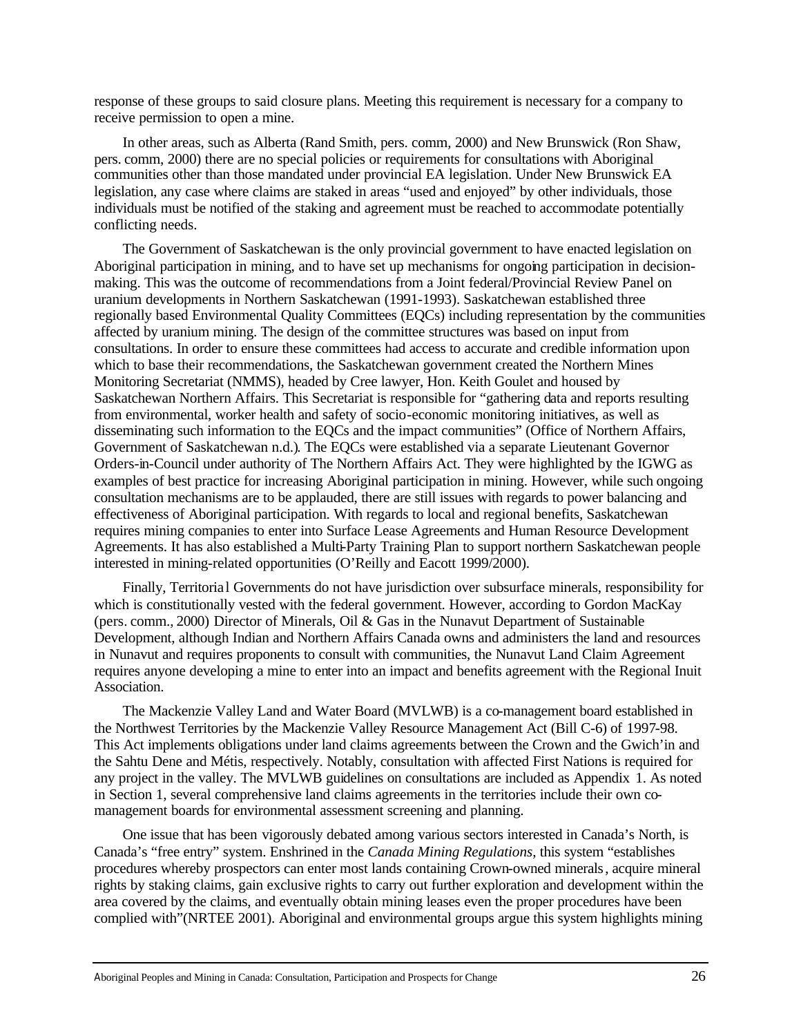response of these groups to said closure plans. Meeting this requirement is necessary for a company to receive permission to open a mine.

In other areas, such as Alberta (Rand Smith, pers. comm, 2000) and New Brunswick (Ron Shaw, pers. comm, 2000) there are no special policies or requirements for consultations with Aboriginal communities other than those mandated under provincial EA legislation. Under New Brunswick EA legislation, any case where claims are staked in areas "used and enjoyed" by other individuals, those individuals must be notified of the staking and agreement must be reached to accommodate potentially conflicting needs.

The Government of Saskatchewan is the only provincial government to have enacted legislation on Aboriginal participation in mining, and to have set up mechanisms for ongoing participation in decision-making. This was the outcome of recommendations from a Joint federal/Provincial Review Panel on uranium developments in Northern Saskatchewan (1991-1993). Saskatchewan established three regionally based Environmental Quality Committees (EQCs) including representation by the communities affected by uranium mining. The design of the committee structures was based on input from consultations. In order to ensure these committees had access to accurate and credible information upon which to base their recommendations, the Saskatchewan government created the Northern Mines Monitoring Secretariat (NMMS), headed by Cree lawyer, Hon. Keith Goulet and housed by Saskatchewan Northern Affairs. This Secretariat is responsible for "gathering data and reports resulting from environmental, worker health and safety of socio-economic monitoring initiatives, as well as disseminating such information to the EQCs and the impact communities" (Office of Northern Affairs, Government of Saskatchewan n.d.). The EQCs were established via a separate Lieutenant Governor Orders-in-Council under authority of The Northern Affairs Act. They were highlighted by the IGWG as examples of best practice for increasing Aboriginal participation in mining. However, while such ongoing consultation mechanisms are to be applauded, there are still issues with regards to power balancing and effectiveness of Aboriginal participation. With regards to local and regional benefits, Saskatchewan requires mining companies to enter into Surface Lease Agreements and Human Resource Development Agreements. It has also established a Multi-Party Training Plan to support northern Saskatchewan people interested in mining-related opportunities (O'Reilly and Eacott 1999/2000).

Finally, Territorial Governments do not have jurisdiction over subsurface minerals, responsibility for which is constitutionally vested with the federal government. However, according to Gordon MacKay (pers. comm., 2000) Director of Minerals, Oil & Gas in the Nunavut Department of Sustainable Development, although Indian and Northern Affairs Canada owns and administers the land and resources in Nunavut and requires proponents to consult with communities, the Nunavut Land Claim Agreement requires anyone developing a mine to enter into an impact and benefits agreement with the Regional Inuit Association.

The Mackenzie Valley Land and Water Board (MVLWB) is a co-management board established in the Northwest Territories by the Mackenzie Valley Resource Management Act (Bill C-6) of 1997-98. This Act implements obligations under land claims agreements between the Crown and the Gwich'in and the Sahtu Dene and Métis, respectively. Notably, consultation with affected First Nations is required for any project in the valley. The MVLWB guidelines on consultations are included as Appendix 1. As noted in Section 1, several comprehensive land claims agreements in the territories include their own co-management boards for environmental assessment screening and planning.

One issue that has been vigorously debated among various sectors interested in Canada's North, is Canada's "free entry" system. Enshrined in the *Canada Mining Regulations*, this system "establishes procedures whereby prospectors can enter most lands containing Crown-owned minerals, acquire mineral rights by staking claims, gain exclusive rights to carry out further exploration and development within the area covered by the claims, and eventually obtain mining leases even the proper procedures have been complied with"(NRTEE 2001). Aboriginal and environmental groups argue this system highlights mining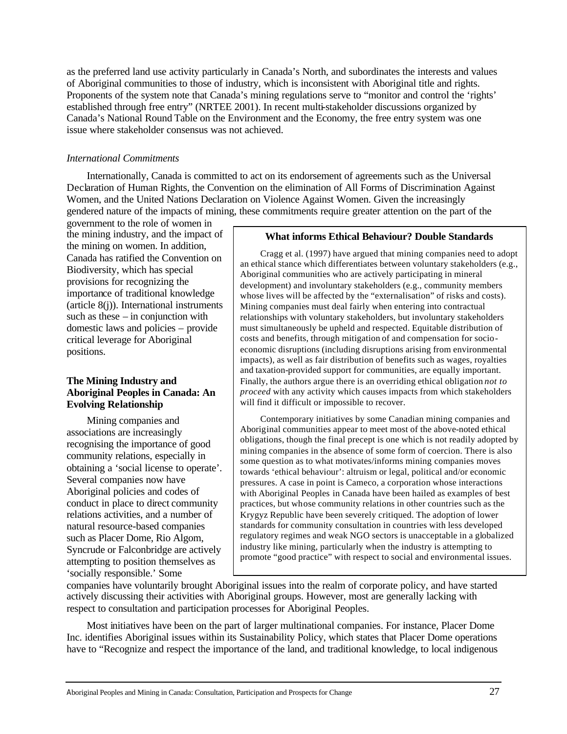as the preferred land use activity particularly in Canada's North, and subordinates the interests and values of Aboriginal communities to those of industry, which is inconsistent with Aboriginal title and rights. Proponents of the system note that Canada's mining regulations serve to "monitor and control the 'rights' established through free entry" (NRTEE 2001). In recent multi-stakeholder discussions organized by Canada's National Round Table on the Environment and the Economy, the free entry system was one issue where stakeholder consensus was not achieved.

*International Commitments*

Internationally, Canada is committed to act on its endorsement of agreements such as the Universal Declaration of Human Rights, the Convention on the elimination of All Forms of Discrimination Against Women, and the United Nations Declaration on Violence Against Women. Given the increasingly gendered nature of the impacts of mining, these commitments require greater attention on the part of the government to the role of women in the mining industry, and the impact of the mining on women. In addition, Canada has ratified the Convention on Biodiversity, which has special provisions for recognizing the importance of traditional knowledge (article 8(j)). International instruments such as these – in conjunction with domestic laws and policies – provide critical leverage for Aboriginal positions.

> **What informs Ethical Behaviour? Double Standards**
>
> Cragg et al. (1997) have argued that mining companies need to adopt an ethical stance which differentiates between voluntary stakeholders (e.g., Aboriginal communities who are actively participating in mineral development) and involuntary stakeholders (e.g., community members whose lives will be affected by the "externalisation" of risks and costs). Mining companies must deal fairly when entering into contractual relationships with voluntary stakeholders, but involuntary stakeholders must simultaneously be upheld and respected. Equitable distribution of costs and benefits, through mitigation of and compensation for socio-economic disruptions (including disruptions arising from environmental impacts), as well as fair distribution of benefits such as wages, royalties and taxation-provided support for communities, are equally important. Finally, the authors argue there is an overriding ethical obligation *not to proceed* with any activity which causes impacts from which stakeholders will find it difficult or impossible to recover.
>
> Contemporary initiatives by some Canadian mining companies and Aboriginal communities appear to meet most of the above-noted ethical obligations, though the final precept is one which is not readily adopted by mining companies in the absence of some form of coercion. There is also some question as to what motivates/informs mining companies moves towards 'ethical behaviour': altruism or legal, political and/or economic pressures. A case in point is Cameco, a corporation whose interactions with Aboriginal Peoples in Canada have been hailed as examples of best practices, but whose community relations in other countries such as the Krygyz Republic have been severely critiqued. The adoption of lower standards for community consultation in countries with less developed regulatory regimes and weak NGO sectors is unacceptable in a globalized industry like mining, particularly when the industry is attempting to promote "good practice" with respect to social and environmental issues.

## The Mining Industry and Aboriginal Peoples in Canada: An Evolving Relationship

Mining companies and associations are increasingly recognising the importance of good community relations, especially in obtaining a 'social license to operate'. Several companies now have Aboriginal policies and codes of conduct in place to direct community relations activities, and a number of natural resource-based companies such as Placer Dome, Rio Algom, Syncrude or Falconbridge are actively attempting to position themselves as 'socially responsible.' Some companies have voluntarily brought Aboriginal issues into the realm of corporate policy, and have started actively discussing their activities with Aboriginal groups. However, most are generally lacking with respect to consultation and participation processes for Aboriginal Peoples.

Most initiatives have been on the part of larger multinational companies. For instance, Placer Dome Inc. identifies Aboriginal issues within its Sustainability Policy, which states that Placer Dome operations have to "Recognize and respect the importance of the land, and traditional knowledge, to local indigenous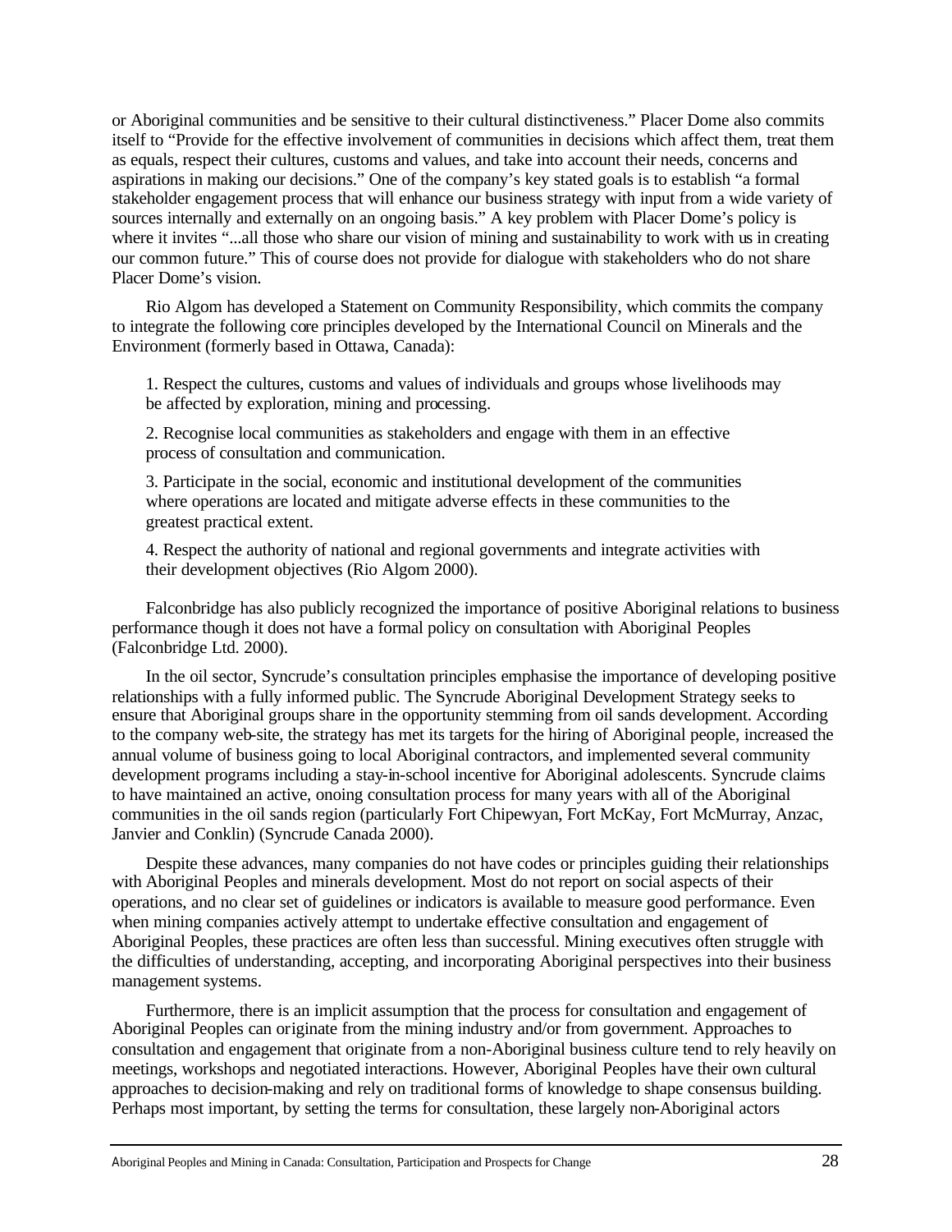or Aboriginal communities and be sensitive to their cultural distinctiveness." Placer Dome also commits itself to "Provide for the effective involvement of communities in decisions which affect them, treat them as equals, respect their cultures, customs and values, and take into account their needs, concerns and aspirations in making our decisions." One of the company's key stated goals is to establish "a formal stakeholder engagement process that will enhance our business strategy with input from a wide variety of sources internally and externally on an ongoing basis." A key problem with Placer Dome's policy is where it invites "...all those who share our vision of mining and sustainability to work with us in creating our common future." This of course does not provide for dialogue with stakeholders who do not share Placer Dome's vision.

Rio Algom has developed a Statement on Community Responsibility, which commits the company to integrate the following core principles developed by the International Council on Minerals and the Environment (formerly based in Ottawa, Canada):

1. Respect the cultures, customs and values of individuals and groups whose livelihoods may be affected by exploration, mining and processing.

2. Recognise local communities as stakeholders and engage with them in an effective process of consultation and communication.

3. Participate in the social, economic and institutional development of the communities where operations are located and mitigate adverse effects in these communities to the greatest practical extent.

4. Respect the authority of national and regional governments and integrate activities with their development objectives (Rio Algom 2000).

Falconbridge has also publicly recognized the importance of positive Aboriginal relations to business performance though it does not have a formal policy on consultation with Aboriginal Peoples (Falconbridge Ltd. 2000).

In the oil sector, Syncrude's consultation principles emphasise the importance of developing positive relationships with a fully informed public. The Syncrude Aboriginal Development Strategy seeks to ensure that Aboriginal groups share in the opportunity stemming from oil sands development. According to the company web-site, the strategy has met its targets for the hiring of Aboriginal people, increased the annual volume of business going to local Aboriginal contractors, and implemented several community development programs including a stay-in-school incentive for Aboriginal adolescents. Syncrude claims to have maintained an active, onoing consultation process for many years with all of the Aboriginal communities in the oil sands region (particularly Fort Chipewyan, Fort McKay, Fort McMurray, Anzac, Janvier and Conklin) (Syncrude Canada 2000).

Despite these advances, many companies do not have codes or principles guiding their relationships with Aboriginal Peoples and minerals development. Most do not report on social aspects of their operations, and no clear set of guidelines or indicators is available to measure good performance. Even when mining companies actively attempt to undertake effective consultation and engagement of Aboriginal Peoples, these practices are often less than successful. Mining executives often struggle with the difficulties of understanding, accepting, and incorporating Aboriginal perspectives into their business management systems.

Furthermore, there is an implicit assumption that the process for consultation and engagement of Aboriginal Peoples can originate from the mining industry and/or from government. Approaches to consultation and engagement that originate from a non-Aboriginal business culture tend to rely heavily on meetings, workshops and negotiated interactions. However, Aboriginal Peoples have their own cultural approaches to decision-making and rely on traditional forms of knowledge to shape consensus building. Perhaps most important, by setting the terms for consultation, these largely non-Aboriginal actors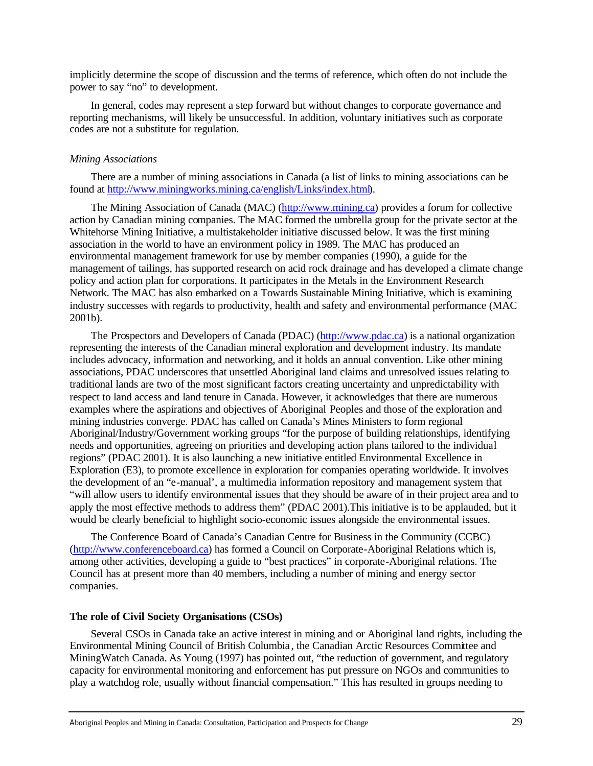implicitly determine the scope of discussion and the terms of reference, which often do not include the power to say "no" to development.

In general, codes may represent a step forward but without changes to corporate governance and reporting mechanisms, will likely be unsuccessful. In addition, voluntary initiatives such as corporate codes are not a substitute for regulation.

*Mining Associations*

There are a number of mining associations in Canada (a list of links to mining associations can be found at http://www.miningworks.mining.ca/english/Links/index.html).

The Mining Association of Canada (MAC) (http://www.mining.ca) provides a forum for collective action by Canadian mining companies. The MAC formed the umbrella group for the private sector at the Whitehorse Mining Initiative, a multistakeholder initiative discussed below. It was the first mining association in the world to have an environment policy in 1989. The MAC has produced an environmental management framework for use by member companies (1990), a guide for the management of tailings, has supported research on acid rock drainage and has developed a climate change policy and action plan for corporations. It participates in the Metals in the Environment Research Network. The MAC has also embarked on a Towards Sustainable Mining Initiative, which is examining industry successes with regards to productivity, health and safety and environmental performance (MAC 2001b).

The Prospectors and Developers of Canada (PDAC) (http://www.pdac.ca) is a national organization representing the interests of the Canadian mineral exploration and development industry. Its mandate includes advocacy, information and networking, and it holds an annual convention. Like other mining associations, PDAC underscores that unsettled Aboriginal land claims and unresolved issues relating to traditional lands are two of the most significant factors creating uncertainty and unpredictability with respect to land access and land tenure in Canada. However, it acknowledges that there are numerous examples where the aspirations and objectives of Aboriginal Peoples and those of the exploration and mining industries converge. PDAC has called on Canada's Mines Ministers to form regional Aboriginal/Industry/Government working groups "for the purpose of building relationships, identifying needs and opportunities, agreeing on priorities and developing action plans tailored to the individual regions" (PDAC 2001). It is also launching a new initiative entitled Environmental Excellence in Exploration (E3), to promote excellence in exploration for companies operating worldwide. It involves the development of an "e-manual', a multimedia information repository and management system that "will allow users to identify environmental issues that they should be aware of in their project area and to apply the most effective methods to address them" (PDAC 2001).This initiative is to be applauded, but it would be clearly beneficial to highlight socio-economic issues alongside the environmental issues.

The Conference Board of Canada's Canadian Centre for Business in the Community (CCBC) (http://www.conferenceboard.ca) has formed a Council on Corporate-Aboriginal Relations which is, among other activities, developing a guide to "best practices" in corporate-Aboriginal relations. The Council has at present more than 40 members, including a number of mining and energy sector companies.

**The role of Civil Society Organisations (CSOs)**

Several CSOs in Canada take an active interest in mining and or Aboriginal land rights, including the Environmental Mining Council of British Columbia, the Canadian Arctic Resources Committee and MiningWatch Canada. As Young (1997) has pointed out, "the reduction of government, and regulatory capacity for environmental monitoring and enforcement has put pressure on NGOs and communities to play a watchdog role, usually without financial compensation." This has resulted in groups needing to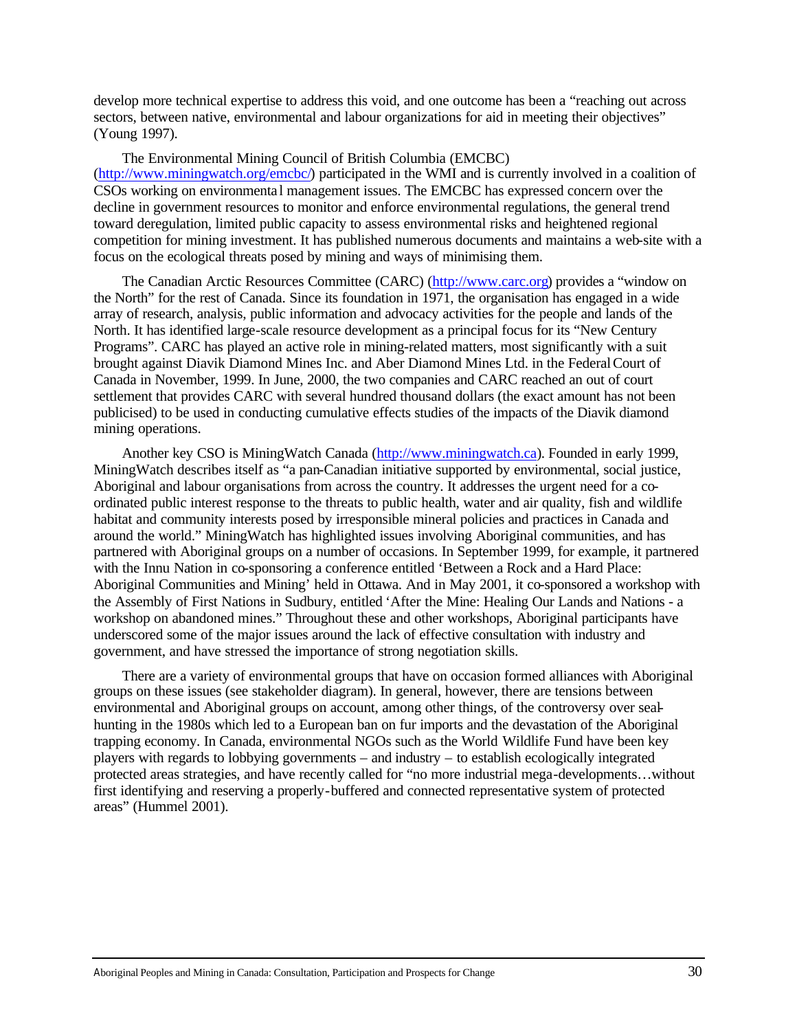develop more technical expertise to address this void, and one outcome has been a "reaching out across sectors, between native, environmental and labour organizations for aid in meeting their objectives" (Young 1997).

The Environmental Mining Council of British Columbia (EMCBC) (http://www.miningwatch.org/emcbc/) participated in the WMI and is currently involved in a coalition of CSOs working on environmental management issues. The EMCBC has expressed concern over the decline in government resources to monitor and enforce environmental regulations, the general trend toward deregulation, limited public capacity to assess environmental risks and heightened regional competition for mining investment. It has published numerous documents and maintains a web-site with a focus on the ecological threats posed by mining and ways of minimising them.

The Canadian Arctic Resources Committee (CARC) (http://www.carc.org) provides a "window on the North" for the rest of Canada. Since its foundation in 1971, the organisation has engaged in a wide array of research, analysis, public information and advocacy activities for the people and lands of the North. It has identified large-scale resource development as a principal focus for its "New Century Programs". CARC has played an active role in mining-related matters, most significantly with a suit brought against Diavik Diamond Mines Inc. and Aber Diamond Mines Ltd. in the Federal Court of Canada in November, 1999. In June, 2000, the two companies and CARC reached an out of court settlement that provides CARC with several hundred thousand dollars (the exact amount has not been publicised) to be used in conducting cumulative effects studies of the impacts of the Diavik diamond mining operations.

Another key CSO is MiningWatch Canada (http://www.miningwatch.ca). Founded in early 1999, MiningWatch describes itself as "a pan-Canadian initiative supported by environmental, social justice, Aboriginal and labour organisations from across the country. It addresses the urgent need for a co-ordinated public interest response to the threats to public health, water and air quality, fish and wildlife habitat and community interests posed by irresponsible mineral policies and practices in Canada and around the world." MiningWatch has highlighted issues involving Aboriginal communities, and has partnered with Aboriginal groups on a number of occasions. In September 1999, for example, it partnered with the Innu Nation in co-sponsoring a conference entitled 'Between a Rock and a Hard Place: Aboriginal Communities and Mining' held in Ottawa. And in May 2001, it co-sponsored a workshop with the Assembly of First Nations in Sudbury, entitled 'After the Mine: Healing Our Lands and Nations - a workshop on abandoned mines." Throughout these and other workshops, Aboriginal participants have underscored some of the major issues around the lack of effective consultation with industry and government, and have stressed the importance of strong negotiation skills.

There are a variety of environmental groups that have on occasion formed alliances with Aboriginal groups on these issues (see stakeholder diagram). In general, however, there are tensions between environmental and Aboriginal groups on account, among other things, of the controversy over seal-hunting in the 1980s which led to a European ban on fur imports and the devastation of the Aboriginal trapping economy. In Canada, environmental NGOs such as the World Wildlife Fund have been key players with regards to lobbying governments – and industry – to establish ecologically integrated protected areas strategies, and have recently called for "no more industrial mega-developments…without first identifying and reserving a properly-buffered and connected representative system of protected areas" (Hummel 2001).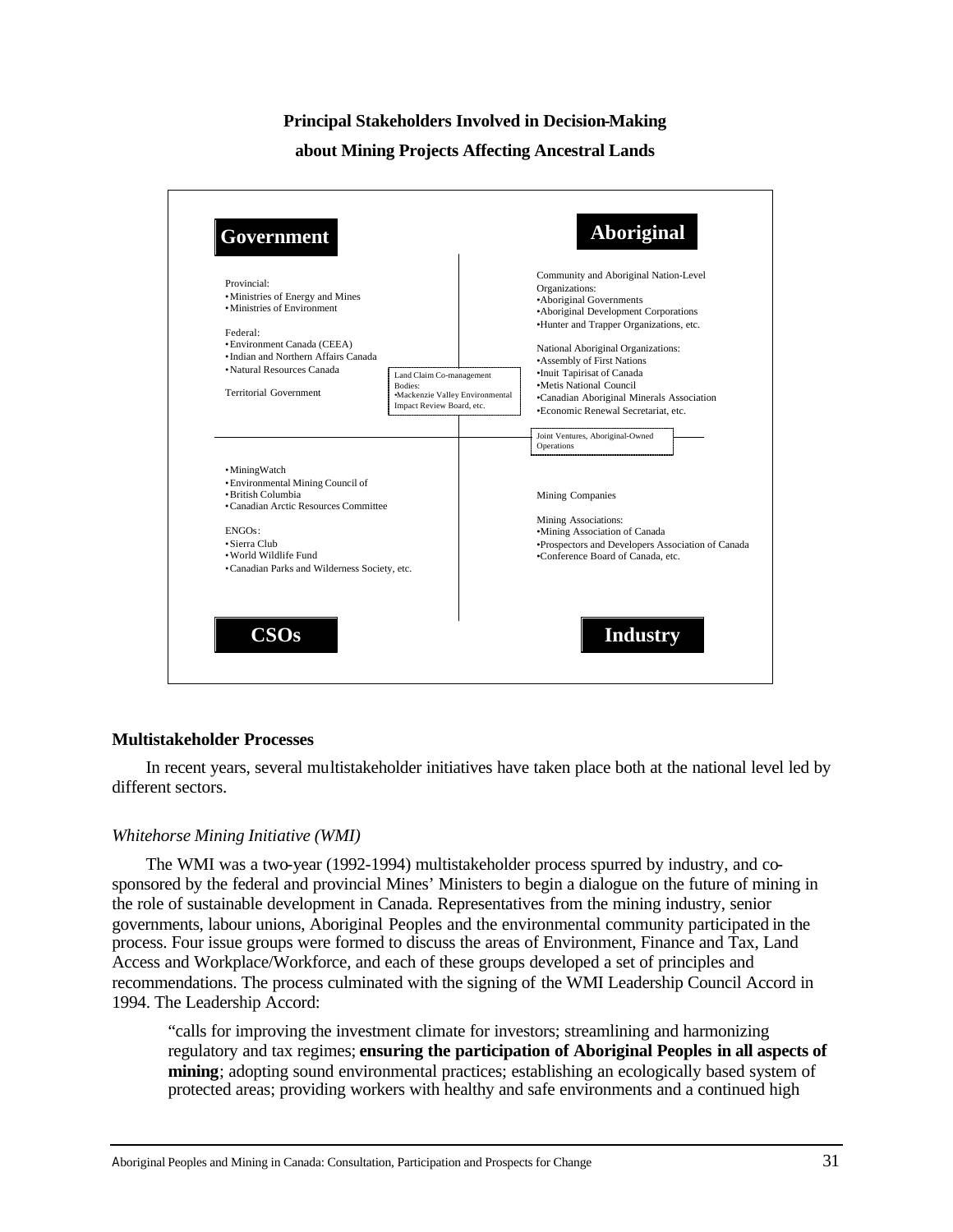**Principal Stakeholders Involved in Decision-Making about Mining Projects Affecting Ancestral Lands**

**Government**

Provincial:
- Ministries of Energy and Mines
- Ministries of Environment

Federal:
- Environment Canada (CEEA)
- Indian and Northern Affairs Canada
- Natural Resources Canada

Territorial Government

Land Claim Co-management Bodies:
- Mackenzie Valley Environmental Impact Review Board, etc.

**Aboriginal**

Community and Aboriginal Nation-Level Organizations:
- Aboriginal Governments
- Aboriginal Development Corporations
- Hunter and Trapper Organizations, etc.

National Aboriginal Organizations:
- Assembly of First Nations
- Inuit Tapirisat of Canada
- Metis National Council
- Canadian Aboriginal Minerals Association
- Economic Renewal Secretariat, etc.

Joint Ventures, Aboriginal-Owned Operations

**CSOs**

- MiningWatch
- Environmental Mining Council of
- British Columbia
- Canadian Arctic Resources Committee

ENGOs:
- Sierra Club
- World Wildlife Fund
- Canadian Parks and Wilderness Society, etc.

**Industry**

Mining Companies

Mining Associations:
- Mining Association of Canada
- Prospectors and Developers Association of Canada
- Conference Board of Canada, etc.

## Multistakeholder Processes

In recent years, several multistakeholder initiatives have taken place both at the national level led by different sectors.

### *Whitehorse Mining Initiative (WMI)*

The WMI was a two-year (1992-1994) multistakeholder process spurred by industry, and co-sponsored by the federal and provincial Mines' Ministers to begin a dialogue on the future of mining in the role of sustainable development in Canada. Representatives from the mining industry, senior governments, labour unions, Aboriginal Peoples and the environmental community participated in the process. Four issue groups were formed to discuss the areas of Environment, Finance and Tax, Land Access and Workplace/Workforce, and each of these groups developed a set of principles and recommendations. The process culminated with the signing of the WMI Leadership Council Accord in 1994. The Leadership Accord:

> "calls for improving the investment climate for investors; streamlining and harmonizing regulatory and tax regimes; **ensuring the participation of Aboriginal Peoples in all aspects of mining**; adopting sound environmental practices; establishing an ecologically based system of protected areas; providing workers with healthy and safe environments and a continued high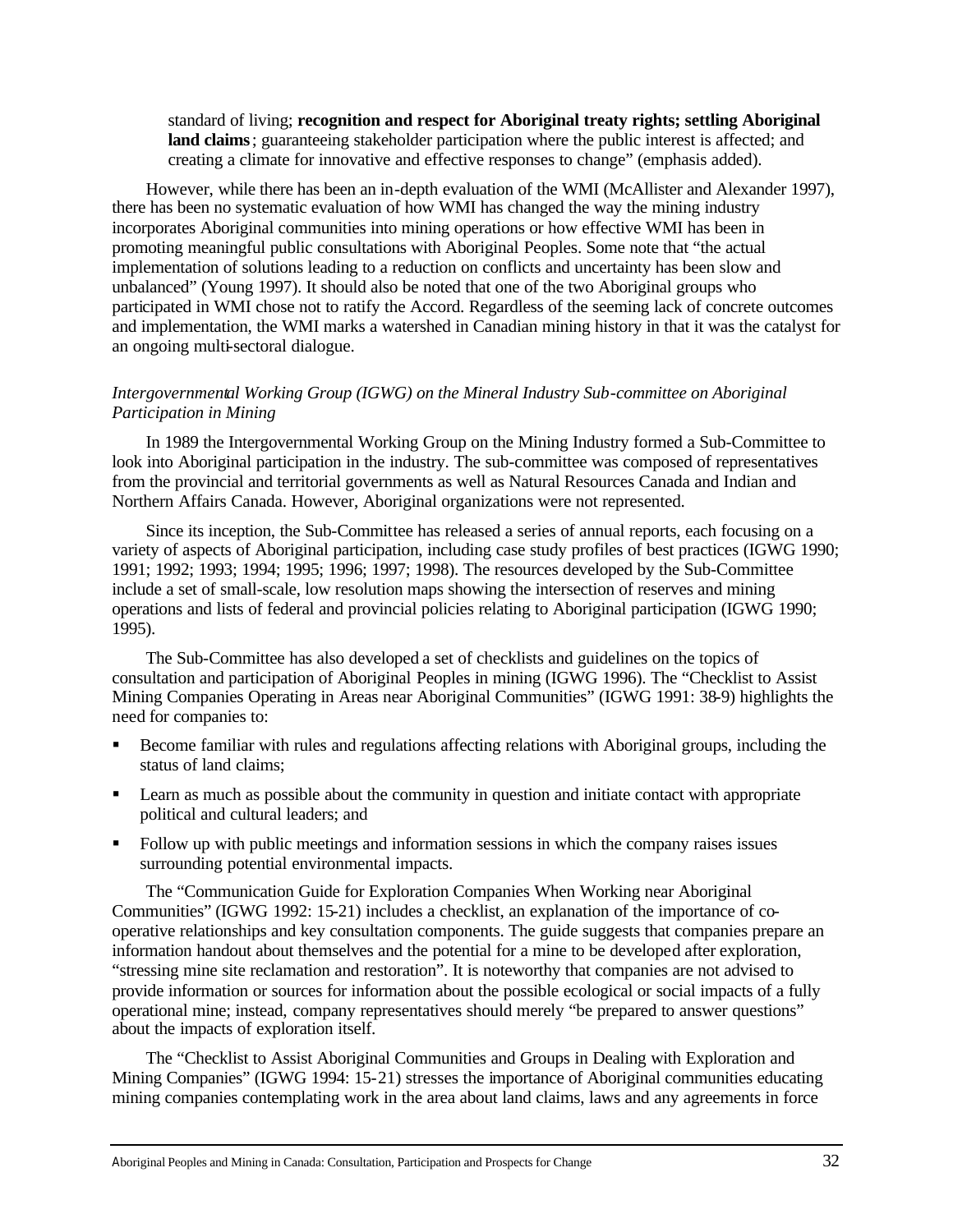standard of living; **recognition and respect for Aboriginal treaty rights; settling Aboriginal land claims**; guaranteeing stakeholder participation where the public interest is affected; and creating a climate for innovative and effective responses to change" (emphasis added).

However, while there has been an in-depth evaluation of the WMI (McAllister and Alexander 1997), there has been no systematic evaluation of how WMI has changed the way the mining industry incorporates Aboriginal communities into mining operations or how effective WMI has been in promoting meaningful public consultations with Aboriginal Peoples. Some note that "the actual implementation of solutions leading to a reduction on conflicts and uncertainty has been slow and unbalanced" (Young 1997). It should also be noted that one of the two Aboriginal groups who participated in WMI chose not to ratify the Accord. Regardless of the seeming lack of concrete outcomes and implementation, the WMI marks a watershed in Canadian mining history in that it was the catalyst for an ongoing multi-sectoral dialogue.

*Intergovernmental Working Group (IGWG) on the Mineral Industry Sub-committee on Aboriginal Participation in Mining*

In 1989 the Intergovernmental Working Group on the Mining Industry formed a Sub-Committee to look into Aboriginal participation in the industry. The sub-committee was composed of representatives from the provincial and territorial governments as well as Natural Resources Canada and Indian and Northern Affairs Canada. However, Aboriginal organizations were not represented.

Since its inception, the Sub-Committee has released a series of annual reports, each focusing on a variety of aspects of Aboriginal participation, including case study profiles of best practices (IGWG 1990; 1991; 1992; 1993; 1994; 1995; 1996; 1997; 1998). The resources developed by the Sub-Committee include a set of small-scale, low resolution maps showing the intersection of reserves and mining operations and lists of federal and provincial policies relating to Aboriginal participation (IGWG 1990; 1995).

The Sub-Committee has also developed a set of checklists and guidelines on the topics of consultation and participation of Aboriginal Peoples in mining (IGWG 1996). The "Checklist to Assist Mining Companies Operating in Areas near Aboriginal Communities" (IGWG 1991: 38-9) highlights the need for companies to:

- Become familiar with rules and regulations affecting relations with Aboriginal groups, including the status of land claims;
- Learn as much as possible about the community in question and initiate contact with appropriate political and cultural leaders; and
- Follow up with public meetings and information sessions in which the company raises issues surrounding potential environmental impacts.

The "Communication Guide for Exploration Companies When Working near Aboriginal Communities" (IGWG 1992: 15-21) includes a checklist, an explanation of the importance of co-operative relationships and key consultation components. The guide suggests that companies prepare an information handout about themselves and the potential for a mine to be developed after exploration, "stressing mine site reclamation and restoration". It is noteworthy that companies are not advised to provide information or sources for information about the possible ecological or social impacts of a fully operational mine; instead, company representatives should merely "be prepared to answer questions" about the impacts of exploration itself.

The "Checklist to Assist Aboriginal Communities and Groups in Dealing with Exploration and Mining Companies" (IGWG 1994: 15-21) stresses the importance of Aboriginal communities educating mining companies contemplating work in the area about land claims, laws and any agreements in force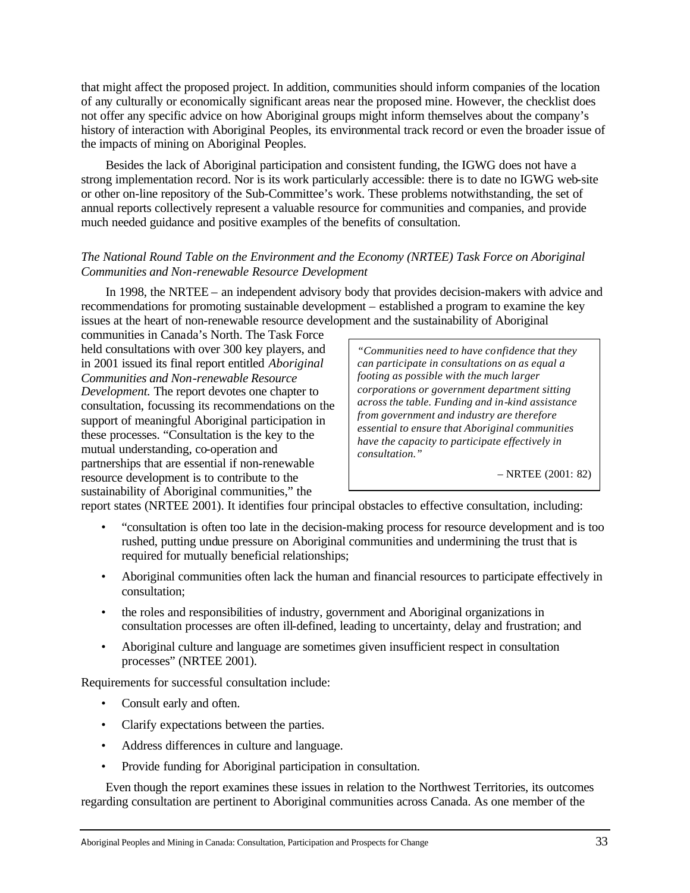that might affect the proposed project. In addition, communities should inform companies of the location of any culturally or economically significant areas near the proposed mine. However, the checklist does not offer any specific advice on how Aboriginal groups might inform themselves about the company's history of interaction with Aboriginal Peoples, its environmental track record or even the broader issue of the impacts of mining on Aboriginal Peoples.

Besides the lack of Aboriginal participation and consistent funding, the IGWG does not have a strong implementation record. Nor is its work particularly accessible: there is to date no IGWG web-site or other on-line repository of the Sub-Committee's work. These problems notwithstanding, the set of annual reports collectively represent a valuable resource for communities and companies, and provide much needed guidance and positive examples of the benefits of consultation.

*The National Round Table on the Environment and the Economy (NRTEE) Task Force on Aboriginal Communities and Non-renewable Resource Development*

In 1998, the NRTEE – an independent advisory body that provides decision-makers with advice and recommendations for promoting sustainable development – established a program to examine the key issues at the heart of non-renewable resource development and the sustainability of Aboriginal communities in Canada's North. The Task Force held consultations with over 300 key players, and in 2001 issued its final report entitled *Aboriginal Communities and Non-renewable Resource Development.* The report devotes one chapter to consultation, focussing its recommendations on the support of meaningful Aboriginal participation in these processes. "Consultation is the key to the mutual understanding, co-operation and partnerships that are essential if non-renewable resource development is to contribute to the sustainability of Aboriginal communities," the report states (NRTEE 2001). It identifies four principal obstacles to effective consultation, including:

> *"Communities need to have confidence that they can participate in consultations on as equal a footing as possible with the much larger corporations or government department sitting across the table. Funding and in-kind assistance from government and industry are therefore essential to ensure that Aboriginal communities have the capacity to participate effectively in consultation."*
>
> – NRTEE (2001: 82)

- "consultation is often too late in the decision-making process for resource development and is too rushed, putting undue pressure on Aboriginal communities and undermining the trust that is required for mutually beneficial relationships;
- Aboriginal communities often lack the human and financial resources to participate effectively in consultation;
- the roles and responsibilities of industry, government and Aboriginal organizations in consultation processes are often ill-defined, leading to uncertainty, delay and frustration; and
- Aboriginal culture and language are sometimes given insufficient respect in consultation processes" (NRTEE 2001).

Requirements for successful consultation include:

- Consult early and often.
- Clarify expectations between the parties.
- Address differences in culture and language.
- Provide funding for Aboriginal participation in consultation.

Even though the report examines these issues in relation to the Northwest Territories, its outcomes regarding consultation are pertinent to Aboriginal communities across Canada. As one member of the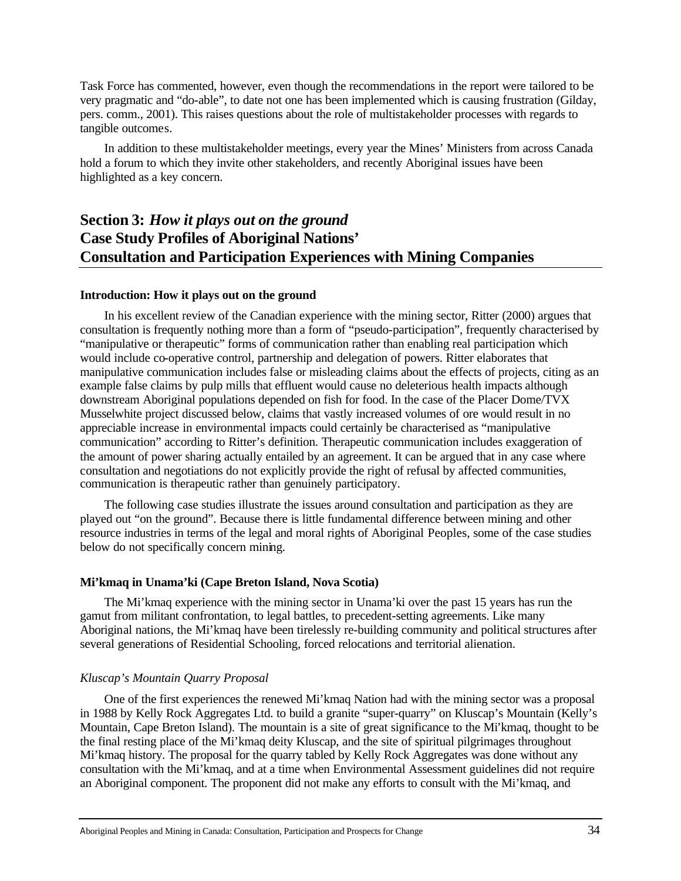Task Force has commented, however, even though the recommendations in the report were tailored to be very pragmatic and "do-able", to date not one has been implemented which is causing frustration (Gilday, pers. comm., 2001). This raises questions about the role of multistakeholder processes with regards to tangible outcomes.

In addition to these multistakeholder meetings, every year the Mines' Ministers from across Canada hold a forum to which they invite other stakeholders, and recently Aboriginal issues have been highlighted as a key concern.

## Section 3: *How it plays out on the ground* Case Study Profiles of Aboriginal Nations' Consultation and Participation Experiences with Mining Companies

#### Introduction: How it plays out on the ground

In his excellent review of the Canadian experience with the mining sector, Ritter (2000) argues that consultation is frequently nothing more than a form of "pseudo-participation", frequently characterised by "manipulative or therapeutic" forms of communication rather than enabling real participation which would include co-operative control, partnership and delegation of powers. Ritter elaborates that manipulative communication includes false or misleading claims about the effects of projects, citing as an example false claims by pulp mills that effluent would cause no deleterious health impacts although downstream Aboriginal populations depended on fish for food. In the case of the Placer Dome/TVX Musselwhite project discussed below, claims that vastly increased volumes of ore would result in no appreciable increase in environmental impacts could certainly be characterised as "manipulative communication" according to Ritter's definition. Therapeutic communication includes exaggeration of the amount of power sharing actually entailed by an agreement. It can be argued that in any case where consultation and negotiations do not explicitly provide the right of refusal by affected communities, communication is therapeutic rather than genuinely participatory.

The following case studies illustrate the issues around consultation and participation as they are played out "on the ground". Because there is little fundamental difference between mining and other resource industries in terms of the legal and moral rights of Aboriginal Peoples, some of the case studies below do not specifically concern mining.

#### Mi'kmaq in Unama'ki (Cape Breton Island, Nova Scotia)

The Mi'kmaq experience with the mining sector in Unama'ki over the past 15 years has run the gamut from militant confrontation, to legal battles, to precedent-setting agreements. Like many Aboriginal nations, the Mi'kmaq have been tirelessly re-building community and political structures after several generations of Residential Schooling, forced relocations and territorial alienation.

*Kluscap's Mountain Quarry Proposal*

One of the first experiences the renewed Mi'kmaq Nation had with the mining sector was a proposal in 1988 by Kelly Rock Aggregates Ltd. to build a granite "super-quarry" on Kluscap's Mountain (Kelly's Mountain, Cape Breton Island). The mountain is a site of great significance to the Mi'kmaq, thought to be the final resting place of the Mi'kmaq deity Kluscap, and the site of spiritual pilgrimages throughout Mi'kmaq history. The proposal for the quarry tabled by Kelly Rock Aggregates was done without any consultation with the Mi'kmaq, and at a time when Environmental Assessment guidelines did not require an Aboriginal component. The proponent did not make any efforts to consult with the Mi'kmaq, and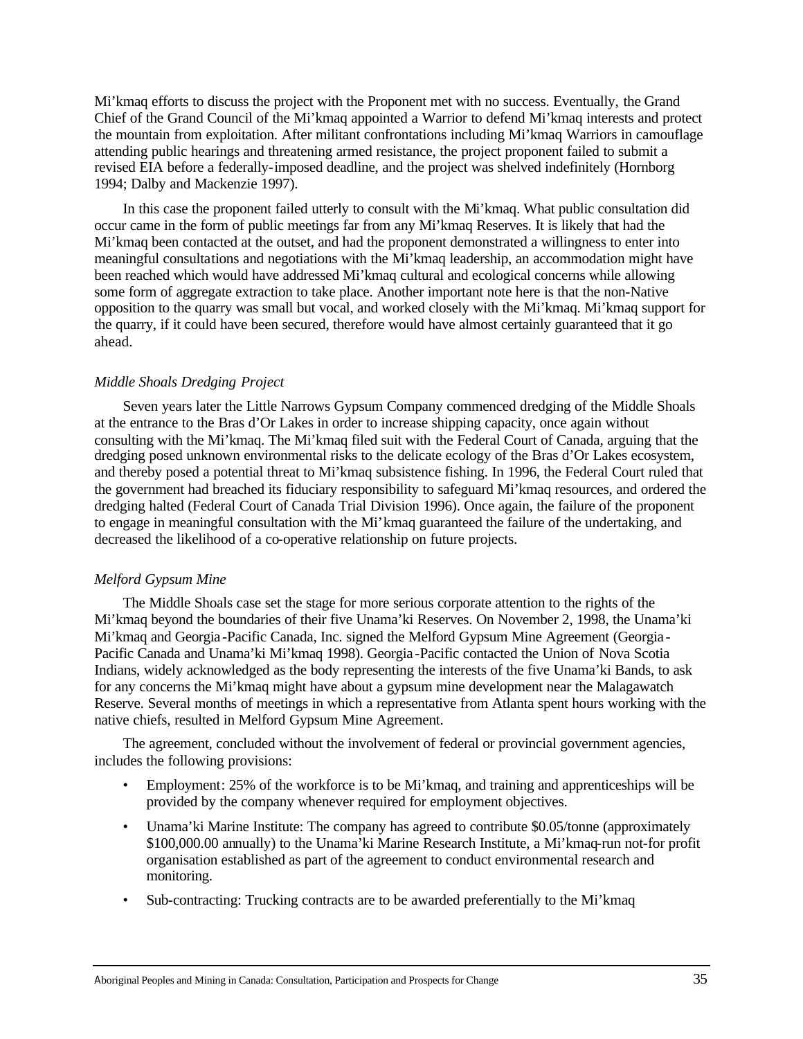Mi'kmaq efforts to discuss the project with the Proponent met with no success. Eventually, the Grand Chief of the Grand Council of the Mi'kmaq appointed a Warrior to defend Mi'kmaq interests and protect the mountain from exploitation. After militant confrontations including Mi'kmaq Warriors in camouflage attending public hearings and threatening armed resistance, the project proponent failed to submit a revised EIA before a federally-imposed deadline, and the project was shelved indefinitely (Hornborg 1994; Dalby and Mackenzie 1997).

In this case the proponent failed utterly to consult with the Mi'kmaq. What public consultation did occur came in the form of public meetings far from any Mi'kmaq Reserves. It is likely that had the Mi'kmaq been contacted at the outset, and had the proponent demonstrated a willingness to enter into meaningful consultations and negotiations with the Mi'kmaq leadership, an accommodation might have been reached which would have addressed Mi'kmaq cultural and ecological concerns while allowing some form of aggregate extraction to take place. Another important note here is that the non-Native opposition to the quarry was small but vocal, and worked closely with the Mi'kmaq. Mi'kmaq support for the quarry, if it could have been secured, therefore would have almost certainly guaranteed that it go ahead.

*Middle Shoals Dredging Project*

Seven years later the Little Narrows Gypsum Company commenced dredging of the Middle Shoals at the entrance to the Bras d'Or Lakes in order to increase shipping capacity, once again without consulting with the Mi'kmaq. The Mi'kmaq filed suit with the Federal Court of Canada, arguing that the dredging posed unknown environmental risks to the delicate ecology of the Bras d'Or Lakes ecosystem, and thereby posed a potential threat to Mi'kmaq subsistence fishing. In 1996, the Federal Court ruled that the government had breached its fiduciary responsibility to safeguard Mi'kmaq resources, and ordered the dredging halted (Federal Court of Canada Trial Division 1996). Once again, the failure of the proponent to engage in meaningful consultation with the Mi'kmaq guaranteed the failure of the undertaking, and decreased the likelihood of a co-operative relationship on future projects.

*Melford Gypsum Mine*

The Middle Shoals case set the stage for more serious corporate attention to the rights of the Mi'kmaq beyond the boundaries of their five Unama'ki Reserves. On November 2, 1998, the Unama'ki Mi'kmaq and Georgia-Pacific Canada, Inc. signed the Melford Gypsum Mine Agreement (Georgia-Pacific Canada and Unama'ki Mi'kmaq 1998). Georgia-Pacific contacted the Union of Nova Scotia Indians, widely acknowledged as the body representing the interests of the five Unama'ki Bands, to ask for any concerns the Mi'kmaq might have about a gypsum mine development near the Malagawatch Reserve. Several months of meetings in which a representative from Atlanta spent hours working with the native chiefs, resulted in Melford Gypsum Mine Agreement.

The agreement, concluded without the involvement of federal or provincial government agencies, includes the following provisions:

- Employment: 25% of the workforce is to be Mi'kmaq, and training and apprenticeships will be provided by the company whenever required for employment objectives.
- Unama'ki Marine Institute: The company has agreed to contribute $0.05/tonne (approximately $100,000.00 annually) to the Unama'ki Marine Research Institute, a Mi'kmaq-run not-for profit organisation established as part of the agreement to conduct environmental research and monitoring.
- Sub-contracting: Trucking contracts are to be awarded preferentially to the Mi'kmaq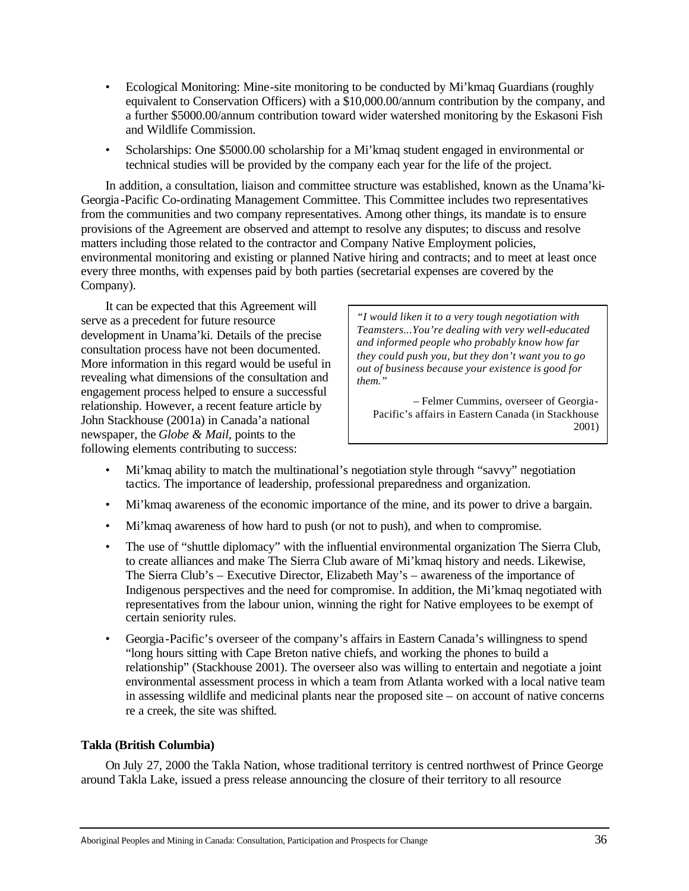- Ecological Monitoring: Mine-site monitoring to be conducted by Mi'kmaq Guardians (roughly equivalent to Conservation Officers) with a $10,000.00/annum contribution by the company, and a further $5000.00/annum contribution toward wider watershed monitoring by the Eskasoni Fish and Wildlife Commission.
- Scholarships: One $5000.00 scholarship for a Mi'kmaq student engaged in environmental or technical studies will be provided by the company each year for the life of the project.

In addition, a consultation, liaison and committee structure was established, known as the Unama'ki-Georgia-Pacific Co-ordinating Management Committee. This Committee includes two representatives from the communities and two company representatives. Among other things, its mandate is to ensure provisions of the Agreement are observed and attempt to resolve any disputes; to discuss and resolve matters including those related to the contractor and Company Native Employment policies, environmental monitoring and existing or planned Native hiring and contracts; and to meet at least once every three months, with expenses paid by both parties (secretarial expenses are covered by the Company).

It can be expected that this Agreement will serve as a precedent for future resource development in Unama'ki. Details of the precise consultation process have not been documented. More information in this regard would be useful in revealing what dimensions of the consultation and engagement process helped to ensure a successful relationship. However, a recent feature article by John Stackhouse (2001a) in Canada'a national newspaper, the *Globe & Mail*, points to the following elements contributing to success:

> *"I would liken it to a very tough negotiation with Teamsters...You're dealing with very well-educated and informed people who probably know how far they could push you, but they don't want you to go out of business because your existence is good for them."*
>
> – Felmer Cummins, overseer of Georgia-Pacific's affairs in Eastern Canada (in Stackhouse 2001)

- Mi'kmaq ability to match the multinational's negotiation style through "savvy" negotiation tactics. The importance of leadership, professional preparedness and organization.
- Mi'kmaq awareness of the economic importance of the mine, and its power to drive a bargain.
- Mi'kmaq awareness of how hard to push (or not to push), and when to compromise.
- The use of "shuttle diplomacy" with the influential environmental organization The Sierra Club, to create alliances and make The Sierra Club aware of Mi'kmaq history and needs. Likewise, The Sierra Club's – Executive Director, Elizabeth May's – awareness of the importance of Indigenous perspectives and the need for compromise. In addition, the Mi'kmaq negotiated with representatives from the labour union, winning the right for Native employees to be exempt of certain seniority rules.
- Georgia-Pacific's overseer of the company's affairs in Eastern Canada's willingness to spend "long hours sitting with Cape Breton native chiefs, and working the phones to build a relationship" (Stackhouse 2001). The overseer also was willing to entertain and negotiate a joint environmental assessment process in which a team from Atlanta worked with a local native team in assessing wildlife and medicinal plants near the proposed site – on account of native concerns re a creek, the site was shifted.

**Takla (British Columbia)**

On July 27, 2000 the Takla Nation, whose traditional territory is centred northwest of Prince George around Takla Lake, issued a press release announcing the closure of their territory to all resource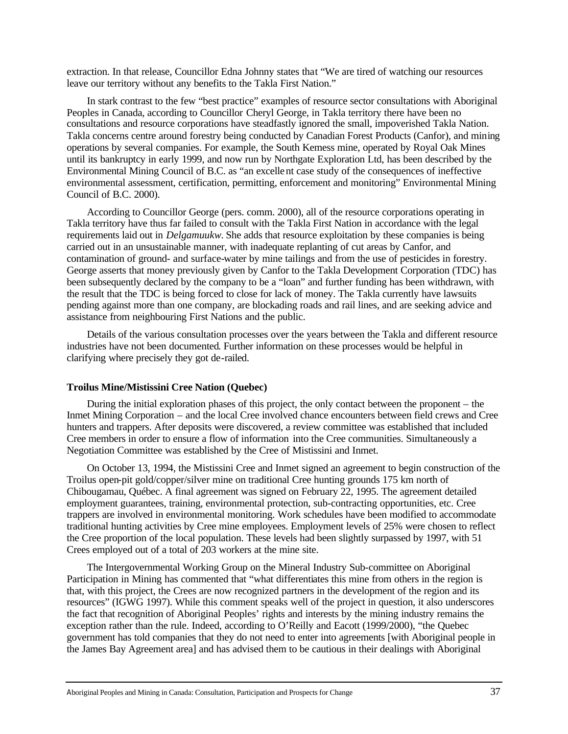extraction. In that release, Councillor Edna Johnny states that "We are tired of watching our resources leave our territory without any benefits to the Takla First Nation."

In stark contrast to the few "best practice" examples of resource sector consultations with Aboriginal Peoples in Canada, according to Councillor Cheryl George, in Takla territory there have been no consultations and resource corporations have steadfastly ignored the small, impoverished Takla Nation. Takla concerns centre around forestry being conducted by Canadian Forest Products (Canfor), and mining operations by several companies. For example, the South Kemess mine, operated by Royal Oak Mines until its bankruptcy in early 1999, and now run by Northgate Exploration Ltd, has been described by the Environmental Mining Council of B.C. as "an excellent case study of the consequences of ineffective environmental assessment, certification, permitting, enforcement and monitoring" Environmental Mining Council of B.C. 2000).

According to Councillor George (pers. comm. 2000), all of the resource corporations operating in Takla territory have thus far failed to consult with the Takla First Nation in accordance with the legal requirements laid out in *Delgamuukw*. She adds that resource exploitation by these companies is being carried out in an unsustainable manner, with inadequate replanting of cut areas by Canfor, and contamination of ground- and surface-water by mine tailings and from the use of pesticides in forestry. George asserts that money previously given by Canfor to the Takla Development Corporation (TDC) has been subsequently declared by the company to be a "loan" and further funding has been withdrawn, with the result that the TDC is being forced to close for lack of money. The Takla currently have lawsuits pending against more than one company, are blockading roads and rail lines, and are seeking advice and assistance from neighbouring First Nations and the public.

Details of the various consultation processes over the years between the Takla and different resource industries have not been documented. Further information on these processes would be helpful in clarifying where precisely they got de-railed.

**Troilus Mine/Mistissini Cree Nation (Quebec)**

During the initial exploration phases of this project, the only contact between the proponent – the Inmet Mining Corporation – and the local Cree involved chance encounters between field crews and Cree hunters and trappers. After deposits were discovered, a review committee was established that included Cree members in order to ensure a flow of information into the Cree communities. Simultaneously a Negotiation Committee was established by the Cree of Mistissini and Inmet.

On October 13, 1994, the Mistissini Cree and Inmet signed an agreement to begin construction of the Troilus open-pit gold/copper/silver mine on traditional Cree hunting grounds 175 km north of Chibougamau, Québec. A final agreement was signed on February 22, 1995. The agreement detailed employment guarantees, training, environmental protection, sub-contracting opportunities, etc. Cree trappers are involved in environmental monitoring. Work schedules have been modified to accommodate traditional hunting activities by Cree mine employees. Employment levels of 25% were chosen to reflect the Cree proportion of the local population. These levels had been slightly surpassed by 1997, with 51 Crees employed out of a total of 203 workers at the mine site.

The Intergovernmental Working Group on the Mineral Industry Sub-committee on Aboriginal Participation in Mining has commented that "what differentiates this mine from others in the region is that, with this project, the Crees are now recognized partners in the development of the region and its resources" (IGWG 1997). While this comment speaks well of the project in question, it also underscores the fact that recognition of Aboriginal Peoples' rights and interests by the mining industry remains the exception rather than the rule. Indeed, according to O'Reilly and Eacott (1999/2000), "the Quebec government has told companies that they do not need to enter into agreements [with Aboriginal people in the James Bay Agreement area] and has advised them to be cautious in their dealings with Aboriginal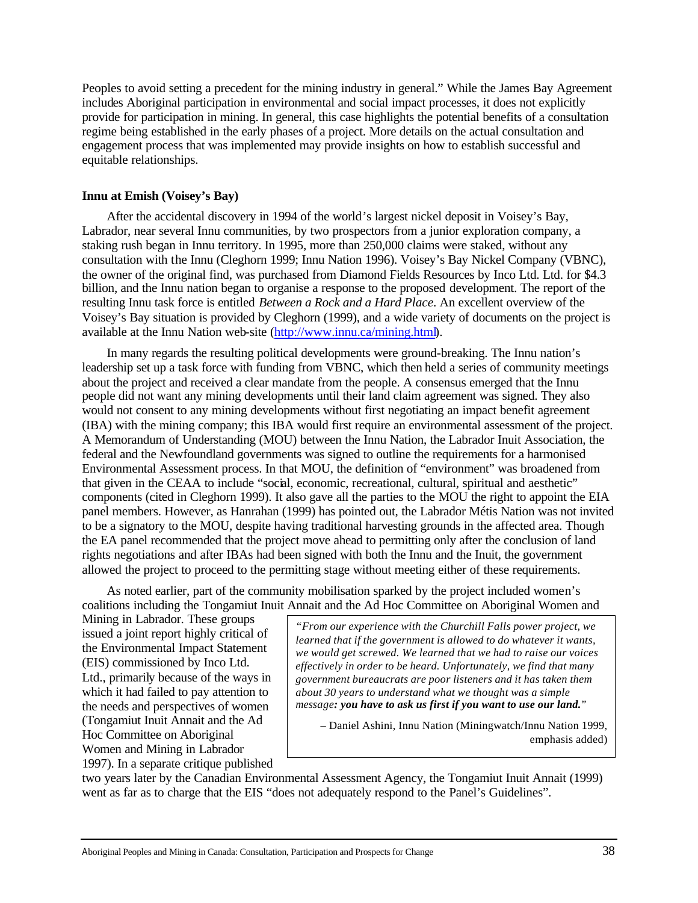Peoples to avoid setting a precedent for the mining industry in general." While the James Bay Agreement includes Aboriginal participation in environmental and social impact processes, it does not explicitly provide for participation in mining. In general, this case highlights the potential benefits of a consultation regime being established in the early phases of a project. More details on the actual consultation and engagement process that was implemented may provide insights on how to establish successful and equitable relationships.

**Innu at Emish (Voisey's Bay)**

After the accidental discovery in 1994 of the world's largest nickel deposit in Voisey's Bay, Labrador, near several Innu communities, by two prospectors from a junior exploration company, a staking rush began in Innu territory. In 1995, more than 250,000 claims were staked, without any consultation with the Innu (Cleghorn 1999; Innu Nation 1996). Voisey's Bay Nickel Company (VBNC), the owner of the original find, was purchased from Diamond Fields Resources by Inco Ltd. Ltd. for $4.3 billion, and the Innu nation began to organise a response to the proposed development. The report of the resulting Innu task force is entitled *Between a Rock and a Hard Place*. An excellent overview of the Voisey's Bay situation is provided by Cleghorn (1999), and a wide variety of documents on the project is available at the Innu Nation web-site (http://www.innu.ca/mining.html).

In many regards the resulting political developments were ground-breaking. The Innu nation's leadership set up a task force with funding from VBNC, which then held a series of community meetings about the project and received a clear mandate from the people. A consensus emerged that the Innu people did not want any mining developments until their land claim agreement was signed. They also would not consent to any mining developments without first negotiating an impact benefit agreement (IBA) with the mining company; this IBA would first require an environmental assessment of the project. A Memorandum of Understanding (MOU) between the Innu Nation, the Labrador Inuit Association, the federal and the Newfoundland governments was signed to outline the requirements for a harmonised Environmental Assessment process. In that MOU, the definition of "environment" was broadened from that given in the CEAA to include "social, economic, recreational, cultural, spiritual and aesthetic" components (cited in Cleghorn 1999). It also gave all the parties to the MOU the right to appoint the EIA panel members. However, as Hanrahan (1999) has pointed out, the Labrador Métis Nation was not invited to be a signatory to the MOU, despite having traditional harvesting grounds in the affected area. Though the EA panel recommended that the project move ahead to permitting only after the conclusion of land rights negotiations and after IBAs had been signed with both the Innu and the Inuit, the government allowed the project to proceed to the permitting stage without meeting either of these requirements.

As noted earlier, part of the community mobilisation sparked by the project included women's coalitions including the Tongamiut Inuit Annait and the Ad Hoc Committee on Aboriginal Women and Mining in Labrador. These groups issued a joint report highly critical of the Environmental Impact Statement (EIS) commissioned by Inco Ltd. Ltd., primarily because of the ways in which it had failed to pay attention to the needs and perspectives of women (Tongamiut Inuit Annait and the Ad Hoc Committee on Aboriginal Women and Mining in Labrador 1997). In a separate critique published two years later by the Canadian Environmental Assessment Agency, the Tongamiut Inuit Annait (1999) went as far as to charge that the EIS "does not adequately respond to the Panel's Guidelines".

> *"From our experience with the Churchill Falls power project, we learned that if the government is allowed to do whatever it wants, we would get screwed. We learned that we had to raise our voices effectively in order to be heard. Unfortunately, we find that many government bureaucrats are poor listeners and it has taken them about 30 years to understand what we thought was a simple message**: you have to ask us first if you want to use our land.**"*
>
> – Daniel Ashini, Innu Nation (Miningwatch/Innu Nation 1999, emphasis added)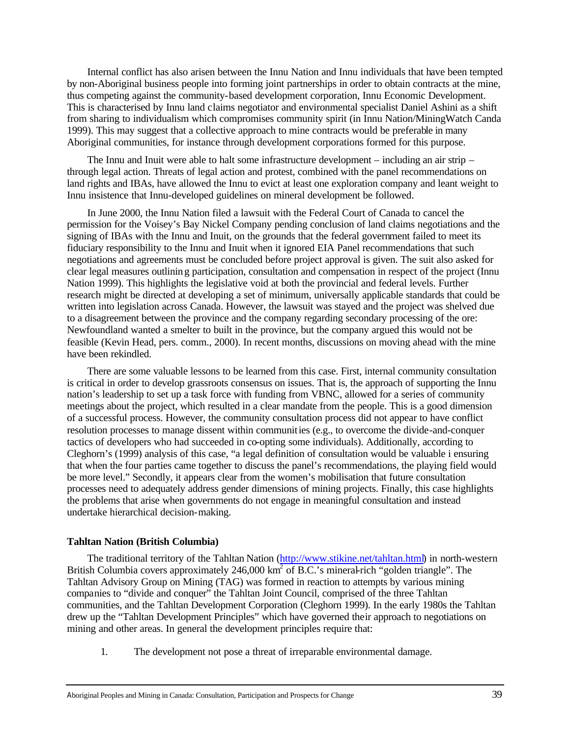Internal conflict has also arisen between the Innu Nation and Innu individuals that have been tempted by non-Aboriginal business people into forming joint partnerships in order to obtain contracts at the mine, thus competing against the community-based development corporation, Innu Economic Development. This is characterised by Innu land claims negotiator and environmental specialist Daniel Ashini as a shift from sharing to individualism which compromises community spirit (in Innu Nation/MiningWatch Canda 1999). This may suggest that a collective approach to mine contracts would be preferable in many Aboriginal communities, for instance through development corporations formed for this purpose.

The Innu and Inuit were able to halt some infrastructure development – including an air strip – through legal action. Threats of legal action and protest, combined with the panel recommendations on land rights and IBAs, have allowed the Innu to evict at least one exploration company and leant weight to Innu insistence that Innu-developed guidelines on mineral development be followed.

In June 2000, the Innu Nation filed a lawsuit with the Federal Court of Canada to cancel the permission for the Voisey's Bay Nickel Company pending conclusion of land claims negotiations and the signing of IBAs with the Innu and Inuit, on the grounds that the federal government failed to meet its fiduciary responsibility to the Innu and Inuit when it ignored EIA Panel recommendations that such negotiations and agreements must be concluded before project approval is given. The suit also asked for clear legal measures outlining participation, consultation and compensation in respect of the project (Innu Nation 1999). This highlights the legislative void at both the provincial and federal levels. Further research might be directed at developing a set of minimum, universally applicable standards that could be written into legislation across Canada. However, the lawsuit was stayed and the project was shelved due to a disagreement between the province and the company regarding secondary processing of the ore: Newfoundland wanted a smelter to built in the province, but the company argued this would not be feasible (Kevin Head, pers. comm., 2000). In recent months, discussions on moving ahead with the mine have been rekindled.

There are some valuable lessons to be learned from this case. First, internal community consultation is critical in order to develop grassroots consensus on issues. That is, the approach of supporting the Innu nation's leadership to set up a task force with funding from VBNC, allowed for a series of community meetings about the project, which resulted in a clear mandate from the people. This is a good dimension of a successful process. However, the community consultation process did not appear to have conflict resolution processes to manage dissent within communities (e.g., to overcome the divide-and-conquer tactics of developers who had succeeded in co-opting some individuals). Additionally, according to Cleghorn's (1999) analysis of this case, "a legal definition of consultation would be valuable i ensuring that when the four parties came together to discuss the panel's recommendations, the playing field would be more level." Secondly, it appears clear from the women's mobilisation that future consultation processes need to adequately address gender dimensions of mining projects. Finally, this case highlights the problems that arise when governments do not engage in meaningful consultation and instead undertake hierarchical decision-making.

**Tahltan Nation (British Columbia)**

The traditional territory of the Tahltan Nation (http://www.stikine.net/tahltan.html) in north-western British Columbia covers approximately 246,000 km$^2$ of B.C.'s mineral-rich "golden triangle". The Tahltan Advisory Group on Mining (TAG) was formed in reaction to attempts by various mining companies to "divide and conquer" the Tahltan Joint Council, comprised of the three Tahltan communities, and the Tahltan Development Corporation (Cleghorn 1999). In the early 1980s the Tahltan drew up the "Tahltan Development Principles" which have governed their approach to negotiations on mining and other areas. In general the development principles require that:

1. The development not pose a threat of irreparable environmental damage.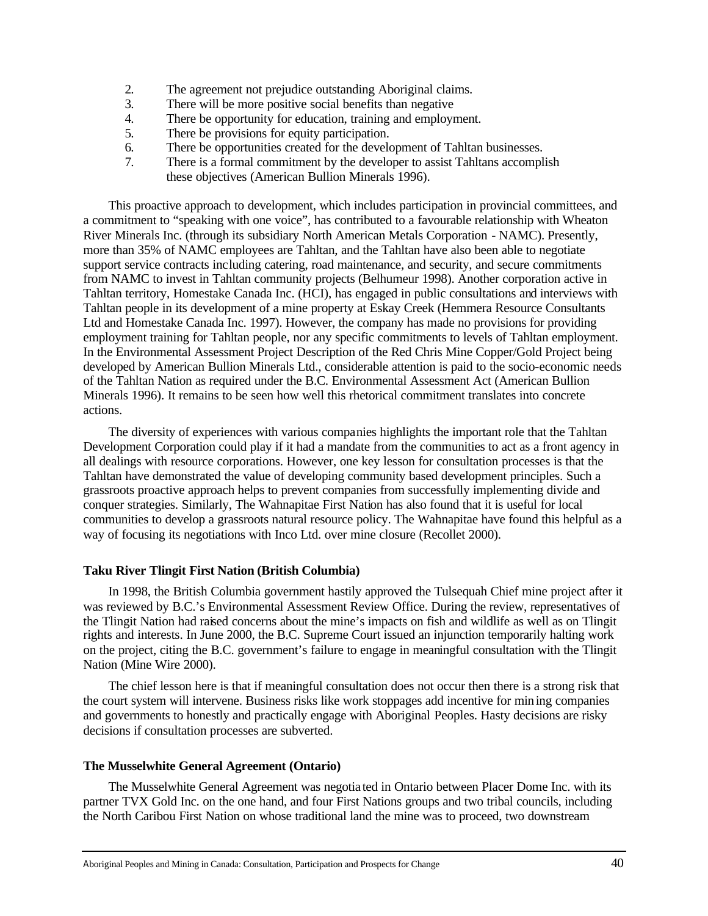2. The agreement not prejudice outstanding Aboriginal claims.
3. There will be more positive social benefits than negative
4. There be opportunity for education, training and employment.
5. There be provisions for equity participation.
6. There be opportunities created for the development of Tahltan businesses.
7. There is a formal commitment by the developer to assist Tahltans accomplish these objectives (American Bullion Minerals 1996).

This proactive approach to development, which includes participation in provincial committees, and a commitment to "speaking with one voice", has contributed to a favourable relationship with Wheaton River Minerals Inc. (through its subsidiary North American Metals Corporation - NAMC). Presently, more than 35% of NAMC employees are Tahltan, and the Tahltan have also been able to negotiate support service contracts including catering, road maintenance, and security, and secure commitments from NAMC to invest in Tahltan community projects (Belhumeur 1998). Another corporation active in Tahltan territory, Homestake Canada Inc. (HCI), has engaged in public consultations and interviews with Tahltan people in its development of a mine property at Eskay Creek (Hemmera Resource Consultants Ltd and Homestake Canada Inc. 1997). However, the company has made no provisions for providing employment training for Tahltan people, nor any specific commitments to levels of Tahltan employment. In the Environmental Assessment Project Description of the Red Chris Mine Copper/Gold Project being developed by American Bullion Minerals Ltd., considerable attention is paid to the socio-economic needs of the Tahltan Nation as required under the B.C. Environmental Assessment Act (American Bullion Minerals 1996). It remains to be seen how well this rhetorical commitment translates into concrete actions.

The diversity of experiences with various companies highlights the important role that the Tahltan Development Corporation could play if it had a mandate from the communities to act as a front agency in all dealings with resource corporations. However, one key lesson for consultation processes is that the Tahltan have demonstrated the value of developing community based development principles. Such a grassroots proactive approach helps to prevent companies from successfully implementing divide and conquer strategies. Similarly, The Wahnapitae First Nation has also found that it is useful for local communities to develop a grassroots natural resource policy. The Wahnapitae have found this helpful as a way of focusing its negotiations with Inco Ltd. over mine closure (Recollet 2000).

**Taku River Tlingit First Nation (British Columbia)**

In 1998, the British Columbia government hastily approved the Tulsequah Chief mine project after it was reviewed by B.C.'s Environmental Assessment Review Office. During the review, representatives of the Tlingit Nation had raised concerns about the mine's impacts on fish and wildlife as well as on Tlingit rights and interests. In June 2000, the B.C. Supreme Court issued an injunction temporarily halting work on the project, citing the B.C. government's failure to engage in meaningful consultation with the Tlingit Nation (Mine Wire 2000).

The chief lesson here is that if meaningful consultation does not occur then there is a strong risk that the court system will intervene. Business risks like work stoppages add incentive for mining companies and governments to honestly and practically engage with Aboriginal Peoples. Hasty decisions are risky decisions if consultation processes are subverted.

**The Musselwhite General Agreement (Ontario)**

The Musselwhite General Agreement was negotiated in Ontario between Placer Dome Inc. with its partner TVX Gold Inc. on the one hand, and four First Nations groups and two tribal councils, including the North Caribou First Nation on whose traditional land the mine was to proceed, two downstream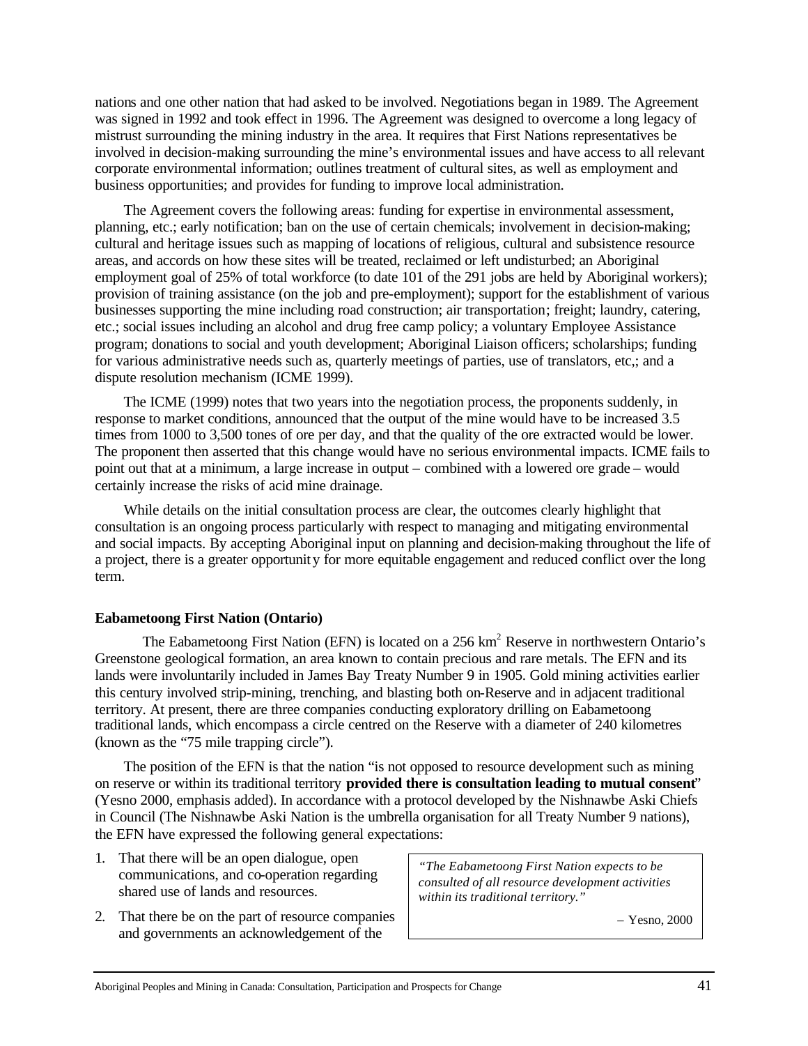nations and one other nation that had asked to be involved. Negotiations began in 1989. The Agreement was signed in 1992 and took effect in 1996. The Agreement was designed to overcome a long legacy of mistrust surrounding the mining industry in the area. It requires that First Nations representatives be involved in decision-making surrounding the mine's environmental issues and have access to all relevant corporate environmental information; outlines treatment of cultural sites, as well as employment and business opportunities; and provides for funding to improve local administration.

The Agreement covers the following areas: funding for expertise in environmental assessment, planning, etc.; early notification; ban on the use of certain chemicals; involvement in decision-making; cultural and heritage issues such as mapping of locations of religious, cultural and subsistence resource areas, and accords on how these sites will be treated, reclaimed or left undisturbed; an Aboriginal employment goal of 25% of total workforce (to date 101 of the 291 jobs are held by Aboriginal workers); provision of training assistance (on the job and pre-employment); support for the establishment of various businesses supporting the mine including road construction; air transportation; freight; laundry, catering, etc.; social issues including an alcohol and drug free camp policy; a voluntary Employee Assistance program; donations to social and youth development; Aboriginal Liaison officers; scholarships; funding for various administrative needs such as, quarterly meetings of parties, use of translators, etc,; and a dispute resolution mechanism (ICME 1999).

The ICME (1999) notes that two years into the negotiation process, the proponents suddenly, in response to market conditions, announced that the output of the mine would have to be increased 3.5 times from 1000 to 3,500 tones of ore per day, and that the quality of the ore extracted would be lower. The proponent then asserted that this change would have no serious environmental impacts. ICME fails to point out that at a minimum, a large increase in output – combined with a lowered ore grade – would certainly increase the risks of acid mine drainage.

While details on the initial consultation process are clear, the outcomes clearly highlight that consultation is an ongoing process particularly with respect to managing and mitigating environmental and social impacts. By accepting Aboriginal input on planning and decision-making throughout the life of a project, there is a greater opportunity for more equitable engagement and reduced conflict over the long term.

**Eabametoong First Nation (Ontario)**

The Eabametoong First Nation (EFN) is located on a 256 km$^2$ Reserve in northwestern Ontario's Greenstone geological formation, an area known to contain precious and rare metals. The EFN and its lands were involuntarily included in James Bay Treaty Number 9 in 1905. Gold mining activities earlier this century involved strip-mining, trenching, and blasting both on-Reserve and in adjacent traditional territory. At present, there are three companies conducting exploratory drilling on Eabametoong traditional lands, which encompass a circle centred on the Reserve with a diameter of 240 kilometres (known as the "75 mile trapping circle").

The position of the EFN is that the nation "is not opposed to resource development such as mining on reserve or within its traditional territory **provided there is consultation leading to mutual consent**" (Yesno 2000, emphasis added). In accordance with a protocol developed by the Nishnawbe Aski Chiefs in Council (The Nishnawbe Aski Nation is the umbrella organisation for all Treaty Number 9 nations), the EFN have expressed the following general expectations:

> *"The Eabametoong First Nation expects to be consulted of all resource development activities within its traditional territory."*
>
> – Yesno, 2000

1. That there will be an open dialogue, open communications, and co-operation regarding shared use of lands and resources.
2. That there be on the part of resource companies and governments an acknowledgement of the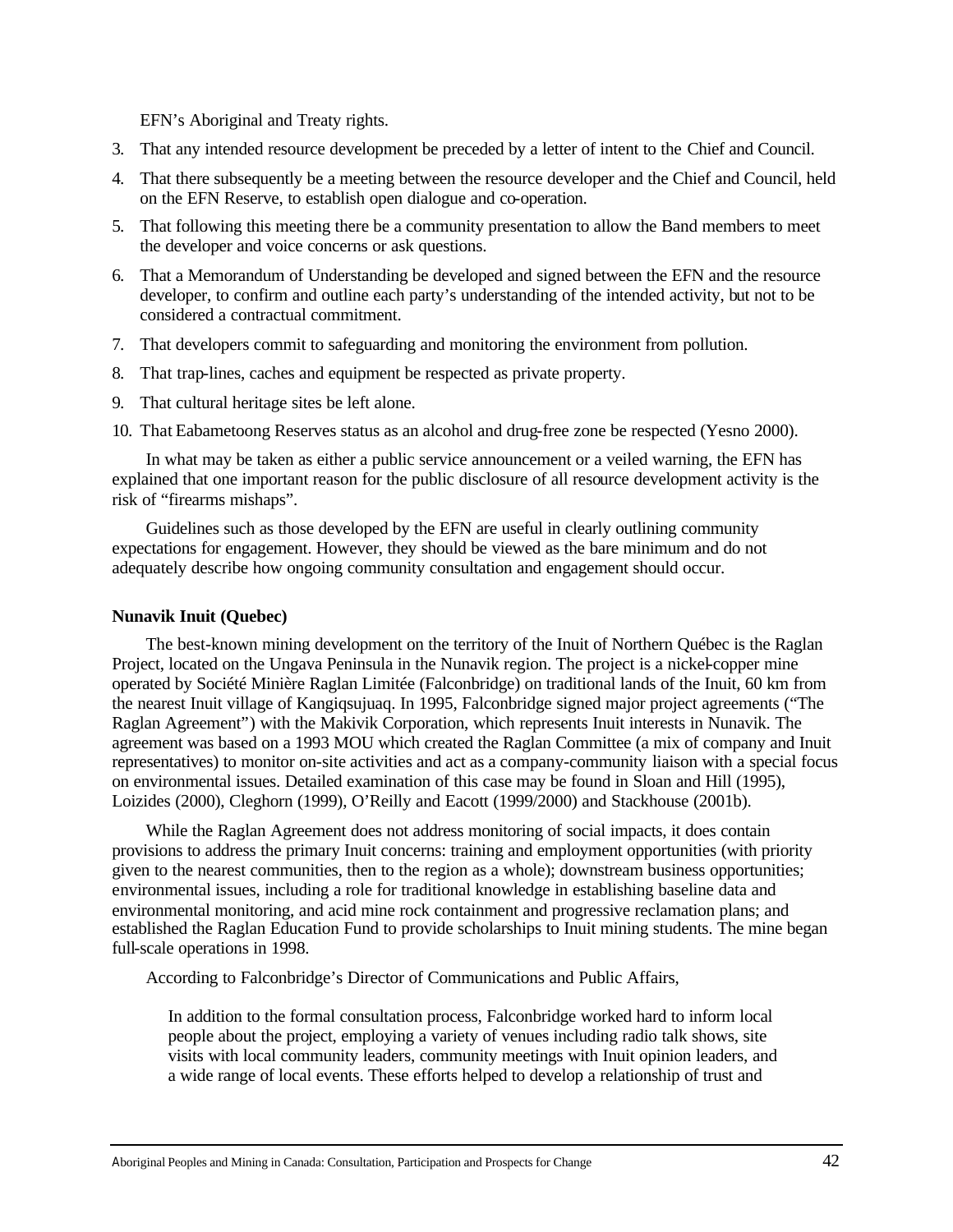EFN's Aboriginal and Treaty rights.

3. That any intended resource development be preceded by a letter of intent to the Chief and Council.
4. That there subsequently be a meeting between the resource developer and the Chief and Council, held on the EFN Reserve, to establish open dialogue and co-operation.
5. That following this meeting there be a community presentation to allow the Band members to meet the developer and voice concerns or ask questions.
6. That a Memorandum of Understanding be developed and signed between the EFN and the resource developer, to confirm and outline each party's understanding of the intended activity, but not to be considered a contractual commitment.
7. That developers commit to safeguarding and monitoring the environment from pollution.
8. That trap-lines, caches and equipment be respected as private property.
9. That cultural heritage sites be left alone.
10. That Eabametoong Reserves status as an alcohol and drug-free zone be respected (Yesno 2000).

In what may be taken as either a public service announcement or a veiled warning, the EFN has explained that one important reason for the public disclosure of all resource development activity is the risk of "firearms mishaps".

Guidelines such as those developed by the EFN are useful in clearly outlining community expectations for engagement. However, they should be viewed as the bare minimum and do not adequately describe how ongoing community consultation and engagement should occur.

**Nunavik Inuit (Quebec)**

The best-known mining development on the territory of the Inuit of Northern Québec is the Raglan Project, located on the Ungava Peninsula in the Nunavik region. The project is a nickel-copper mine operated by Société Minière Raglan Limitée (Falconbridge) on traditional lands of the Inuit, 60 km from the nearest Inuit village of Kangiqsujuaq. In 1995, Falconbridge signed major project agreements ("The Raglan Agreement") with the Makivik Corporation, which represents Inuit interests in Nunavik. The agreement was based on a 1993 MOU which created the Raglan Committee (a mix of company and Inuit representatives) to monitor on-site activities and act as a company-community liaison with a special focus on environmental issues. Detailed examination of this case may be found in Sloan and Hill (1995), Loizides (2000), Cleghorn (1999), O'Reilly and Eacott (1999/2000) and Stackhouse (2001b).

While the Raglan Agreement does not address monitoring of social impacts, it does contain provisions to address the primary Inuit concerns: training and employment opportunities (with priority given to the nearest communities, then to the region as a whole); downstream business opportunities; environmental issues, including a role for traditional knowledge in establishing baseline data and environmental monitoring, and acid mine rock containment and progressive reclamation plans; and established the Raglan Education Fund to provide scholarships to Inuit mining students. The mine began full-scale operations in 1998.

According to Falconbridge's Director of Communications and Public Affairs,

> In addition to the formal consultation process, Falconbridge worked hard to inform local people about the project, employing a variety of venues including radio talk shows, site visits with local community leaders, community meetings with Inuit opinion leaders, and a wide range of local events. These efforts helped to develop a relationship of trust and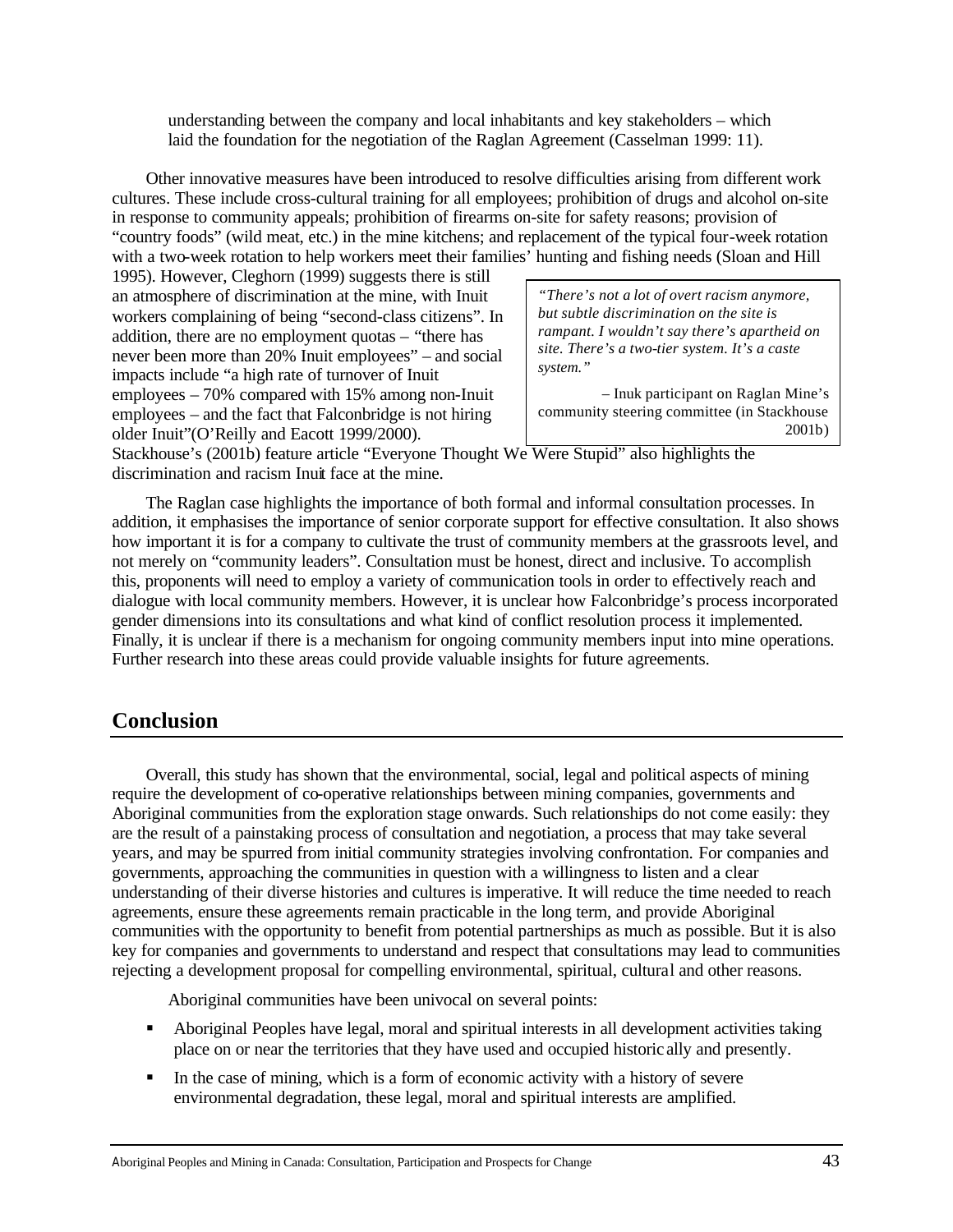understanding between the company and local inhabitants and key stakeholders – which laid the foundation for the negotiation of the Raglan Agreement (Casselman 1999: 11).

Other innovative measures have been introduced to resolve difficulties arising from different work cultures. These include cross-cultural training for all employees; prohibition of drugs and alcohol on-site in response to community appeals; prohibition of firearms on-site for safety reasons; provision of "country foods" (wild meat, etc.) in the mine kitchens; and replacement of the typical four-week rotation with a two-week rotation to help workers meet their families' hunting and fishing needs (Sloan and Hill 1995). However, Cleghorn (1999) suggests there is still an atmosphere of discrimination at the mine, with Inuit workers complaining of being "second-class citizens". In addition, there are no employment quotas – "there has never been more than 20% Inuit employees" – and social impacts include "a high rate of turnover of Inuit employees – 70% compared with 15% among non-Inuit employees – and the fact that Falconbridge is not hiring older Inuit"(O'Reilly and Eacott 1999/2000). Stackhouse's (2001b) feature article "Everyone Thought We Were Stupid" also highlights the discrimination and racism Inuit face at the mine.

> *"There's not a lot of overt racism anymore, but subtle discrimination on the site is rampant. I wouldn't say there's apartheid on site. There's a two-tier system. It's a caste system."*
>
> – Inuk participant on Raglan Mine's community steering committee (in Stackhouse 2001b)

The Raglan case highlights the importance of both formal and informal consultation processes. In addition, it emphasises the importance of senior corporate support for effective consultation. It also shows how important it is for a company to cultivate the trust of community members at the grassroots level, and not merely on "community leaders". Consultation must be honest, direct and inclusive. To accomplish this, proponents will need to employ a variety of communication tools in order to effectively reach and dialogue with local community members. However, it is unclear how Falconbridge's process incorporated gender dimensions into its consultations and what kind of conflict resolution process it implemented. Finally, it is unclear if there is a mechanism for ongoing community members input into mine operations. Further research into these areas could provide valuable insights for future agreements.

## Conclusion

Overall, this study has shown that the environmental, social, legal and political aspects of mining require the development of co-operative relationships between mining companies, governments and Aboriginal communities from the exploration stage onwards. Such relationships do not come easily: they are the result of a painstaking process of consultation and negotiation, a process that may take several years, and may be spurred from initial community strategies involving confrontation. For companies and governments, approaching the communities in question with a willingness to listen and a clear understanding of their diverse histories and cultures is imperative. It will reduce the time needed to reach agreements, ensure these agreements remain practicable in the long term, and provide Aboriginal communities with the opportunity to benefit from potential partnerships as much as possible. But it is also key for companies and governments to understand and respect that consultations may lead to communities rejecting a development proposal for compelling environmental, spiritual, cultural and other reasons.

Aboriginal communities have been univocal on several points:

- Aboriginal Peoples have legal, moral and spiritual interests in all development activities taking place on or near the territories that they have used and occupied historically and presently.
- In the case of mining, which is a form of economic activity with a history of severe environmental degradation, these legal, moral and spiritual interests are amplified.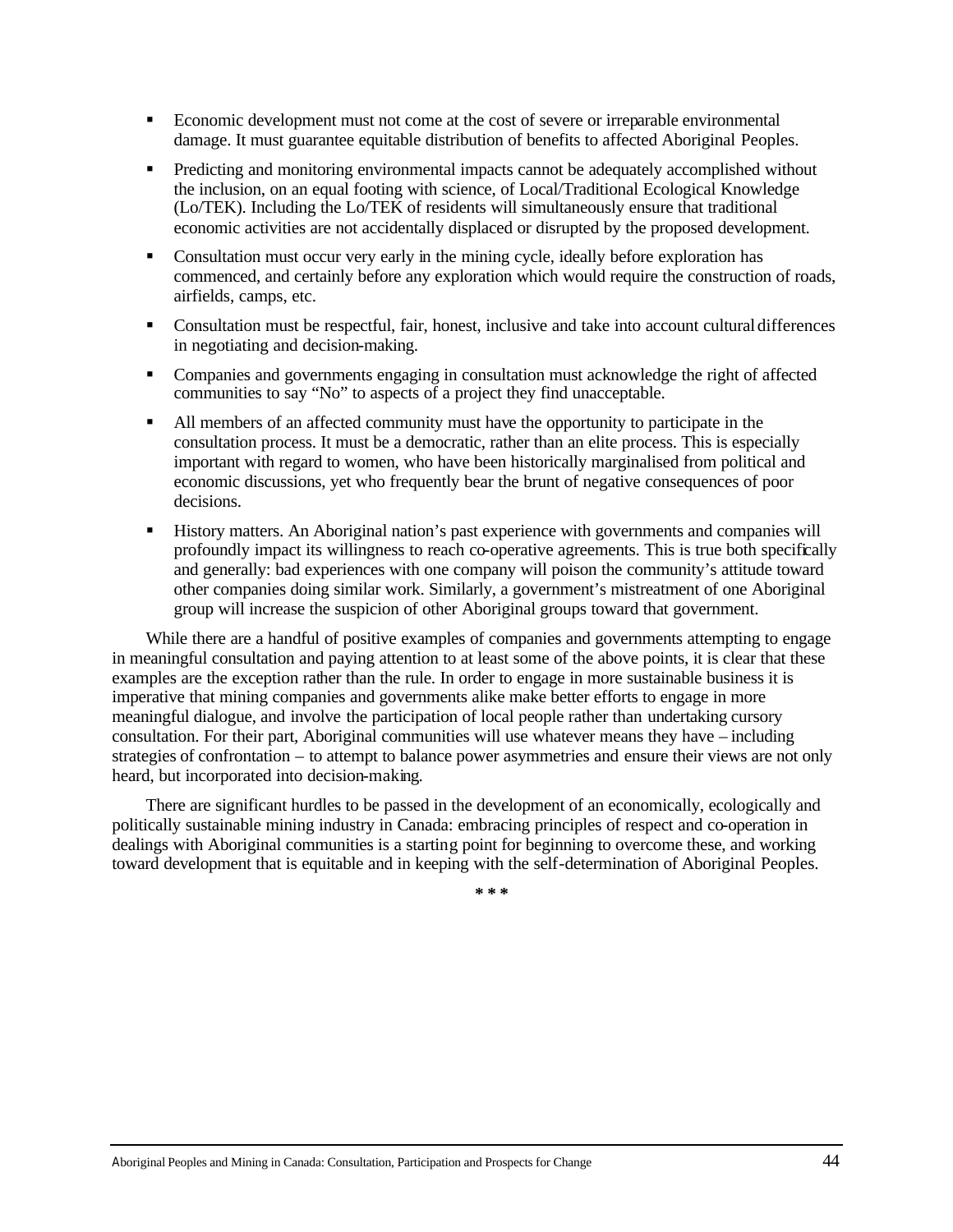- Economic development must not come at the cost of severe or irreparable environmental damage. It must guarantee equitable distribution of benefits to affected Aboriginal Peoples.
- Predicting and monitoring environmental impacts cannot be adequately accomplished without the inclusion, on an equal footing with science, of Local/Traditional Ecological Knowledge (Lo/TEK). Including the Lo/TEK of residents will simultaneously ensure that traditional economic activities are not accidentally displaced or disrupted by the proposed development.
- Consultation must occur very early in the mining cycle, ideally before exploration has commenced, and certainly before any exploration which would require the construction of roads, airfields, camps, etc.
- Consultation must be respectful, fair, honest, inclusive and take into account cultural differences in negotiating and decision-making.
- Companies and governments engaging in consultation must acknowledge the right of affected communities to say "No" to aspects of a project they find unacceptable.
- All members of an affected community must have the opportunity to participate in the consultation process. It must be a democratic, rather than an elite process. This is especially important with regard to women, who have been historically marginalised from political and economic discussions, yet who frequently bear the brunt of negative consequences of poor decisions.
- History matters. An Aboriginal nation's past experience with governments and companies will profoundly impact its willingness to reach co-operative agreements. This is true both specifically and generally: bad experiences with one company will poison the community's attitude toward other companies doing similar work. Similarly, a government's mistreatment of one Aboriginal group will increase the suspicion of other Aboriginal groups toward that government.

While there are a handful of positive examples of companies and governments attempting to engage in meaningful consultation and paying attention to at least some of the above points, it is clear that these examples are the exception rather than the rule. In order to engage in more sustainable business it is imperative that mining companies and governments alike make better efforts to engage in more meaningful dialogue, and involve the participation of local people rather than undertaking cursory consultation. For their part, Aboriginal communities will use whatever means they have – including strategies of confrontation – to attempt to balance power asymmetries and ensure their views are not only heard, but incorporated into decision-making.

There are significant hurdles to be passed in the development of an economically, ecologically and politically sustainable mining industry in Canada: embracing principles of respect and co-operation in dealings with Aboriginal communities is a starting point for beginning to overcome these, and working toward development that is equitable and in keeping with the self-determination of Aboriginal Peoples.

\* \* \*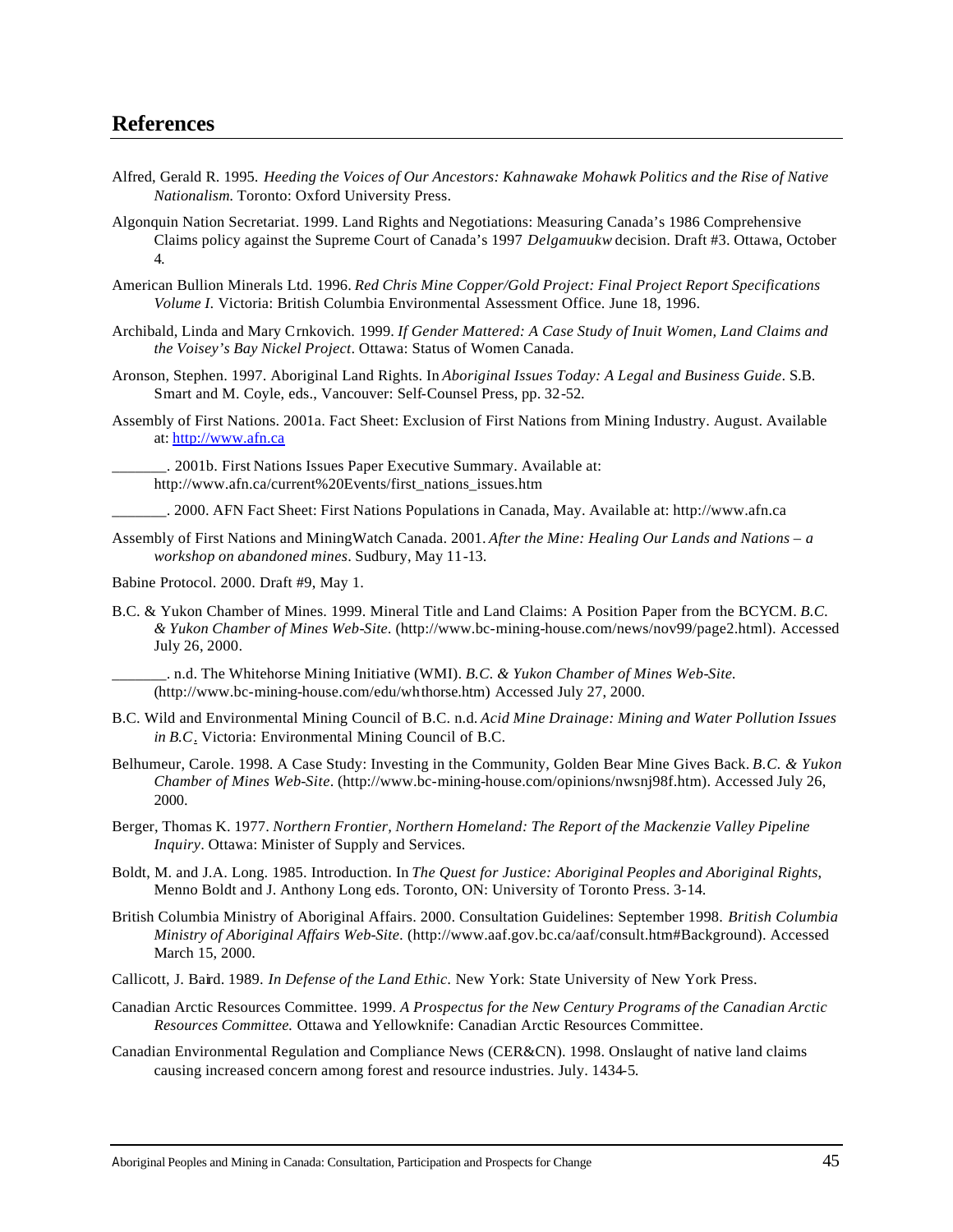# References

Alfred, Gerald R. 1995. *Heeding the Voices of Our Ancestors: Kahnawake Mohawk Politics and the Rise of Native Nationalism.* Toronto: Oxford University Press.

Algonquin Nation Secretariat. 1999. Land Rights and Negotiations: Measuring Canada's 1986 Comprehensive Claims policy against the Supreme Court of Canada's 1997 *Delgamuukw* decision. Draft #3. Ottawa, October 4.

American Bullion Minerals Ltd. 1996. *Red Chris Mine Copper/Gold Project: Final Project Report Specifications Volume I.* Victoria: British Columbia Environmental Assessment Office. June 18, 1996.

Archibald, Linda and Mary Crnkovich. 1999. *If Gender Mattered: A Case Study of Inuit Women, Land Claims and the Voisey's Bay Nickel Project*. Ottawa: Status of Women Canada.

Aronson, Stephen. 1997. Aboriginal Land Rights. In *Aboriginal Issues Today: A Legal and Business Guide*. S.B. Smart and M. Coyle, eds., Vancouver: Self-Counsel Press, pp. 32-52.

Assembly of First Nations. 2001a. Fact Sheet: Exclusion of First Nations from Mining Industry. August. Available at: http://www.afn.ca

_______. 2001b. First Nations Issues Paper Executive Summary. Available at: http://www.afn.ca/current%20Events/first_nations_issues.htm

_______. 2000. AFN Fact Sheet: First Nations Populations in Canada, May. Available at: http://www.afn.ca

Assembly of First Nations and MiningWatch Canada. 2001. *After the Mine: Healing Our Lands and Nations – a workshop on abandoned mines*. Sudbury, May 11-13.

Babine Protocol. 2000. Draft #9, May 1.

B.C. & Yukon Chamber of Mines. 1999. Mineral Title and Land Claims: A Position Paper from the BCYCM. *B.C. & Yukon Chamber of Mines Web-Site.* (http://www.bc-mining-house.com/news/nov99/page2.html). Accessed July 26, 2000.

_______. n.d. The Whitehorse Mining Initiative (WMI). *B.C. & Yukon Chamber of Mines Web-Site.* (http://www.bc-mining-house.com/edu/whthorse.htm) Accessed July 27, 2000.

B.C. Wild and Environmental Mining Council of B.C. n.d. *Acid Mine Drainage: Mining and Water Pollution Issues in B.C.* Victoria: Environmental Mining Council of B.C.

Belhumeur, Carole. 1998. A Case Study: Investing in the Community, Golden Bear Mine Gives Back. *B.C. & Yukon Chamber of Mines Web-Site*. (http://www.bc-mining-house.com/opinions/nwsnj98f.htm). Accessed July 26, 2000.

Berger, Thomas K. 1977. *Northern Frontier, Northern Homeland: The Report of the Mackenzie Valley Pipeline Inquiry*. Ottawa: Minister of Supply and Services.

Boldt, M. and J.A. Long. 1985. Introduction. In *The Quest for Justice: Aboriginal Peoples and Aboriginal Rights*, Menno Boldt and J. Anthony Long eds. Toronto, ON: University of Toronto Press. 3-14.

British Columbia Ministry of Aboriginal Affairs. 2000. Consultation Guidelines: September 1998. *British Columbia Ministry of Aboriginal Affairs Web-Site.* (http://www.aaf.gov.bc.ca/aaf/consult.htm#Background). Accessed March 15, 2000.

Callicott, J. Baird. 1989. *In Defense of the Land Ethic*. New York: State University of New York Press.

Canadian Arctic Resources Committee. 1999. *A Prospectus for the New Century Programs of the Canadian Arctic Resources Committee.* Ottawa and Yellowknife: Canadian Arctic Resources Committee.

Canadian Environmental Regulation and Compliance News (CER&CN). 1998. Onslaught of native land claims causing increased concern among forest and resource industries. July. 1434-5.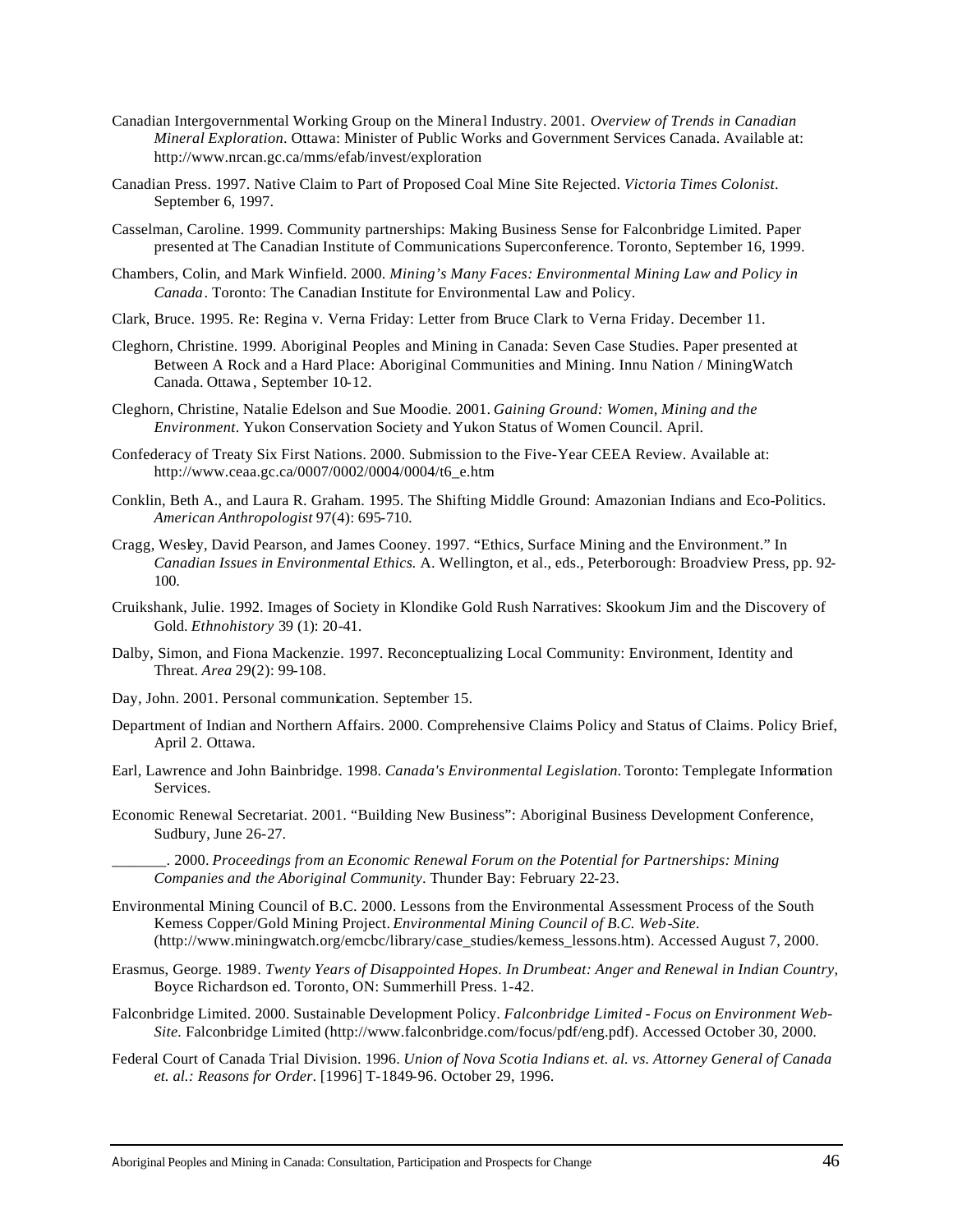Canadian Intergovernmental Working Group on the Mineral Industry. 2001. *Overview of Trends in Canadian Mineral Exploration*. Ottawa: Minister of Public Works and Government Services Canada. Available at: http://www.nrcan.gc.ca/mms/efab/invest/exploration

Canadian Press. 1997. Native Claim to Part of Proposed Coal Mine Site Rejected. *Victoria Times Colonist*. September 6, 1997.

Casselman, Caroline. 1999. Community partnerships: Making Business Sense for Falconbridge Limited. Paper presented at The Canadian Institute of Communications Superconference. Toronto, September 16, 1999.

Chambers, Colin, and Mark Winfield. 2000. *Mining's Many Faces: Environmental Mining Law and Policy in Canada*. Toronto: The Canadian Institute for Environmental Law and Policy.

Clark, Bruce. 1995. Re: Regina v. Verna Friday: Letter from Bruce Clark to Verna Friday. December 11.

Cleghorn, Christine. 1999. Aboriginal Peoples and Mining in Canada: Seven Case Studies. Paper presented at Between A Rock and a Hard Place: Aboriginal Communities and Mining. Innu Nation / MiningWatch Canada. Ottawa, September 10-12.

Cleghorn, Christine, Natalie Edelson and Sue Moodie. 2001. *Gaining Ground: Women, Mining and the Environment*. Yukon Conservation Society and Yukon Status of Women Council. April.

Confederacy of Treaty Six First Nations. 2000. Submission to the Five-Year CEEA Review. Available at: http://www.ceaa.gc.ca/0007/0002/0004/0004/t6_e.htm

Conklin, Beth A., and Laura R. Graham. 1995. The Shifting Middle Ground: Amazonian Indians and Eco-Politics. *American Anthropologist* 97(4): 695-710.

Cragg, Wesley, David Pearson, and James Cooney. 1997. "Ethics, Surface Mining and the Environment." In *Canadian Issues in Environmental Ethics.* A. Wellington, et al., eds., Peterborough: Broadview Press, pp. 92-100.

Cruikshank, Julie. 1992. Images of Society in Klondike Gold Rush Narratives: Skookum Jim and the Discovery of Gold. *Ethnohistory* 39 (1): 20-41.

Dalby, Simon, and Fiona Mackenzie. 1997. Reconceptualizing Local Community: Environment, Identity and Threat. *Area* 29(2): 99-108.

Day, John. 2001. Personal communication. September 15.

Department of Indian and Northern Affairs. 2000. Comprehensive Claims Policy and Status of Claims. Policy Brief, April 2. Ottawa.

Earl, Lawrence and John Bainbridge. 1998. *Canada's Environmental Legislation*. Toronto: Templegate Information Services.

Economic Renewal Secretariat. 2001. "Building New Business": Aboriginal Business Development Conference, Sudbury, June 26-27.

_______. 2000. *Proceedings from an Economic Renewal Forum on the Potential for Partnerships: Mining Companies and the Aboriginal Community*. Thunder Bay: February 22-23.

Environmental Mining Council of B.C. 2000. Lessons from the Environmental Assessment Process of the South Kemess Copper/Gold Mining Project. *Environmental Mining Council of B.C. Web-Site*. (http://www.miningwatch.org/emcbc/library/case_studies/kemess_lessons.htm). Accessed August 7, 2000.

Erasmus, George. 1989. *Twenty Years of Disappointed Hopes. In Drumbeat: Anger and Renewal in Indian Country*, Boyce Richardson ed. Toronto, ON: Summerhill Press. 1-42.

Falconbridge Limited. 2000. Sustainable Development Policy. *Falconbridge Limited - Focus on Environment Web-Site.* Falconbridge Limited (http://www.falconbridge.com/focus/pdf/eng.pdf). Accessed October 30, 2000.

Federal Court of Canada Trial Division. 1996. *Union of Nova Scotia Indians et. al. vs. Attorney General of Canada et. al.: Reasons for Order*. [1996] T-1849-96. October 29, 1996.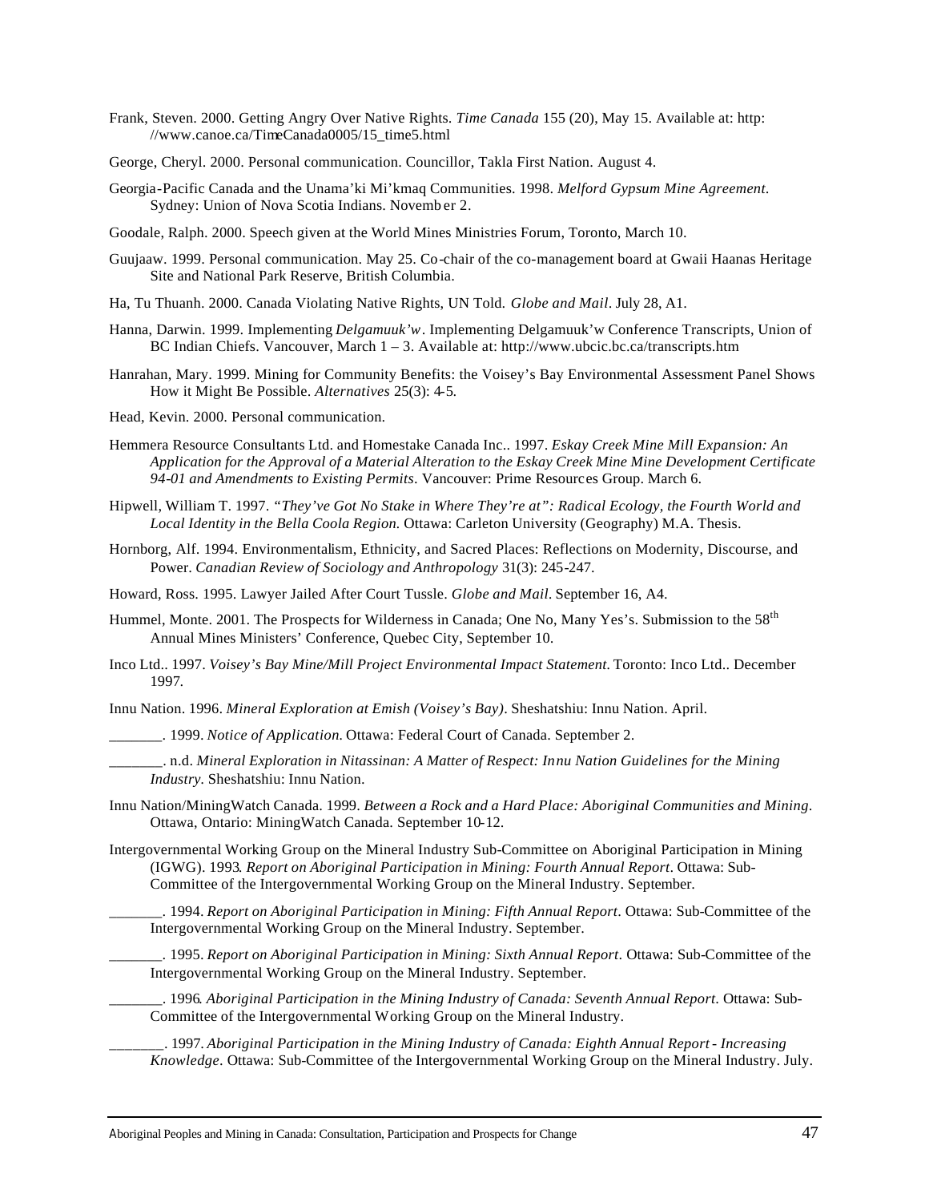Frank, Steven. 2000. Getting Angry Over Native Rights. *Time Canada* 155 (20), May 15. Available at: http://www.canoe.ca/TimeCanada0005/15_time5.html

George, Cheryl. 2000. Personal communication. Councillor, Takla First Nation. August 4.

Georgia-Pacific Canada and the Unama'ki Mi'kmaq Communities. 1998. *Melford Gypsum Mine Agreement*. Sydney: Union of Nova Scotia Indians. November 2.

Goodale, Ralph. 2000. Speech given at the World Mines Ministries Forum, Toronto, March 10.

Guujaaw. 1999. Personal communication. May 25. Co-chair of the co-management board at Gwaii Haanas Heritage Site and National Park Reserve, British Columbia.

Ha, Tu Thuanh. 2000. Canada Violating Native Rights, UN Told. *Globe and Mail*. July 28, A1.

Hanna, Darwin. 1999. Implementing *Delgamuuk'w*. Implementing Delgamuuk'w Conference Transcripts, Union of BC Indian Chiefs. Vancouver, March 1 – 3. Available at: http://www.ubcic.bc.ca/transcripts.htm

Hanrahan, Mary. 1999. Mining for Community Benefits: the Voisey's Bay Environmental Assessment Panel Shows How it Might Be Possible. *Alternatives* 25(3): 4-5.

Head, Kevin. 2000. Personal communication.

Hemmera Resource Consultants Ltd. and Homestake Canada Inc.. 1997. *Eskay Creek Mine Mill Expansion: An Application for the Approval of a Material Alteration to the Eskay Creek Mine Mine Development Certificate 94-01 and Amendments to Existing Permits*. Vancouver: Prime Resources Group. March 6.

Hipwell, William T. 1997. *"They've Got No Stake in Where They're at": Radical Ecology, the Fourth World and Local Identity in the Bella Coola Region.* Ottawa: Carleton University (Geography) M.A. Thesis.

Hornborg, Alf. 1994. Environmentalism, Ethnicity, and Sacred Places: Reflections on Modernity, Discourse, and Power. *Canadian Review of Sociology and Anthropology* 31(3): 245-247.

Howard, Ross. 1995. Lawyer Jailed After Court Tussle. *Globe and Mail*. September 16, A4.

Hummel, Monte. 2001. The Prospects for Wilderness in Canada; One No, Many Yes's. Submission to the 58th Annual Mines Ministers' Conference, Quebec City, September 10.

Inco Ltd.. 1997. *Voisey's Bay Mine/Mill Project Environmental Impact Statement*. Toronto: Inco Ltd.. December 1997.

Innu Nation. 1996. *Mineral Exploration at Emish (Voisey's Bay)*. Sheshatshiu: Innu Nation. April.

_______. 1999. *Notice of Application.* Ottawa: Federal Court of Canada. September 2.

_______. n.d. *Mineral Exploration in Nitassinan: A Matter of Respect: Innu Nation Guidelines for the Mining Industry*. Sheshatshiu: Innu Nation.

Innu Nation/MiningWatch Canada. 1999. *Between a Rock and a Hard Place: Aboriginal Communities and Mining*. Ottawa, Ontario: MiningWatch Canada. September 10-12.

Intergovernmental Working Group on the Mineral Industry Sub-Committee on Aboriginal Participation in Mining (IGWG). 1993. *Report on Aboriginal Participation in Mining: Fourth Annual Report*. Ottawa: Sub-Committee of the Intergovernmental Working Group on the Mineral Industry. September.

_______. 1994. *Report on Aboriginal Participation in Mining: Fifth Annual Report*. Ottawa: Sub-Committee of the Intergovernmental Working Group on the Mineral Industry. September.

_______. 1995. *Report on Aboriginal Participation in Mining: Sixth Annual Report*. Ottawa: Sub-Committee of the Intergovernmental Working Group on the Mineral Industry. September.

_______. 1996. *Aboriginal Participation in the Mining Industry of Canada: Seventh Annual Report*. Ottawa: Sub-Committee of the Intergovernmental Working Group on the Mineral Industry.

_______. 1997. *Aboriginal Participation in the Mining Industry of Canada: Eighth Annual Report - Increasing Knowledge*. Ottawa: Sub-Committee of the Intergovernmental Working Group on the Mineral Industry. July.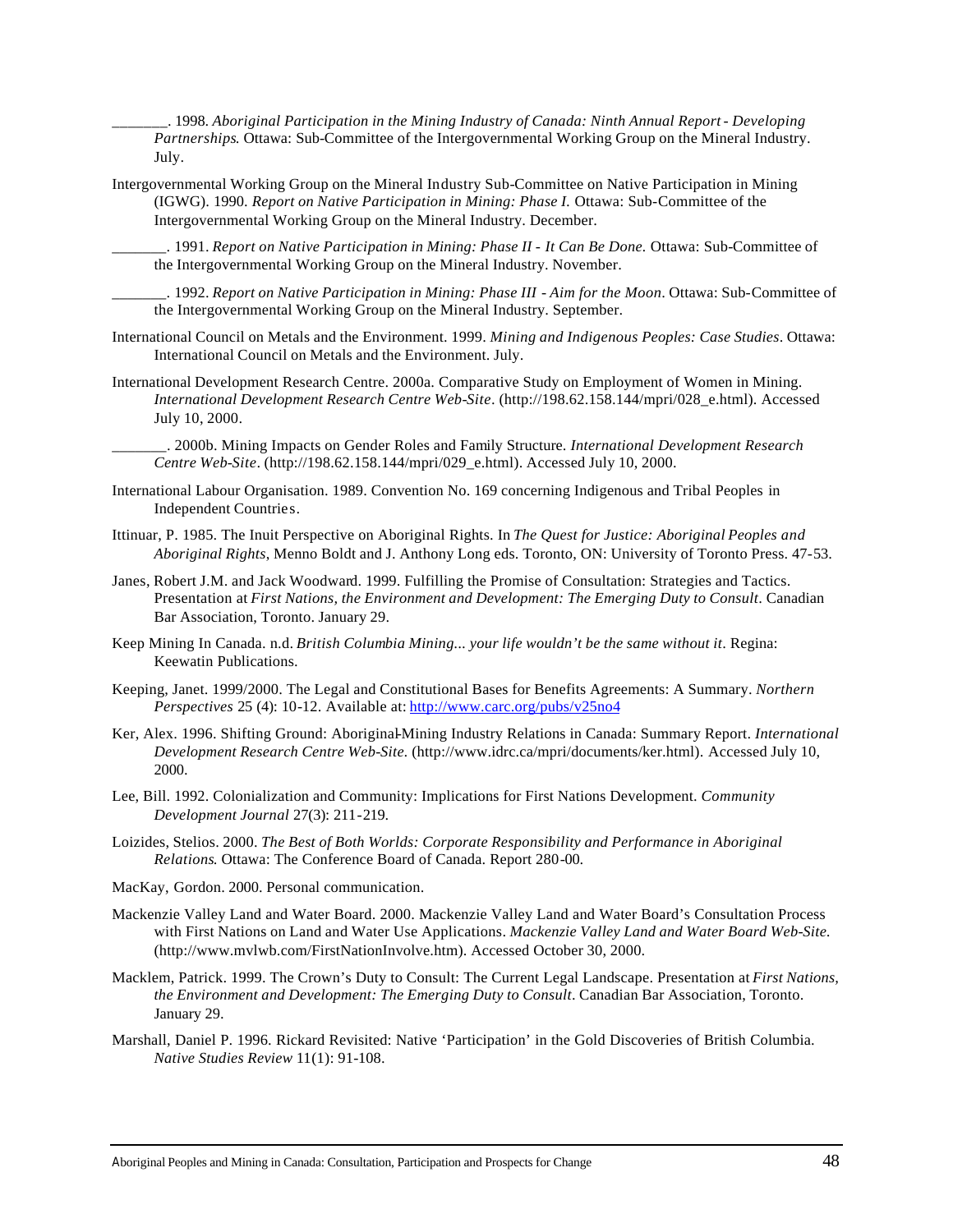_______. 1998. *Aboriginal Participation in the Mining Industry of Canada: Ninth Annual Report - Developing Partnerships*. Ottawa: Sub-Committee of the Intergovernmental Working Group on the Mineral Industry. July.

Intergovernmental Working Group on the Mineral Industry Sub-Committee on Native Participation in Mining (IGWG). 1990. *Report on Native Participation in Mining: Phase I.* Ottawa: Sub-Committee of the Intergovernmental Working Group on the Mineral Industry. December.

_______. 1991. *Report on Native Participation in Mining: Phase II - It Can Be Done.* Ottawa: Sub-Committee of the Intergovernmental Working Group on the Mineral Industry. November.

_______. 1992. *Report on Native Participation in Mining: Phase III - Aim for the Moon*. Ottawa: Sub-Committee of the Intergovernmental Working Group on the Mineral Industry. September.

International Council on Metals and the Environment. 1999. *Mining and Indigenous Peoples: Case Studies*. Ottawa: International Council on Metals and the Environment. July.

International Development Research Centre. 2000a. Comparative Study on Employment of Women in Mining. *International Development Research Centre Web-Site*. (http://198.62.158.144/mpri/028_e.html). Accessed July 10, 2000.

_______. 2000b. Mining Impacts on Gender Roles and Family Structure. *International Development Research Centre Web-Site*. (http://198.62.158.144/mpri/029_e.html). Accessed July 10, 2000.

International Labour Organisation. 1989. Convention No. 169 concerning Indigenous and Tribal Peoples in Independent Countries.

Ittinuar, P. 1985. The Inuit Perspective on Aboriginal Rights. In *The Quest for Justice: Aboriginal Peoples and Aboriginal Rights*, Menno Boldt and J. Anthony Long eds. Toronto, ON: University of Toronto Press. 47-53.

Janes, Robert J.M. and Jack Woodward. 1999. Fulfilling the Promise of Consultation: Strategies and Tactics. Presentation at *First Nations, the Environment and Development: The Emerging Duty to Consult*. Canadian Bar Association, Toronto. January 29.

Keep Mining In Canada. n.d. *British Columbia Mining... your life wouldn't be the same without it*. Regina: Keewatin Publications.

Keeping, Janet. 1999/2000. The Legal and Constitutional Bases for Benefits Agreements: A Summary. *Northern Perspectives* 25 (4): 10-12. Available at: http://www.carc.org/pubs/v25no4

Ker, Alex. 1996. Shifting Ground: Aboriginal-Mining Industry Relations in Canada: Summary Report. *International Development Research Centre Web-Site.* (http://www.idrc.ca/mpri/documents/ker.html). Accessed July 10, 2000.

Lee, Bill. 1992. Colonialization and Community: Implications for First Nations Development. *Community Development Journal* 27(3): 211-219.

Loizides, Stelios. 2000. *The Best of Both Worlds: Corporate Responsibility and Performance in Aboriginal Relations*. Ottawa: The Conference Board of Canada. Report 280-00.

MacKay, Gordon. 2000. Personal communication.

Mackenzie Valley Land and Water Board. 2000. Mackenzie Valley Land and Water Board's Consultation Process with First Nations on Land and Water Use Applications. *Mackenzie Valley Land and Water Board Web-Site.* (http://www.mvlwb.com/FirstNationInvolve.htm). Accessed October 30, 2000.

Macklem, Patrick. 1999. The Crown's Duty to Consult: The Current Legal Landscape. Presentation at *First Nations, the Environment and Development: The Emerging Duty to Consult*. Canadian Bar Association, Toronto. January 29.

Marshall, Daniel P. 1996. Rickard Revisited: Native 'Participation' in the Gold Discoveries of British Columbia. *Native Studies Review* 11(1): 91-108.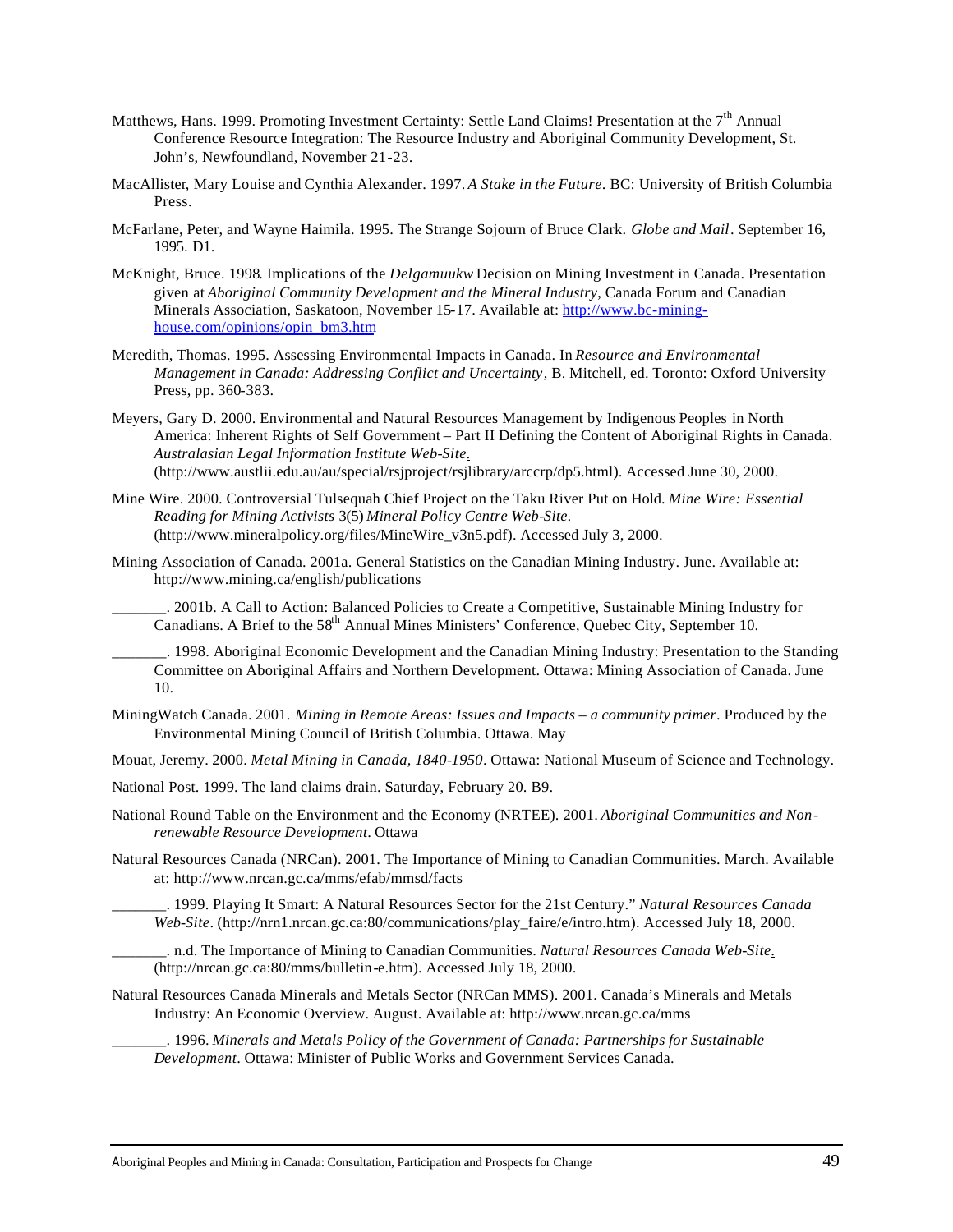Matthews, Hans. 1999. Promoting Investment Certainty: Settle Land Claims! Presentation at the 7th Annual Conference Resource Integration: The Resource Industry and Aboriginal Community Development, St. John's, Newfoundland, November 21-23.

MacAllister, Mary Louise and Cynthia Alexander. 1997. *A Stake in the Future*. BC: University of British Columbia Press.

McFarlane, Peter, and Wayne Haimila. 1995. The Strange Sojourn of Bruce Clark. *Globe and Mail*. September 16, 1995. D1.

McKnight, Bruce. 1998. Implications of the *Delgamuukw* Decision on Mining Investment in Canada. Presentation given at *Aboriginal Community Development and the Mineral Industry*, Canada Forum and Canadian Minerals Association, Saskatoon, November 15-17. Available at: http://www.bc-mining-house.com/opinions/opin_bm3.htm

Meredith, Thomas. 1995. Assessing Environmental Impacts in Canada. In *Resource and Environmental Management in Canada: Addressing Conflict and Uncertainty*, B. Mitchell, ed. Toronto: Oxford University Press, pp. 360-383.

Meyers, Gary D. 2000. Environmental and Natural Resources Management by Indigenous Peoples in North America: Inherent Rights of Self Government – Part II Defining the Content of Aboriginal Rights in Canada. *Australasian Legal Information Institute Web-Site*. (http://www.austlii.edu.au/au/special/rsjproject/rsjlibrary/arccrp/dp5.html). Accessed June 30, 2000.

Mine Wire. 2000. Controversial Tulsequah Chief Project on the Taku River Put on Hold. *Mine Wire: Essential Reading for Mining Activists* 3(5) *Mineral Policy Centre Web-Site*. (http://www.mineralpolicy.org/files/MineWire_v3n5.pdf). Accessed July 3, 2000.

Mining Association of Canada. 2001a. General Statistics on the Canadian Mining Industry. June. Available at: http://www.mining.ca/english/publications

_______. 2001b. A Call to Action: Balanced Policies to Create a Competitive, Sustainable Mining Industry for Canadians. A Brief to the 58th Annual Mines Ministers' Conference, Quebec City, September 10.

_______. 1998. Aboriginal Economic Development and the Canadian Mining Industry: Presentation to the Standing Committee on Aboriginal Affairs and Northern Development. Ottawa: Mining Association of Canada. June 10.

MiningWatch Canada. 2001. *Mining in Remote Areas: Issues and Impacts – a community primer*. Produced by the Environmental Mining Council of British Columbia. Ottawa. May

Mouat, Jeremy. 2000. *Metal Mining in Canada, 1840-1950*. Ottawa: National Museum of Science and Technology.

National Post. 1999. The land claims drain. Saturday, February 20. B9.

National Round Table on the Environment and the Economy (NRTEE). 2001. *Aboriginal Communities and Non-renewable Resource Development*. Ottawa

Natural Resources Canada (NRCan). 2001. The Importance of Mining to Canadian Communities. March. Available at: http://www.nrcan.gc.ca/mms/efab/mmsd/facts

_______. 1999. Playing It Smart: A Natural Resources Sector for the 21st Century." *Natural Resources Canada Web-Site*. (http://nrn1.nrcan.gc.ca:80/communications/play_faire/e/intro.htm). Accessed July 18, 2000.

_______. n.d. The Importance of Mining to Canadian Communities. *Natural Resources Canada Web-Site*. (http://nrcan.gc.ca:80/mms/bulletin-e.htm). Accessed July 18, 2000.

Natural Resources Canada Minerals and Metals Sector (NRCan MMS). 2001. Canada's Minerals and Metals Industry: An Economic Overview. August. Available at: http://www.nrcan.gc.ca/mms

_______. 1996. *Minerals and Metals Policy of the Government of Canada: Partnerships for Sustainable Development*. Ottawa: Minister of Public Works and Government Services Canada.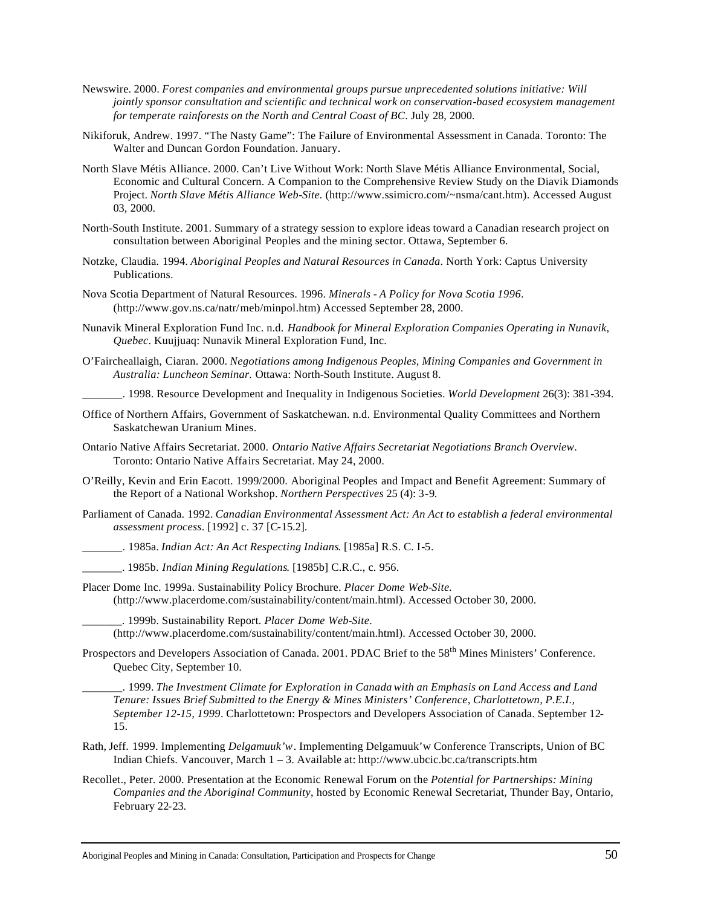Newswire. 2000. *Forest companies and environmental groups pursue unprecedented solutions initiative: Will jointly sponsor consultation and scientific and technical work on conservation-based ecosystem management for temperate rainforests on the North and Central Coast of BC.* July 28, 2000.

Nikiforuk, Andrew. 1997. "The Nasty Game": The Failure of Environmental Assessment in Canada. Toronto: The Walter and Duncan Gordon Foundation. January.

North Slave Métis Alliance. 2000. Can't Live Without Work: North Slave Métis Alliance Environmental, Social, Economic and Cultural Concern. A Companion to the Comprehensive Review Study on the Diavik Diamonds Project. *North Slave Métis Alliance Web-Site.* (http://www.ssimicro.com/~nsma/cant.htm). Accessed August 03, 2000.

North-South Institute. 2001. Summary of a strategy session to explore ideas toward a Canadian research project on consultation between Aboriginal Peoples and the mining sector. Ottawa, September 6.

Notzke, Claudia. 1994. *Aboriginal Peoples and Natural Resources in Canada.* North York: Captus University Publications.

Nova Scotia Department of Natural Resources. 1996. *Minerals - A Policy for Nova Scotia 1996.* (http://www.gov.ns.ca/natr/meb/minpol.htm) Accessed September 28, 2000.

Nunavik Mineral Exploration Fund Inc. n.d. *Handbook for Mineral Exploration Companies Operating in Nunavik, Quebec.* Kuujjuaq: Nunavik Mineral Exploration Fund, Inc.

O'Faircheallaigh, Ciaran. 2000. *Negotiations among Indigenous Peoples, Mining Companies and Government in Australia: Luncheon Seminar.* Ottawa: North-South Institute. August 8.

_______. 1998. Resource Development and Inequality in Indigenous Societies. *World Development* 26(3): 381-394.

Office of Northern Affairs, Government of Saskatchewan. n.d. Environmental Quality Committees and Northern Saskatchewan Uranium Mines.

Ontario Native Affairs Secretariat. 2000. *Ontario Native Affairs Secretariat Negotiations Branch Overview.* Toronto: Ontario Native Affairs Secretariat. May 24, 2000.

O'Reilly, Kevin and Erin Eacott. 1999/2000. Aboriginal Peoples and Impact and Benefit Agreement: Summary of the Report of a National Workshop. *Northern Perspectives* 25 (4): 3-9.

Parliament of Canada. 1992. *Canadian Environmental Assessment Act: An Act to establish a federal environmental assessment process.* [1992] c. 37 [C-15.2].

_______. 1985a. *Indian Act: An Act Respecting Indians*. [1985a] R.S. C. I-5.

_______. 1985b. *Indian Mining Regulations*. [1985b] C.R.C., c. 956.

Placer Dome Inc. 1999a. Sustainability Policy Brochure. *Placer Dome Web-Site.* (http://www.placerdome.com/sustainability/content/main.html). Accessed October 30, 2000.

_______. 1999b. Sustainability Report. *Placer Dome Web-Site.* (http://www.placerdome.com/sustainability/content/main.html). Accessed October 30, 2000.

Prospectors and Developers Association of Canada. 2001. PDAC Brief to the 58th Mines Ministers' Conference. Quebec City, September 10.

_______. 1999. *The Investment Climate for Exploration in Canada with an Emphasis on Land Access and Land Tenure: Issues Brief Submitted to the Energy & Mines Ministers' Conference, Charlottetown, P.E.I., September 12-15, 1999.* Charlottetown: Prospectors and Developers Association of Canada. September 12-15.

Rath, Jeff. 1999. Implementing *Delgamuuk'w*. Implementing Delgamuuk'w Conference Transcripts, Union of BC Indian Chiefs. Vancouver, March 1 – 3. Available at: http://www.ubcic.bc.ca/transcripts.htm

Recollet., Peter. 2000. Presentation at the Economic Renewal Forum on the *Potential for Partnerships: Mining Companies and the Aboriginal Community*, hosted by Economic Renewal Secretariat, Thunder Bay, Ontario, February 22-23.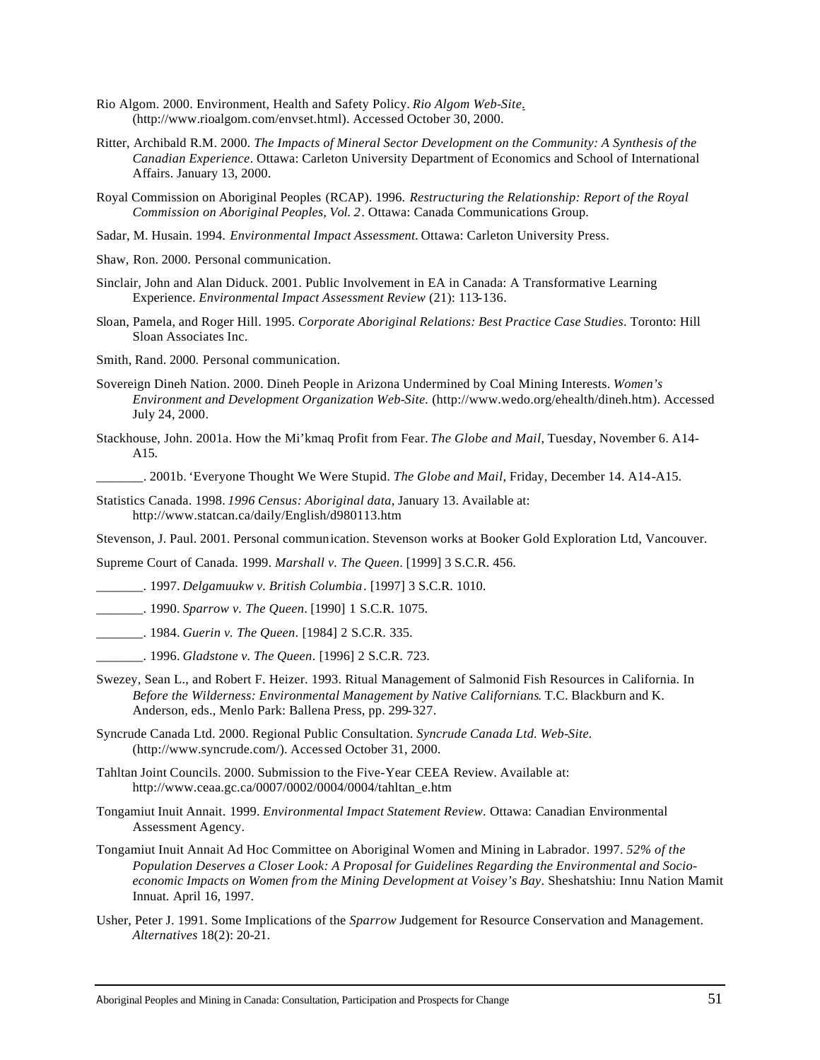Rio Algom. 2000. Environment, Health and Safety Policy. *Rio Algom Web-Site*. (http://www.rioalgom.com/envset.html). Accessed October 30, 2000.

Ritter, Archibald R.M. 2000. *The Impacts of Mineral Sector Development on the Community: A Synthesis of the Canadian Experience*. Ottawa: Carleton University Department of Economics and School of International Affairs. January 13, 2000.

Royal Commission on Aboriginal Peoples (RCAP). 1996. *Restructuring the Relationship: Report of the Royal Commission on Aboriginal Peoples, Vol. 2*. Ottawa: Canada Communications Group.

Sadar, M. Husain. 1994. *Environmental Impact Assessment*. Ottawa: Carleton University Press.

Shaw, Ron. 2000. Personal communication.

Sinclair, John and Alan Diduck. 2001. Public Involvement in EA in Canada: A Transformative Learning Experience. *Environmental Impact Assessment Review* (21): 113-136.

Sloan, Pamela, and Roger Hill. 1995. *Corporate Aboriginal Relations: Best Practice Case Studies*. Toronto: Hill Sloan Associates Inc.

Smith, Rand. 2000. Personal communication.

Sovereign Dineh Nation. 2000. Dineh People in Arizona Undermined by Coal Mining Interests. *Women's Environment and Development Organization Web-Site.* (http://www.wedo.org/ehealth/dineh.htm). Accessed July 24, 2000.

Stackhouse, John. 2001a. How the Mi'kmaq Profit from Fear. *The Globe and Mail*, Tuesday, November 6. A14-A15.

_______. 2001b. 'Everyone Thought We Were Stupid. *The Globe and Mail*, Friday, December 14. A14-A15.

Statistics Canada. 1998. *1996 Census: Aboriginal data,* January 13. Available at: http://www.statcan.ca/daily/English/d980113.htm

Stevenson, J. Paul. 2001. Personal communication. Stevenson works at Booker Gold Exploration Ltd, Vancouver.

Supreme Court of Canada. 1999. *Marshall v. The Queen*. [1999] 3 S.C.R. 456.

_______. 1997. *Delgamuukw v. British Columbia*. [1997] 3 S.C.R. 1010.

_______. 1990. *Sparrow v. The Queen*. [1990] 1 S.C.R. 1075.

_______. 1984. *Guerin v. The Queen*. [1984] 2 S.C.R. 335.

_______. 1996. *Gladstone v. The Queen*. [1996] 2 S.C.R. 723.

Swezey, Sean L., and Robert F. Heizer. 1993. Ritual Management of Salmonid Fish Resources in California. In *Before the Wilderness: Environmental Management by Native Californians*. T.C. Blackburn and K. Anderson, eds., Menlo Park: Ballena Press, pp. 299-327.

Syncrude Canada Ltd. 2000. Regional Public Consultation. *Syncrude Canada Ltd. Web-Site.* (http://www.syncrude.com/). Accessed October 31, 2000.

Tahltan Joint Councils. 2000. Submission to the Five-Year CEEA Review. Available at: http://www.ceaa.gc.ca/0007/0002/0004/0004/tahltan_e.htm

Tongamiut Inuit Annait. 1999. *Environmental Impact Statement Review*. Ottawa: Canadian Environmental Assessment Agency.

Tongamiut Inuit Annait Ad Hoc Committee on Aboriginal Women and Mining in Labrador. 1997. *52% of the Population Deserves a Closer Look: A Proposal for Guidelines Regarding the Environmental and Socio-economic Impacts on Women from the Mining Development at Voisey's Bay*. Sheshatshiu: Innu Nation Mamit Innuat. April 16, 1997.

Usher, Peter J. 1991. Some Implications of the *Sparrow* Judgement for Resource Conservation and Management. *Alternatives* 18(2): 20-21.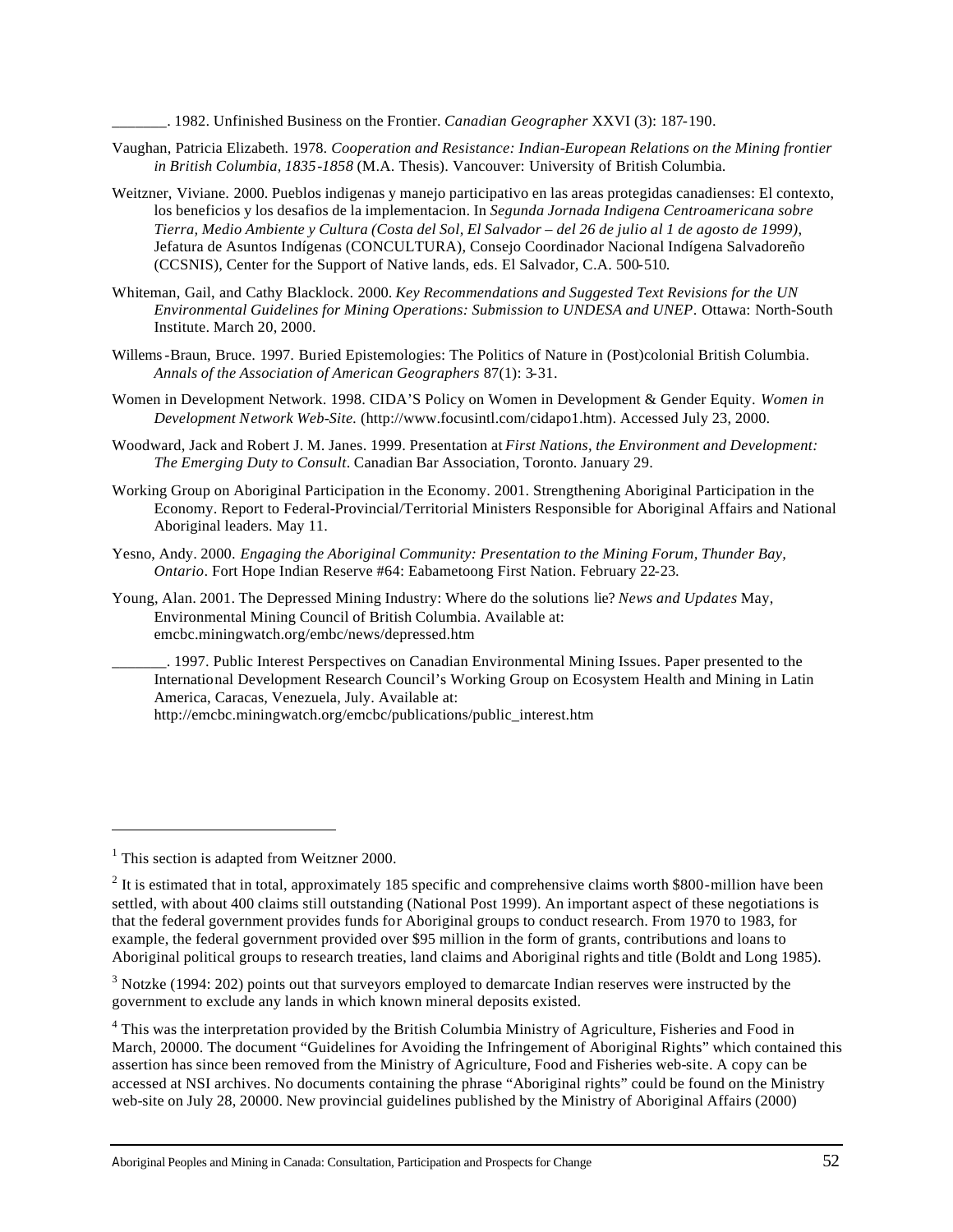_______. 1982. Unfinished Business on the Frontier. *Canadian Geographer* XXVI (3): 187-190.

Vaughan, Patricia Elizabeth. 1978. *Cooperation and Resistance: Indian-European Relations on the Mining frontier in British Columbia, 1835-1858* (M.A. Thesis). Vancouver: University of British Columbia.

Weitzner, Viviane. 2000. Pueblos indigenas y manejo participativo en las areas protegidas canadienses: El contexto, los beneficios y los desafios de la implementacion. In *Segunda Jornada Indigena Centroamericana sobre Tierra, Medio Ambiente y Cultura (Costa del Sol, El Salvador – del 26 de julio al 1 de agosto de 1999)*, Jefatura de Asuntos Indígenas (CONCULTURA), Consejo Coordinador Nacional Indígena Salvadoreño (CCSNIS), Center for the Support of Native lands, eds. El Salvador, C.A. 500-510.

Whiteman, Gail, and Cathy Blacklock. 2000. *Key Recommendations and Suggested Text Revisions for the UN Environmental Guidelines for Mining Operations: Submission to UNDESA and UNEP*. Ottawa: North-South Institute. March 20, 2000.

Willems-Braun, Bruce. 1997. Buried Epistemologies: The Politics of Nature in (Post)colonial British Columbia. *Annals of the Association of American Geographers* 87(1): 3-31.

Women in Development Network. 1998. CIDA'S Policy on Women in Development & Gender Equity. *Women in Development Network Web-Site.* (http://www.focusintl.com/cidapo1.htm). Accessed July 23, 2000.

Woodward, Jack and Robert J. M. Janes. 1999. Presentation at *First Nations, the Environment and Development: The Emerging Duty to Consult*. Canadian Bar Association, Toronto. January 29.

Working Group on Aboriginal Participation in the Economy. 2001. Strengthening Aboriginal Participation in the Economy. Report to Federal-Provincial/Territorial Ministers Responsible for Aboriginal Affairs and National Aboriginal leaders. May 11.

Yesno, Andy. 2000. *Engaging the Aboriginal Community: Presentation to the Mining Forum, Thunder Bay, Ontario*. Fort Hope Indian Reserve #64: Eabametoong First Nation. February 22-23.

Young, Alan. 2001. The Depressed Mining Industry: Where do the solutions lie? *News and Updates* May, Environmental Mining Council of British Columbia. Available at: emcbc.miningwatch.org/embc/news/depressed.htm

_______. 1997. Public Interest Perspectives on Canadian Environmental Mining Issues. Paper presented to the International Development Research Council's Working Group on Ecosystem Health and Mining in Latin America, Caracas, Venezuela, July. Available at: http://emcbc.miningwatch.org/emcbc/publications/public_interest.htm

---

[1] This section is adapted from Weitzner 2000.

[2] It is estimated that in total, approximately 185 specific and comprehensive claims worth $800-million have been settled, with about 400 claims still outstanding (National Post 1999). An important aspect of these negotiations is that the federal government provides funds for Aboriginal groups to conduct research. From 1970 to 1983, for example, the federal government provided over $95 million in the form of grants, contributions and loans to Aboriginal political groups to research treaties, land claims and Aboriginal rights and title (Boldt and Long 1985).

[3] Notzke (1994: 202) points out that surveyors employed to demarcate Indian reserves were instructed by the government to exclude any lands in which known mineral deposits existed.

[4] This was the interpretation provided by the British Columbia Ministry of Agriculture, Fisheries and Food in March, 20000. The document "Guidelines for Avoiding the Infringement of Aboriginal Rights" which contained this assertion has since been removed from the Ministry of Agriculture, Food and Fisheries web-site. A copy can be accessed at NSI archives. No documents containing the phrase "Aboriginal rights" could be found on the Ministry web-site on July 28, 20000. New provincial guidelines published by the Ministry of Aboriginal Affairs (2000)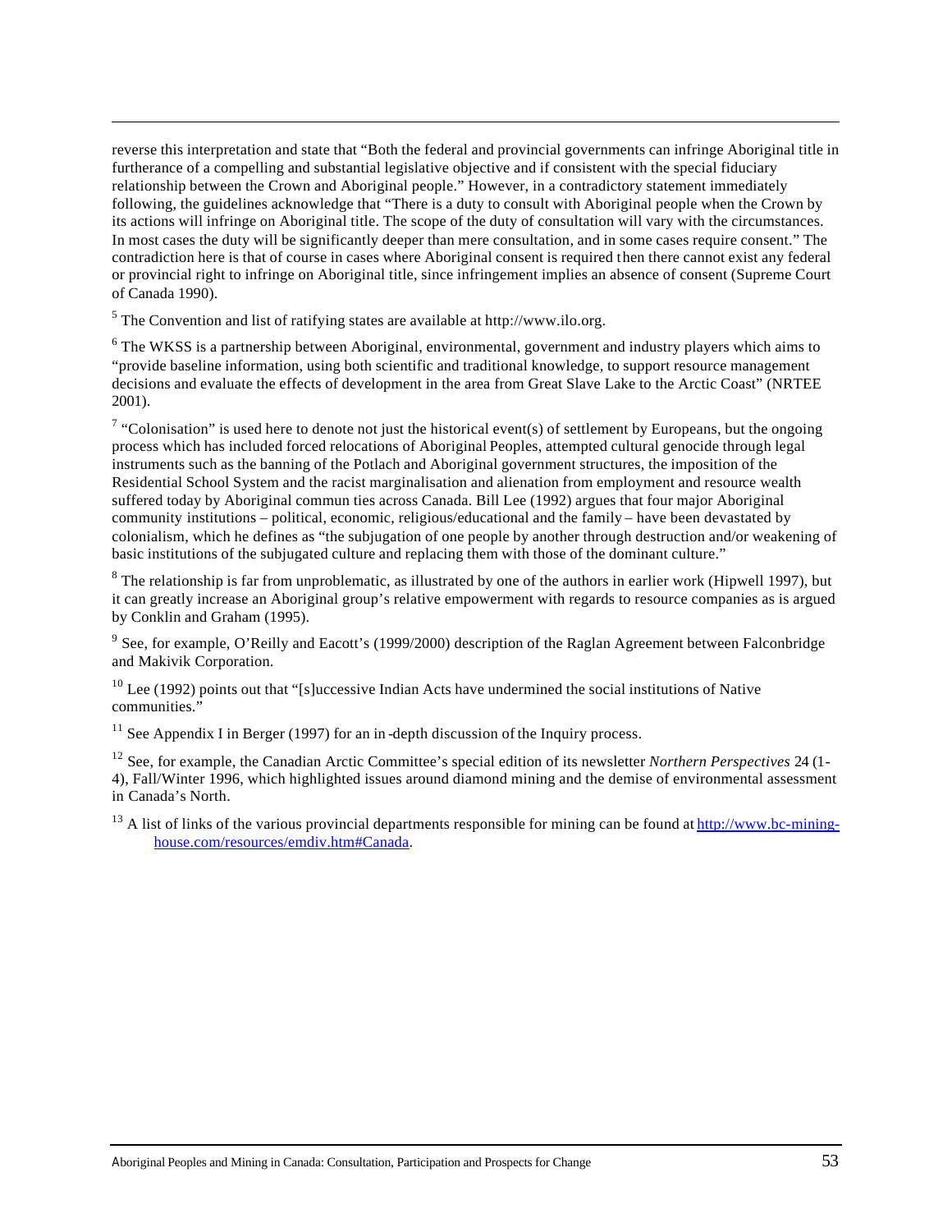reverse this interpretation and state that "Both the federal and provincial governments can infringe Aboriginal title in furtherance of a compelling and substantial legislative objective and if consistent with the special fiduciary relationship between the Crown and Aboriginal people." However, in a contradictory statement immediately following, the guidelines acknowledge that "There is a duty to consult with Aboriginal people when the Crown by its actions will infringe on Aboriginal title. The scope of the duty of consultation will vary with the circumstances. In most cases the duty will be significantly deeper than mere consultation, and in some cases require consent." The contradiction here is that of course in cases where Aboriginal consent is required then there cannot exist any federal or provincial right to infringe on Aboriginal title, since infringement implies an absence of consent (Supreme Court of Canada 1990).

[5] The Convention and list of ratifying states are available at http://www.ilo.org.

[6] The WKSS is a partnership between Aboriginal, environmental, government and industry players which aims to "provide baseline information, using both scientific and traditional knowledge, to support resource management decisions and evaluate the effects of development in the area from Great Slave Lake to the Arctic Coast" (NRTEE 2001).

[7] "Colonisation" is used here to denote not just the historical event(s) of settlement by Europeans, but the ongoing process which has included forced relocations of Aboriginal Peoples, attempted cultural genocide through legal instruments such as the banning of the Potlach and Aboriginal government structures, the imposition of the Residential School System and the racist marginalisation and alienation from employment and resource wealth suffered today by Aboriginal commun ties across Canada. Bill Lee (1992) argues that four major Aboriginal community institutions – political, economic, religious/educational and the family – have been devastated by colonialism, which he defines as "the subjugation of one people by another through destruction and/or weakening of basic institutions of the subjugated culture and replacing them with those of the dominant culture."

[8] The relationship is far from unproblematic, as illustrated by one of the authors in earlier work (Hipwell 1997), but it can greatly increase an Aboriginal group's relative empowerment with regards to resource companies as is argued by Conklin and Graham (1995).

[9] See, for example, O'Reilly and Eacott's (1999/2000) description of the Raglan Agreement between Falconbridge and Makivik Corporation.

[10] Lee (1992) points out that "[s]uccessive Indian Acts have undermined the social institutions of Native communities."

[11] See Appendix I in Berger (1997) for an in-depth discussion of the Inquiry process.

[12] See, for example, the Canadian Arctic Committee's special edition of its newsletter *Northern Perspectives* 24 (1-4), Fall/Winter 1996, which highlighted issues around diamond mining and the demise of environmental assessment in Canada's North.

[13] A list of links of the various provincial departments responsible for mining can be found at http://www.bc-mining-house.com/resources/emdiv.htm#Canada.